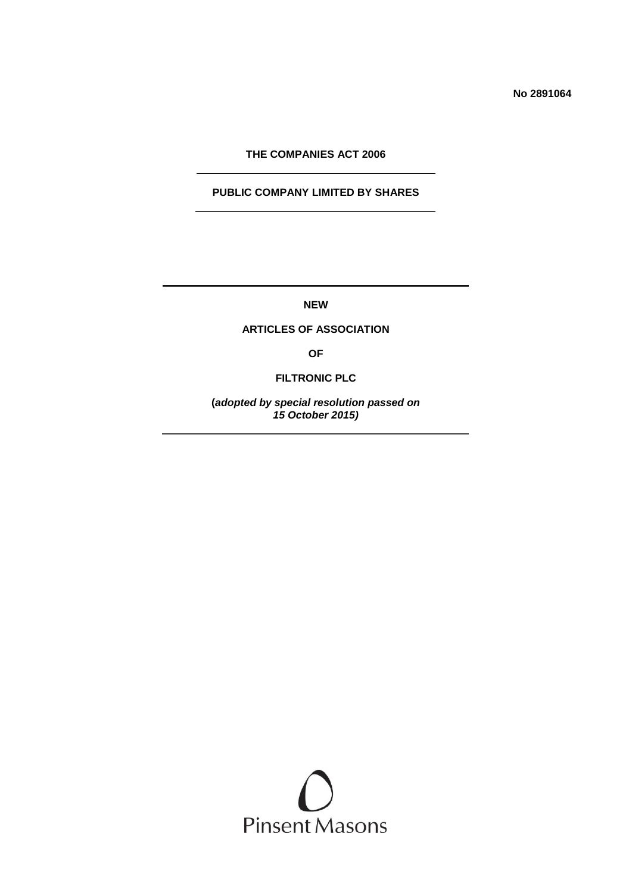No 2891064

**THE COMPANIES ACT 2006**

**PUBLIC COMPANY LIMITED BY SHARES**

**NEW**

**ARTICLES OF ASSOCIATION**

**OF**

**FILTRONIC PLC**

**(*adopted by special resolution passed on 15 October 2015)***

Pinsent Masons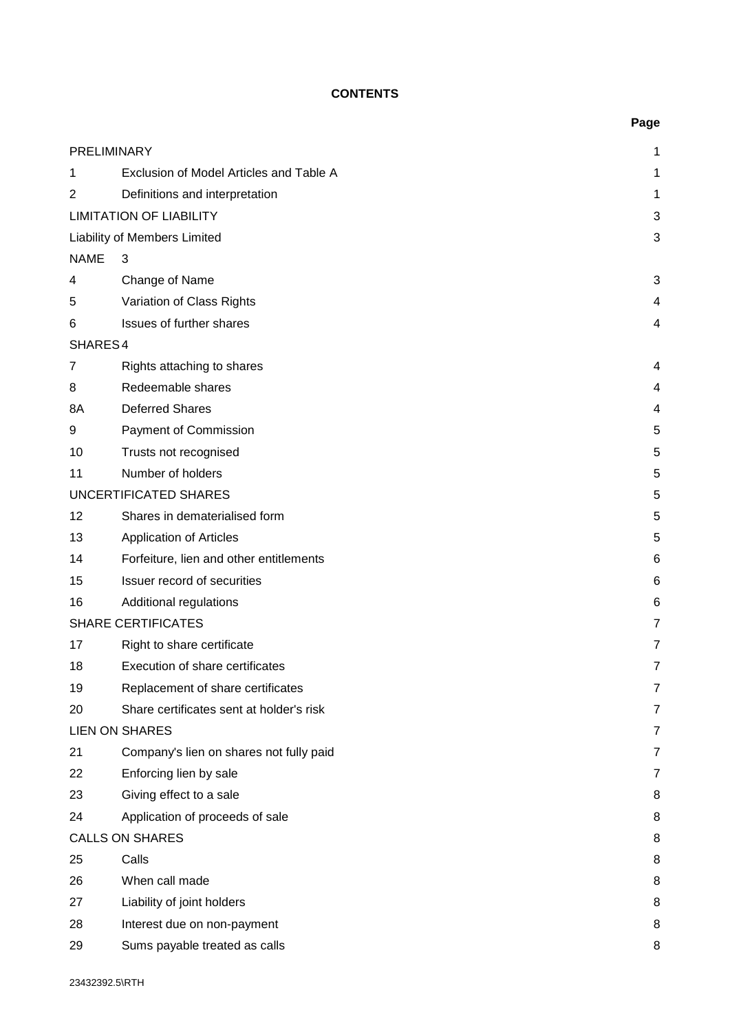**CONTENTS**

| | | Page |
|---|---|---|
| PRELIMINARY | | 1 |
| 1 | Exclusion of Model Articles and Table A | 1 |
| 2 | Definitions and interpretation | 1 |
| LIMITATION OF LIABILITY | | 3 |
| Liability of Members Limited | | 3 |
| NAME | 3 | |
| 4 | Change of Name | 3 |
| 5 | Variation of Class Rights | 4 |
| 6 | Issues of further shares | 4 |
| SHARES | 4 | |
| 7 | Rights attaching to shares | 4 |
| 8 | Redeemable shares | 4 |
| 8A | Deferred Shares | 4 |
| 9 | Payment of Commission | 5 |
| 10 | Trusts not recognised | 5 |
| 11 | Number of holders | 5 |
| UNCERTIFICATED SHARES | | 5 |
| 12 | Shares in dematerialised form | 5 |
| 13 | Application of Articles | 5 |
| 14 | Forfeiture, lien and other entitlements | 6 |
| 15 | Issuer record of securities | 6 |
| 16 | Additional regulations | 6 |
| SHARE CERTIFICATES | | 7 |
| 17 | Right to share certificate | 7 |
| 18 | Execution of share certificates | 7 |
| 19 | Replacement of share certificates | 7 |
| 20 | Share certificates sent at holder's risk | 7 |
| LIEN ON SHARES | | 7 |
| 21 | Company's lien on shares not fully paid | 7 |
| 22 | Enforcing lien by sale | 7 |
| 23 | Giving effect to a sale | 8 |
| 24 | Application of proceeds of sale | 8 |
| CALLS ON SHARES | | 8 |
| 25 | Calls | 8 |
| 26 | When call made | 8 |
| 27 | Liability of joint holders | 8 |
| 28 | Interest due on non-payment | 8 |
| 29 | Sums payable treated as calls | 8 |

23432392.5\RTH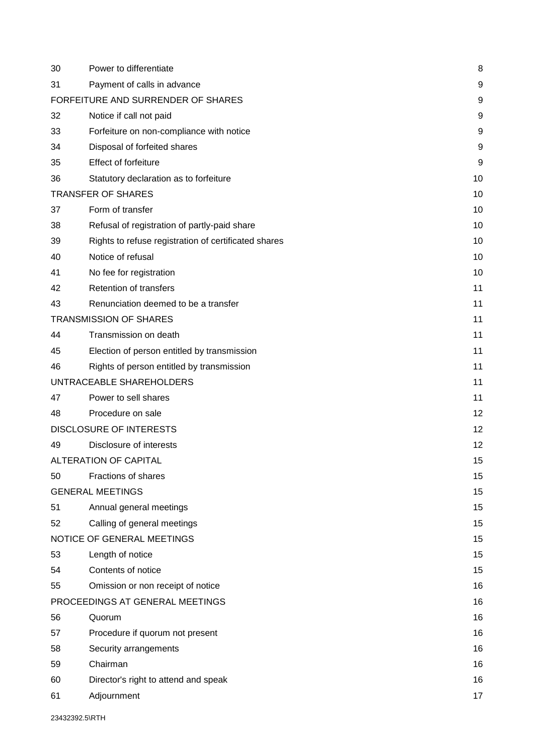| | | |
|---|---|---|
| 30 | Power to differentiate | 8 |
| 31 | Payment of calls in advance | 9 |
| FORFEITURE AND SURRENDER OF SHARES | | 9 |
| 32 | Notice if call not paid | 9 |
| 33 | Forfeiture on non-compliance with notice | 9 |
| 34 | Disposal of forfeited shares | 9 |
| 35 | Effect of forfeiture | 9 |
| 36 | Statutory declaration as to forfeiture | 10 |
| TRANSFER OF SHARES | | 10 |
| 37 | Form of transfer | 10 |
| 38 | Refusal of registration of partly-paid share | 10 |
| 39 | Rights to refuse registration of certificated shares | 10 |
| 40 | Notice of refusal | 10 |
| 41 | No fee for registration | 10 |
| 42 | Retention of transfers | 11 |
| 43 | Renunciation deemed to be a transfer | 11 |
| TRANSMISSION OF SHARES | | 11 |
| 44 | Transmission on death | 11 |
| 45 | Election of person entitled by transmission | 11 |
| 46 | Rights of person entitled by transmission | 11 |
| UNTRACEABLE SHAREHOLDERS | | 11 |
| 47 | Power to sell shares | 11 |
| 48 | Procedure on sale | 12 |
| DISCLOSURE OF INTERESTS | | 12 |
| 49 | Disclosure of interests | 12 |
| ALTERATION OF CAPITAL | | 15 |
| 50 | Fractions of shares | 15 |
| GENERAL MEETINGS | | 15 |
| 51 | Annual general meetings | 15 |
| 52 | Calling of general meetings | 15 |
| NOTICE OF GENERAL MEETINGS | | 15 |
| 53 | Length of notice | 15 |
| 54 | Contents of notice | 15 |
| 55 | Omission or non receipt of notice | 16 |
| PROCEEDINGS AT GENERAL MEETINGS | | 16 |
| 56 | Quorum | 16 |
| 57 | Procedure if quorum not present | 16 |
| 58 | Security arrangements | 16 |
| 59 | Chairman | 16 |
| 60 | Director's right to attend and speak | 16 |
| 61 | Adjournment | 17 |

23432392.5\RTH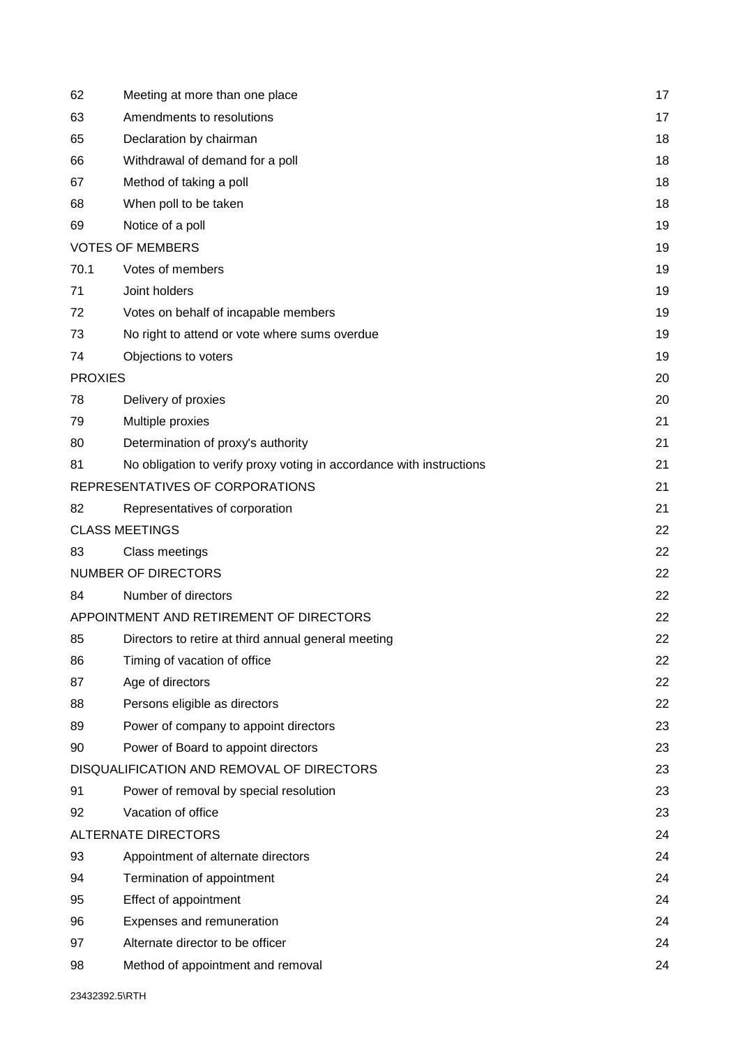| | | |
|---|---|---|
| 62 | Meeting at more than one place | 17 |
| 63 | Amendments to resolutions | 17 |
| 65 | Declaration by chairman | 18 |
| 66 | Withdrawal of demand for a poll | 18 |
| 67 | Method of taking a poll | 18 |
| 68 | When poll to be taken | 18 |
| 69 | Notice of a poll | 19 |
| VOTES OF MEMBERS | | 19 |
| 70.1 | Votes of members | 19 |
| 71 | Joint holders | 19 |
| 72 | Votes on behalf of incapable members | 19 |
| 73 | No right to attend or vote where sums overdue | 19 |
| 74 | Objections to voters | 19 |
| PROXIES | | 20 |
| 78 | Delivery of proxies | 20 |
| 79 | Multiple proxies | 21 |
| 80 | Determination of proxy's authority | 21 |
| 81 | No obligation to verify proxy voting in accordance with instructions | 21 |
| REPRESENTATIVES OF CORPORATIONS | | 21 |
| 82 | Representatives of corporation | 21 |
| CLASS MEETINGS | | 22 |
| 83 | Class meetings | 22 |
| NUMBER OF DIRECTORS | | 22 |
| 84 | Number of directors | 22 |
| APPOINTMENT AND RETIREMENT OF DIRECTORS | | 22 |
| 85 | Directors to retire at third annual general meeting | 22 |
| 86 | Timing of vacation of office | 22 |
| 87 | Age of directors | 22 |
| 88 | Persons eligible as directors | 22 |
| 89 | Power of company to appoint directors | 23 |
| 90 | Power of Board to appoint directors | 23 |
| DISQUALIFICATION AND REMOVAL OF DIRECTORS | | 23 |
| 91 | Power of removal by special resolution | 23 |
| 92 | Vacation of office | 23 |
| ALTERNATE DIRECTORS | | 24 |
| 93 | Appointment of alternate directors | 24 |
| 94 | Termination of appointment | 24 |
| 95 | Effect of appointment | 24 |
| 96 | Expenses and remuneration | 24 |
| 97 | Alternate director to be officer | 24 |
| 98 | Method of appointment and removal | 24 |

23432392.5\RTH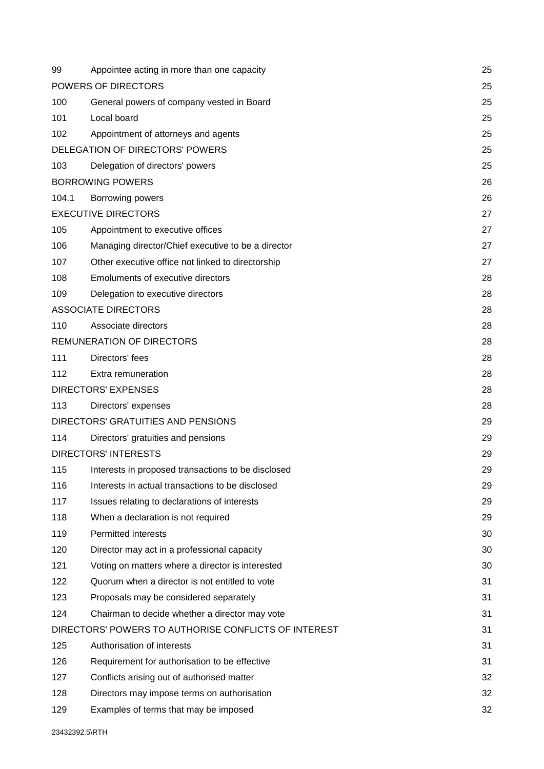| | | |
|---|---|---|
| 99 | Appointee acting in more than one capacity | 25 |
| POWERS OF DIRECTORS | | 25 |
| 100 | General powers of company vested in Board | 25 |
| 101 | Local board | 25 |
| 102 | Appointment of attorneys and agents | 25 |
| DELEGATION OF DIRECTORS' POWERS | | 25 |
| 103 | Delegation of directors' powers | 25 |
| BORROWING POWERS | | 26 |
| 104.1 | Borrowing powers | 26 |
| EXECUTIVE DIRECTORS | | 27 |
| 105 | Appointment to executive offices | 27 |
| 106 | Managing director/Chief executive to be a director | 27 |
| 107 | Other executive office not linked to directorship | 27 |
| 108 | Emoluments of executive directors | 28 |
| 109 | Delegation to executive directors | 28 |
| ASSOCIATE DIRECTORS | | 28 |
| 110 | Associate directors | 28 |
| REMUNERATION OF DIRECTORS | | 28 |
| 111 | Directors' fees | 28 |
| 112 | Extra remuneration | 28 |
| DIRECTORS' EXPENSES | | 28 |
| 113 | Directors' expenses | 28 |
| DIRECTORS' GRATUITIES AND PENSIONS | | 29 |
| 114 | Directors' gratuities and pensions | 29 |
| DIRECTORS' INTERESTS | | 29 |
| 115 | Interests in proposed transactions to be disclosed | 29 |
| 116 | Interests in actual transactions to be disclosed | 29 |
| 117 | Issues relating to declarations of interests | 29 |
| 118 | When a declaration is not required | 29 |
| 119 | Permitted interests | 30 |
| 120 | Director may act in a professional capacity | 30 |
| 121 | Voting on matters where a director is interested | 30 |
| 122 | Quorum when a director is not entitled to vote | 31 |
| 123 | Proposals may be considered separately | 31 |
| 124 | Chairman to decide whether a director may vote | 31 |
| DIRECTORS' POWERS TO AUTHORISE CONFLICTS OF INTEREST | | 31 |
| 125 | Authorisation of interests | 31 |
| 126 | Requirement for authorisation to be effective | 31 |
| 127 | Conflicts arising out of authorised matter | 32 |
| 128 | Directors may impose terms on authorisation | 32 |
| 129 | Examples of terms that may be imposed | 32 |

23432392.5\RTH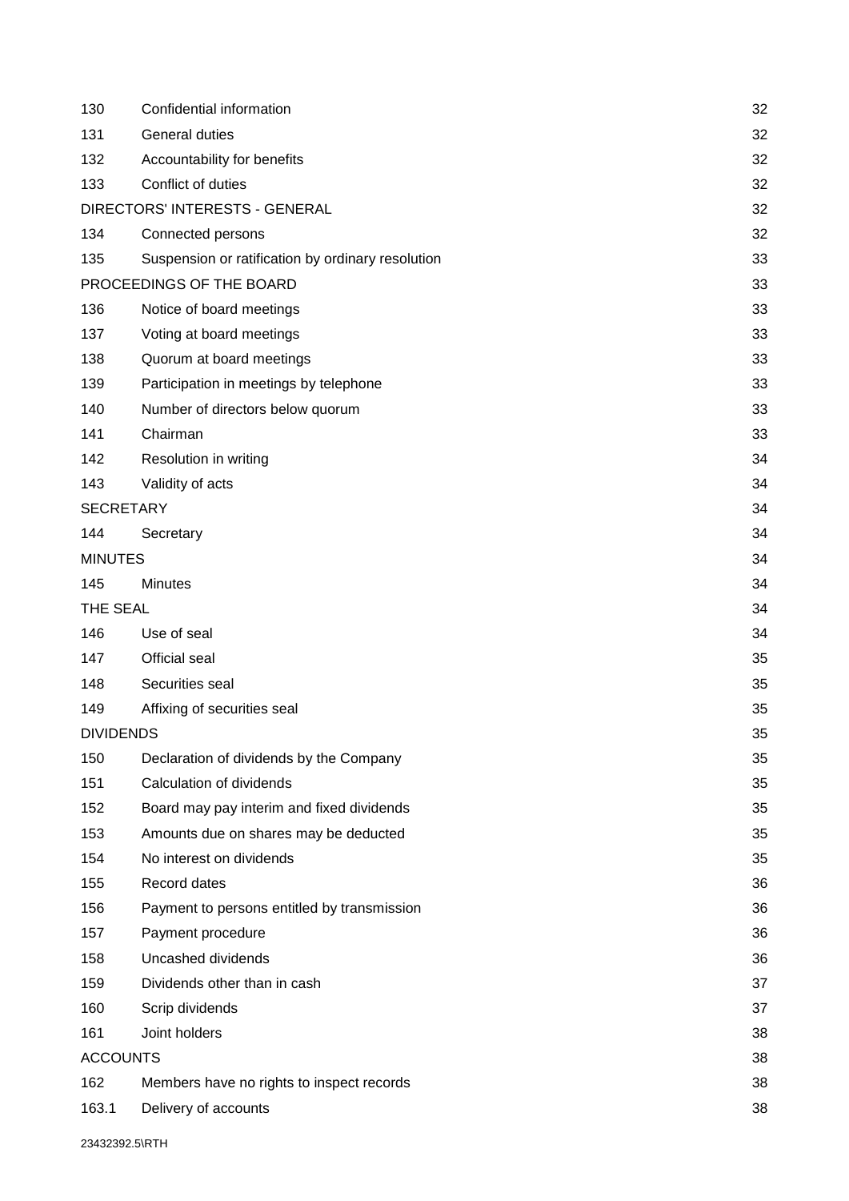| | | |
|---|---|---|
| 130 | Confidential information | 32 |
| 131 | General duties | 32 |
| 132 | Accountability for benefits | 32 |
| 133 | Conflict of duties | 32 |
| DIRECTORS' INTERESTS - GENERAL | | 32 |
| 134 | Connected persons | 32 |
| 135 | Suspension or ratification by ordinary resolution | 33 |
| PROCEEDINGS OF THE BOARD | | 33 |
| 136 | Notice of board meetings | 33 |
| 137 | Voting at board meetings | 33 |
| 138 | Quorum at board meetings | 33 |
| 139 | Participation in meetings by telephone | 33 |
| 140 | Number of directors below quorum | 33 |
| 141 | Chairman | 33 |
| 142 | Resolution in writing | 34 |
| 143 | Validity of acts | 34 |
| SECRETARY | | 34 |
| 144 | Secretary | 34 |
| MINUTES | | 34 |
| 145 | Minutes | 34 |
| THE SEAL | | 34 |
| 146 | Use of seal | 34 |
| 147 | Official seal | 35 |
| 148 | Securities seal | 35 |
| 149 | Affixing of securities seal | 35 |
| DIVIDENDS | | 35 |
| 150 | Declaration of dividends by the Company | 35 |
| 151 | Calculation of dividends | 35 |
| 152 | Board may pay interim and fixed dividends | 35 |
| 153 | Amounts due on shares may be deducted | 35 |
| 154 | No interest on dividends | 35 |
| 155 | Record dates | 36 |
| 156 | Payment to persons entitled by transmission | 36 |
| 157 | Payment procedure | 36 |
| 158 | Uncashed dividends | 36 |
| 159 | Dividends other than in cash | 37 |
| 160 | Scrip dividends | 37 |
| 161 | Joint holders | 38 |
| ACCOUNTS | | 38 |
| 162 | Members have no rights to inspect records | 38 |
| 163.1 | Delivery of accounts | 38 |

23432392.5\RTH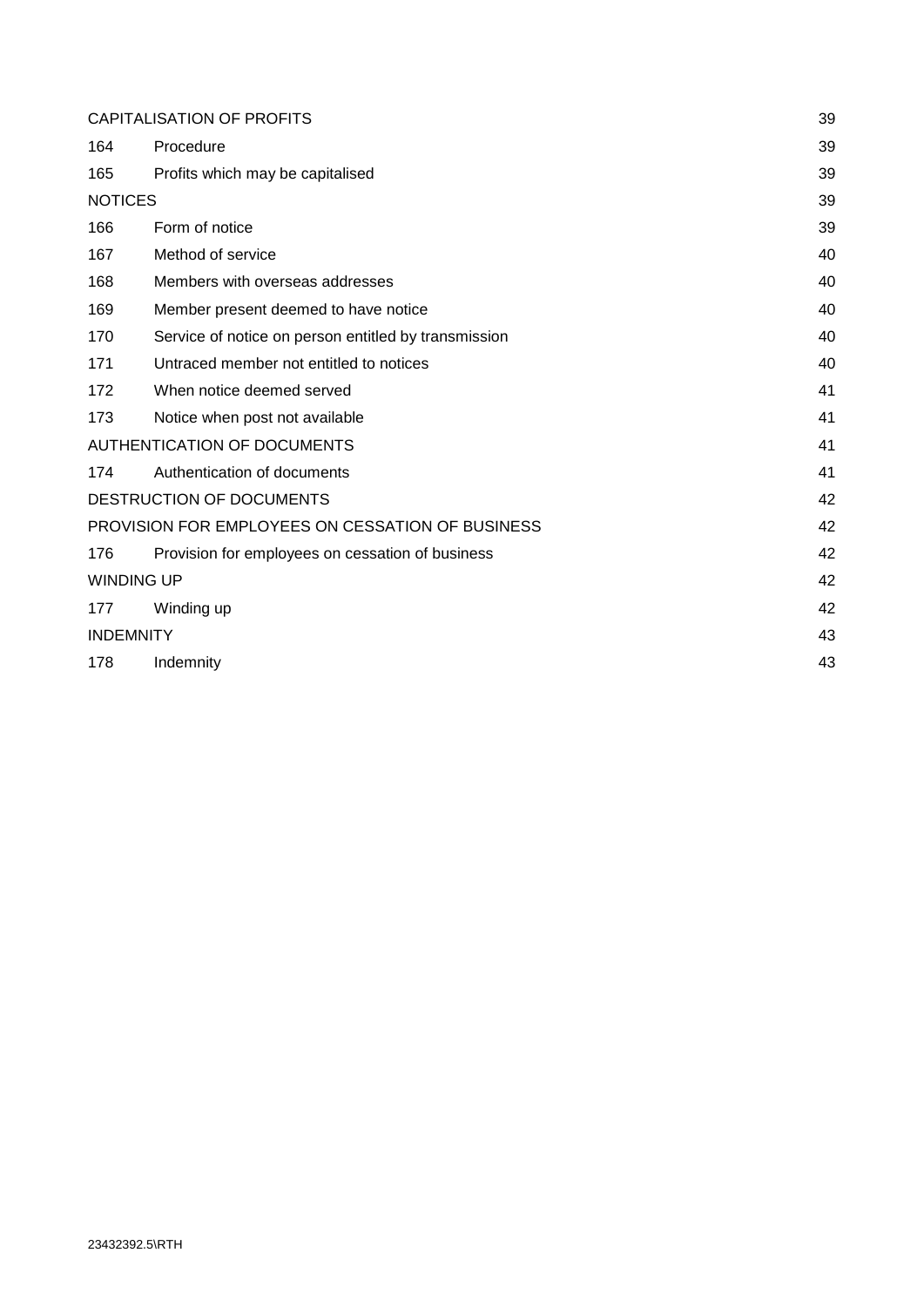| | | |
|---|---|---|
| CAPITALISATION OF PROFITS | | 39 |
| 164 | Procedure | 39 |
| 165 | Profits which may be capitalised | 39 |
| NOTICES | | 39 |
| 166 | Form of notice | 39 |
| 167 | Method of service | 40 |
| 168 | Members with overseas addresses | 40 |
| 169 | Member present deemed to have notice | 40 |
| 170 | Service of notice on person entitled by transmission | 40 |
| 171 | Untraced member not entitled to notices | 40 |
| 172 | When notice deemed served | 41 |
| 173 | Notice when post not available | 41 |
| AUTHENTICATION OF DOCUMENTS | | 41 |
| 174 | Authentication of documents | 41 |
| DESTRUCTION OF DOCUMENTS | | 42 |
| PROVISION FOR EMPLOYEES ON CESSATION OF BUSINESS | | 42 |
| 176 | Provision for employees on cessation of business | 42 |
| WINDING UP | | 42 |
| 177 | Winding up | 42 |
| INDEMNITY | | 43 |
| 178 | Indemnity | 43 |

23432392.5\RTH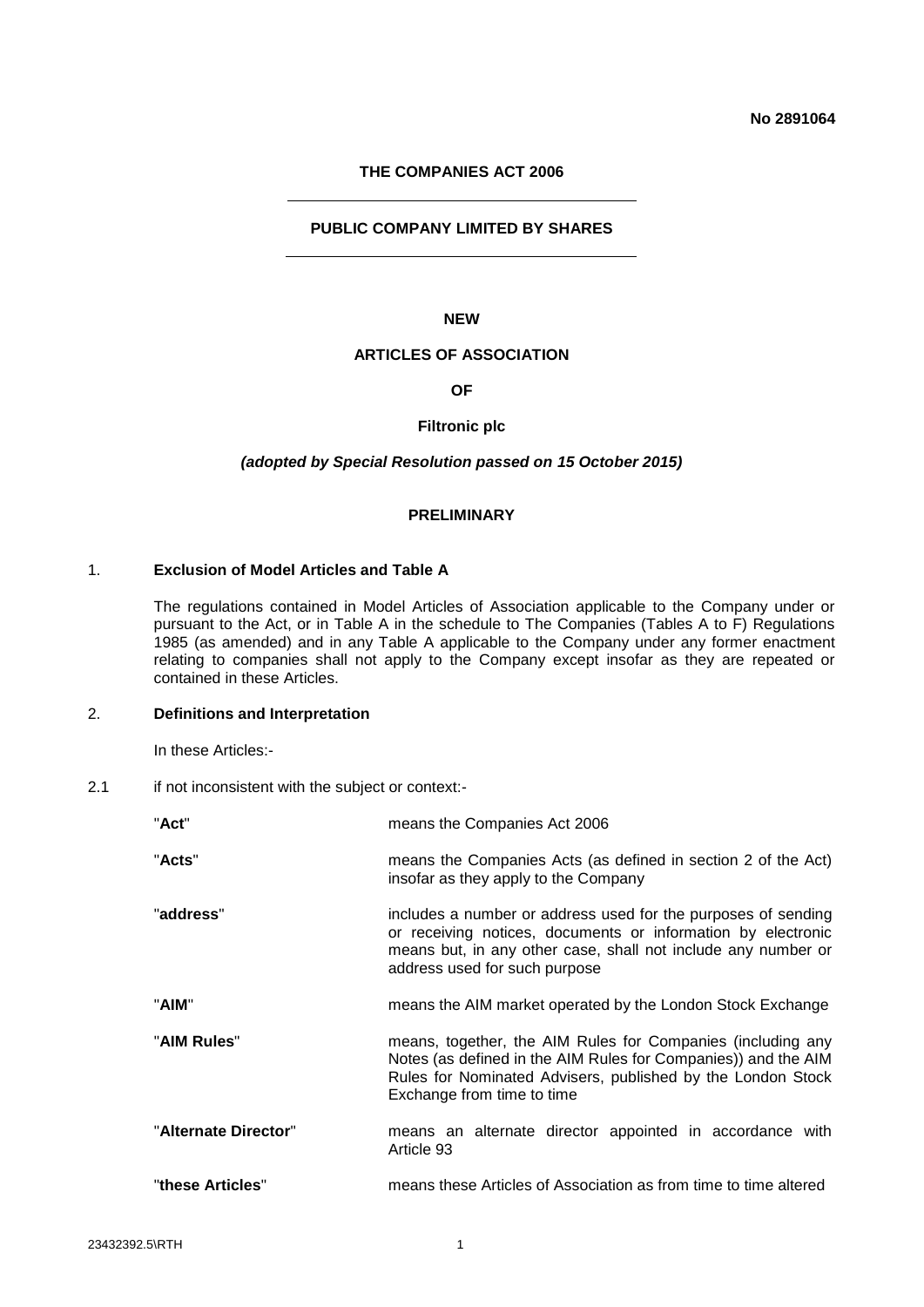**No 2891064**

**THE COMPANIES ACT 2006**

---

**PUBLIC COMPANY LIMITED BY SHARES**

---

**NEW**

**ARTICLES OF ASSOCIATION**

**OF**

**Filtronic plc**

***(adopted by Special Resolution passed on 15 October 2015)***

**PRELIMINARY**

1. **Exclusion of Model Articles and Table A**

The regulations contained in Model Articles of Association applicable to the Company under or pursuant to the Act, or in Table A in the schedule to The Companies (Tables A to F) Regulations 1985 (as amended) and in any Table A applicable to the Company under any former enactment relating to companies shall not apply to the Company except insofar as they are repeated or contained in these Articles.

2. **Definitions and Interpretation**

In these Articles:-

2.1 if not inconsistent with the subject or context:-

| | |
|---|---|
| "**Act**" | means the Companies Act 2006 |
| "**Acts**" | means the Companies Acts (as defined in section 2 of the Act) insofar as they apply to the Company |
| "**address**" | includes a number or address used for the purposes of sending or receiving notices, documents or information by electronic means but, in any other case, shall not include any number or address used for such purpose |
| "**AIM**" | means the AIM market operated by the London Stock Exchange |
| "**AIM Rules**" | means, together, the AIM Rules for Companies (including any Notes (as defined in the AIM Rules for Companies)) and the AIM Rules for Nominated Advisers, published by the London Stock Exchange from time to time |
| "**Alternate Director**" | means an alternate director appointed in accordance with Article 93 |
| "**these Articles**" | means these Articles of Association as from time to time altered |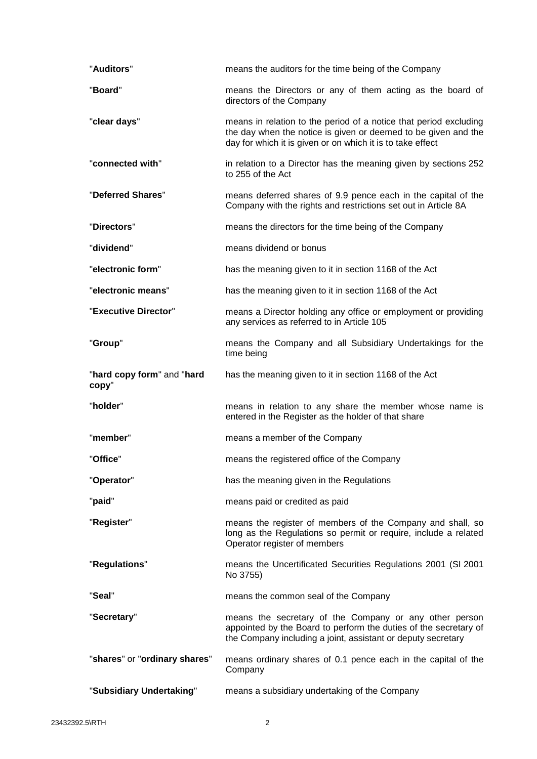| | |
|---|---|
| "**Auditors**" | means the auditors for the time being of the Company |
| "**Board**" | means the Directors or any of them acting as the board of directors of the Company |
| "**clear days**" | means in relation to the period of a notice that period excluding the day when the notice is given or deemed to be given and the day for which it is given or on which it is to take effect |
| "**connected with**" | in relation to a Director has the meaning given by sections 252 to 255 of the Act |
| "**Deferred Shares**" | means deferred shares of 9.9 pence each in the capital of the Company with the rights and restrictions set out in Article 8A |
| "**Directors**" | means the directors for the time being of the Company |
| "**dividend**" | means dividend or bonus |
| "**electronic form**" | has the meaning given to it in section 1168 of the Act |
| "**electronic means**" | has the meaning given to it in section 1168 of the Act |
| "**Executive Director**" | means a Director holding any office or employment or providing any services as referred to in Article 105 |
| "**Group**" | means the Company and all Subsidiary Undertakings for the time being |
| "**hard copy form**" and "**hard copy**" | has the meaning given to it in section 1168 of the Act |
| "**holder**" | means in relation to any share the member whose name is entered in the Register as the holder of that share |
| "**member**" | means a member of the Company |
| "**Office**" | means the registered office of the Company |
| "**Operator**" | has the meaning given in the Regulations |
| "**paid**" | means paid or credited as paid |
| "**Register**" | means the register of members of the Company and shall, so long as the Regulations so permit or require, include a related Operator register of members |
| "**Regulations**" | means the Uncertificated Securities Regulations 2001 (SI 2001 No 3755) |
| "**Seal**" | means the common seal of the Company |
| "**Secretary**" | means the secretary of the Company or any other person appointed by the Board to perform the duties of the secretary of the Company including a joint, assistant or deputy secretary |
| "**shares**" or "**ordinary shares**" | means ordinary shares of 0.1 pence each in the capital of the Company |
| "**Subsidiary Undertaking**" | means a subsidiary undertaking of the Company |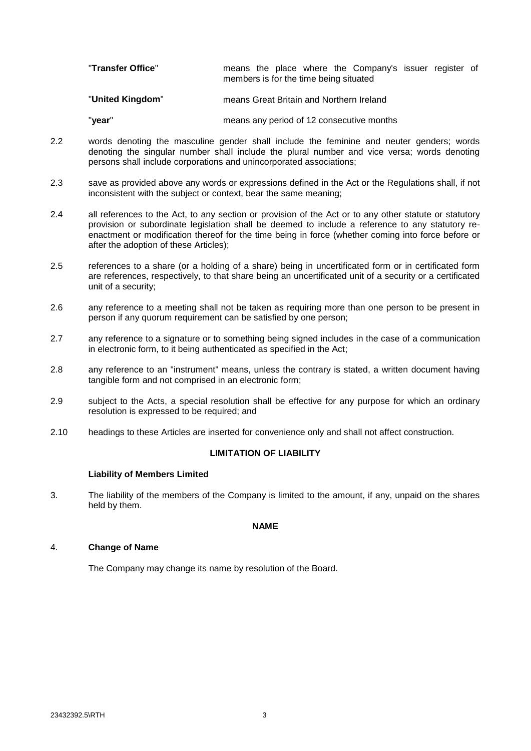| | |
|---|---|
| "**Transfer Office**" | means the place where the Company's issuer register of members is for the time being situated |
| "**United Kingdom**" | means Great Britain and Northern Ireland |
| "**year**" | means any period of 12 consecutive months |

2.2 words denoting the masculine gender shall include the feminine and neuter genders; words denoting the singular number shall include the plural number and vice versa; words denoting persons shall include corporations and unincorporated associations;

2.3 save as provided above any words or expressions defined in the Act or the Regulations shall, if not inconsistent with the subject or context, bear the same meaning;

2.4 all references to the Act, to any section or provision of the Act or to any other statute or statutory provision or subordinate legislation shall be deemed to include a reference to any statutory re-enactment or modification thereof for the time being in force (whether coming into force before or after the adoption of these Articles);

2.5 references to a share (or a holding of a share) being in uncertificated form or in certificated form are references, respectively, to that share being an uncertificated unit of a security or a certificated unit of a security;

2.6 any reference to a meeting shall not be taken as requiring more than one person to be present in person if any quorum requirement can be satisfied by one person;

2.7 any reference to a signature or to something being signed includes in the case of a communication in electronic form, to it being authenticated as specified in the Act;

2.8 any reference to an "instrument" means, unless the contrary is stated, a written document having tangible form and not comprised in an electronic form;

2.9 subject to the Acts, a special resolution shall be effective for any purpose for which an ordinary resolution is expressed to be required; and

2.10 headings to these Articles are inserted for convenience only and shall not affect construction.

**LIMITATION OF LIABILITY**

**Liability of Members Limited**

3. The liability of the members of the Company is limited to the amount, if any, unpaid on the shares held by them.

**NAME**

4. **Change of Name**

The Company may change its name by resolution of the Board.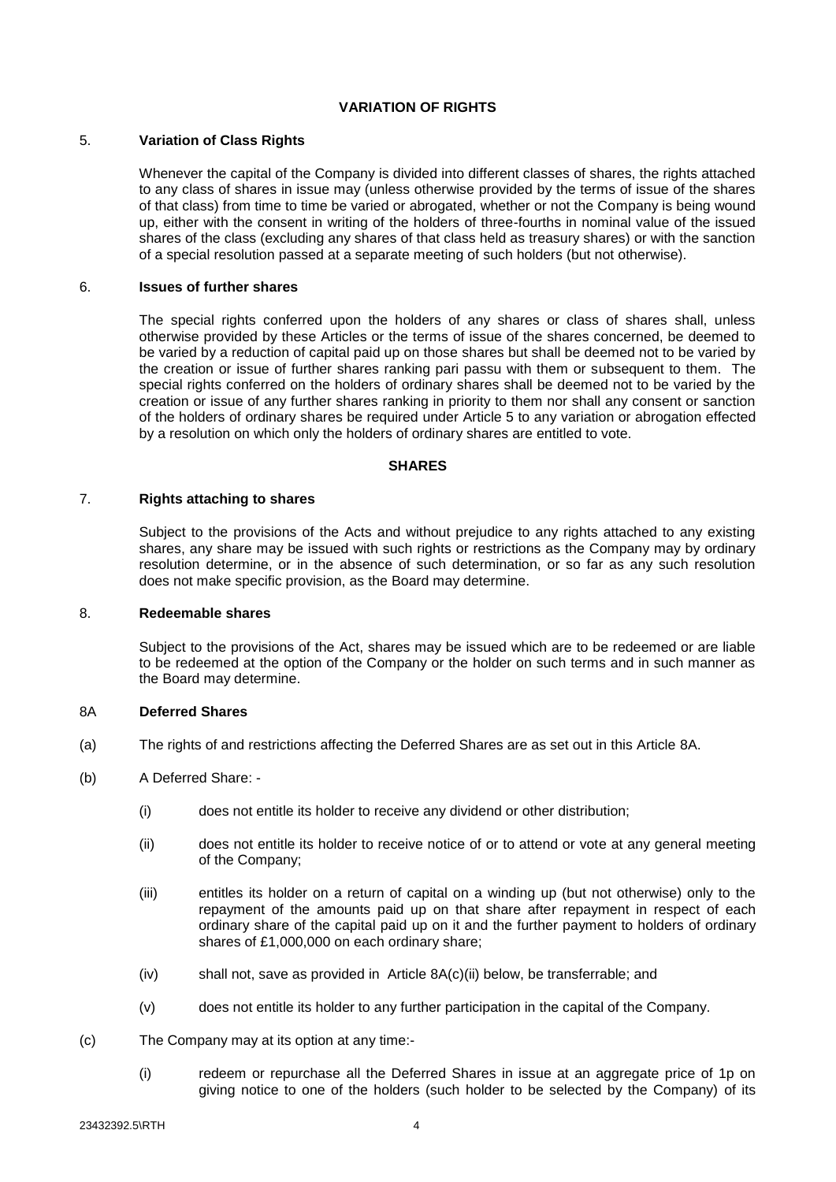## VARIATION OF RIGHTS

### 5. Variation of Class Rights

Whenever the capital of the Company is divided into different classes of shares, the rights attached to any class of shares in issue may (unless otherwise provided by the terms of issue of the shares of that class) from time to time be varied or abrogated, whether or not the Company is being wound up, either with the consent in writing of the holders of three-fourths in nominal value of the issued shares of the class (excluding any shares of that class held as treasury shares) or with the sanction of a special resolution passed at a separate meeting of such holders (but not otherwise).

### 6. Issues of further shares

The special rights conferred upon the holders of any shares or class of shares shall, unless otherwise provided by these Articles or the terms of issue of the shares concerned, be deemed to be varied by a reduction of capital paid up on those shares but shall be deemed not to be varied by the creation or issue of further shares ranking pari passu with them or subsequent to them. The special rights conferred on the holders of ordinary shares shall be deemed not to be varied by the creation or issue of any further shares ranking in priority to them nor shall any consent or sanction of the holders of ordinary shares be required under Article 5 to any variation or abrogation effected by a resolution on which only the holders of ordinary shares are entitled to vote.

## SHARES

### 7. Rights attaching to shares

Subject to the provisions of the Acts and without prejudice to any rights attached to any existing shares, any share may be issued with such rights or restrictions as the Company may by ordinary resolution determine, or in the absence of such determination, or so far as any such resolution does not make specific provision, as the Board may determine.

### 8. Redeemable shares

Subject to the provisions of the Act, shares may be issued which are to be redeemed or are liable to be redeemed at the option of the Company or the holder on such terms and in such manner as the Board may determine.

### 8A Deferred Shares

(a) The rights of and restrictions affecting the Deferred Shares are as set out in this Article 8A.

(b) A Deferred Share: -

(i) does not entitle its holder to receive any dividend or other distribution;

(ii) does not entitle its holder to receive notice of or to attend or vote at any general meeting of the Company;

(iii) entitles its holder on a return of capital on a winding up (but not otherwise) only to the repayment of the amounts paid up on that share after repayment in respect of each ordinary share of the capital paid up on it and the further payment to holders of ordinary shares of £1,000,000 on each ordinary share;

(iv) shall not, save as provided in Article 8A(c)(ii) below, be transferrable; and

(v) does not entitle its holder to any further participation in the capital of the Company.

(c) The Company may at its option at any time:-

(i) redeem or repurchase all the Deferred Shares in issue at an aggregate price of 1p on giving notice to one of the holders (such holder to be selected by the Company) of its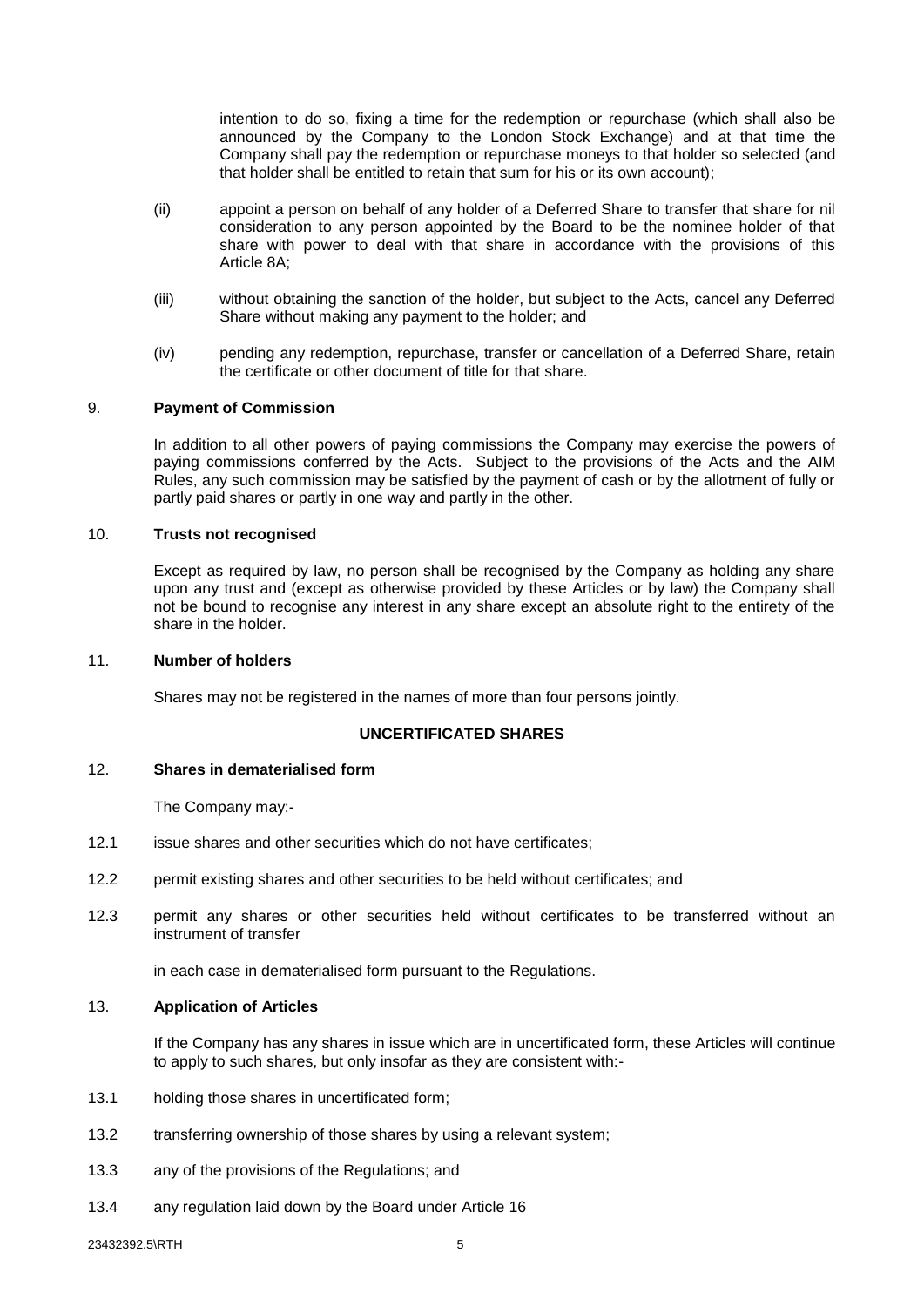intention to do so, fixing a time for the redemption or repurchase (which shall also be announced by the Company to the London Stock Exchange) and at that time the Company shall pay the redemption or repurchase moneys to that holder so selected (and that holder shall be entitled to retain that sum for his or its own account);

(ii) appoint a person on behalf of any holder of a Deferred Share to transfer that share for nil consideration to any person appointed by the Board to be the nominee holder of that share with power to deal with that share in accordance with the provisions of this Article 8A;

(iii) without obtaining the sanction of the holder, but subject to the Acts, cancel any Deferred Share without making any payment to the holder; and

(iv) pending any redemption, repurchase, transfer or cancellation of a Deferred Share, retain the certificate or other document of title for that share.

9. **Payment of Commission**

In addition to all other powers of paying commissions the Company may exercise the powers of paying commissions conferred by the Acts. Subject to the provisions of the Acts and the AIM Rules, any such commission may be satisfied by the payment of cash or by the allotment of fully or partly paid shares or partly in one way and partly in the other.

10. **Trusts not recognised**

Except as required by law, no person shall be recognised by the Company as holding any share upon any trust and (except as otherwise provided by these Articles or by law) the Company shall not be bound to recognise any interest in any share except an absolute right to the entirety of the share in the holder.

11. **Number of holders**

Shares may not be registered in the names of more than four persons jointly.

**UNCERTIFICATED SHARES**

12. **Shares in dematerialised form**

The Company may:-

12.1 issue shares and other securities which do not have certificates;

12.2 permit existing shares and other securities to be held without certificates; and

12.3 permit any shares or other securities held without certificates to be transferred without an instrument of transfer

in each case in dematerialised form pursuant to the Regulations.

13. **Application of Articles**

If the Company has any shares in issue which are in uncertificated form, these Articles will continue to apply to such shares, but only insofar as they are consistent with:-

13.1 holding those shares in uncertificated form;

13.2 transferring ownership of those shares by using a relevant system;

13.3 any of the provisions of the Regulations; and

13.4 any regulation laid down by the Board under Article 16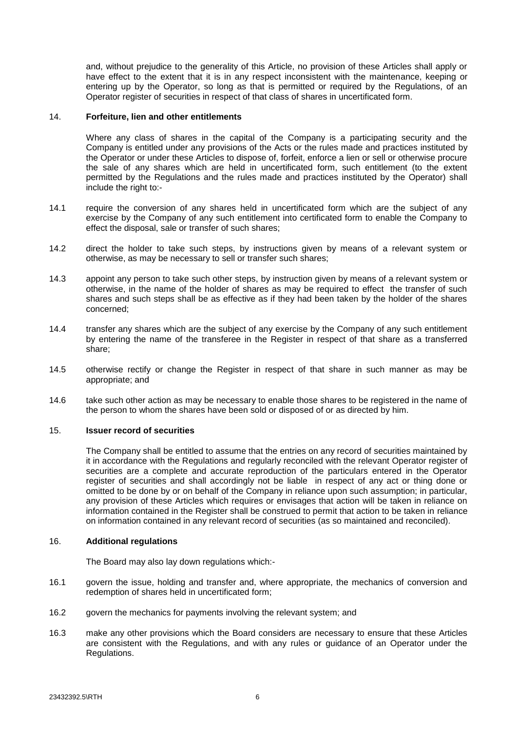and, without prejudice to the generality of this Article, no provision of these Articles shall apply or have effect to the extent that it is in any respect inconsistent with the maintenance, keeping or entering up by the Operator, so long as that is permitted or required by the Regulations, of an Operator register of securities in respect of that class of shares in uncertificated form.

## 14. **Forfeiture, lien and other entitlements**

Where any class of shares in the capital of the Company is a participating security and the Company is entitled under any provisions of the Acts or the rules made and practices instituted by the Operator or under these Articles to dispose of, forfeit, enforce a lien or sell or otherwise procure the sale of any shares which are held in uncertificated form, such entitlement (to the extent permitted by the Regulations and the rules made and practices instituted by the Operator) shall include the right to:-

14.1 require the conversion of any shares held in uncertificated form which are the subject of any exercise by the Company of any such entitlement into certificated form to enable the Company to effect the disposal, sale or transfer of such shares;

14.2 direct the holder to take such steps, by instructions given by means of a relevant system or otherwise, as may be necessary to sell or transfer such shares;

14.3 appoint any person to take such other steps, by instruction given by means of a relevant system or otherwise, in the name of the holder of shares as may be required to effect the transfer of such shares and such steps shall be as effective as if they had been taken by the holder of the shares concerned;

14.4 transfer any shares which are the subject of any exercise by the Company of any such entitlement by entering the name of the transferee in the Register in respect of that share as a transferred share;

14.5 otherwise rectify or change the Register in respect of that share in such manner as may be appropriate; and

14.6 take such other action as may be necessary to enable those shares to be registered in the name of the person to whom the shares have been sold or disposed of or as directed by him.

## 15. **Issuer record of securities**

The Company shall be entitled to assume that the entries on any record of securities maintained by it in accordance with the Regulations and regularly reconciled with the relevant Operator register of securities are a complete and accurate reproduction of the particulars entered in the Operator register of securities and shall accordingly not be liable in respect of any act or thing done or omitted to be done by or on behalf of the Company in reliance upon such assumption; in particular, any provision of these Articles which requires or envisages that action will be taken in reliance on information contained in the Register shall be construed to permit that action to be taken in reliance on information contained in any relevant record of securities (as so maintained and reconciled).

## 16. **Additional regulations**

The Board may also lay down regulations which:-

16.1 govern the issue, holding and transfer and, where appropriate, the mechanics of conversion and redemption of shares held in uncertificated form;

16.2 govern the mechanics for payments involving the relevant system; and

16.3 make any other provisions which the Board considers are necessary to ensure that these Articles are consistent with the Regulations, and with any rules or guidance of an Operator under the Regulations.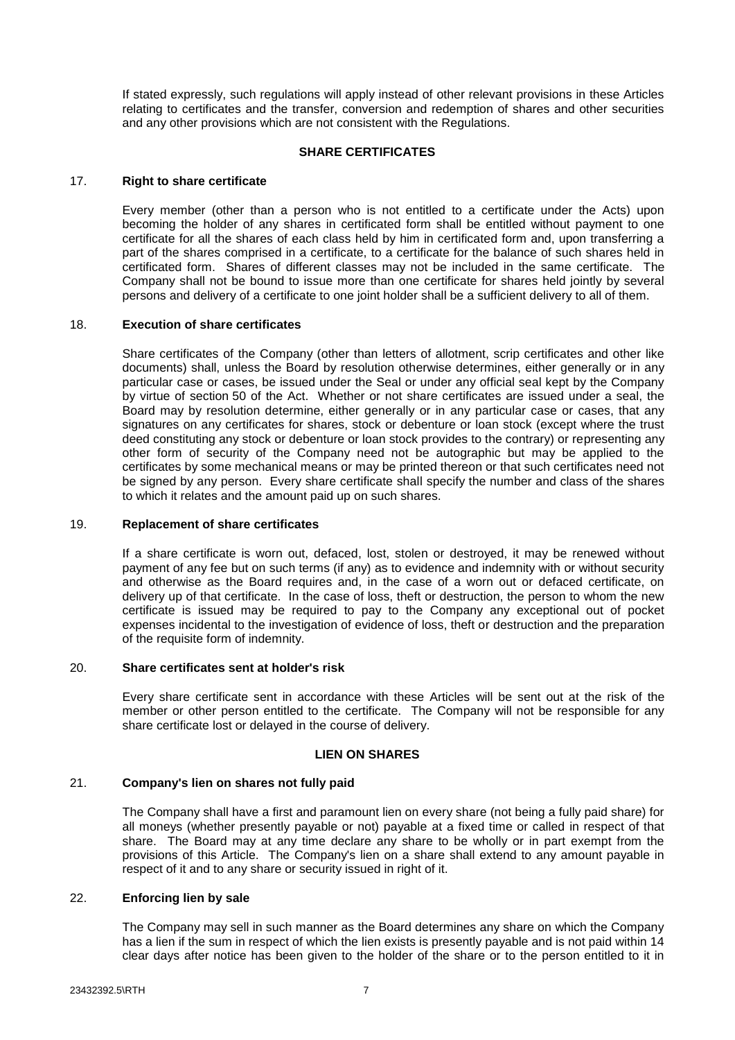If stated expressly, such regulations will apply instead of other relevant provisions in these Articles relating to certificates and the transfer, conversion and redemption of shares and other securities and any other provisions which are not consistent with the Regulations.

## SHARE CERTIFICATES

### 17. Right to share certificate

Every member (other than a person who is not entitled to a certificate under the Acts) upon becoming the holder of any shares in certificated form shall be entitled without payment to one certificate for all the shares of each class held by him in certificated form and, upon transferring a part of the shares comprised in a certificate, to a certificate for the balance of such shares held in certificated form. Shares of different classes may not be included in the same certificate. The Company shall not be bound to issue more than one certificate for shares held jointly by several persons and delivery of a certificate to one joint holder shall be a sufficient delivery to all of them.

### 18. Execution of share certificates

Share certificates of the Company (other than letters of allotment, scrip certificates and other like documents) shall, unless the Board by resolution otherwise determines, either generally or in any particular case or cases, be issued under the Seal or under any official seal kept by the Company by virtue of section 50 of the Act. Whether or not share certificates are issued under a seal, the Board may by resolution determine, either generally or in any particular case or cases, that any signatures on any certificates for shares, stock or debenture or loan stock (except where the trust deed constituting any stock or debenture or loan stock provides to the contrary) or representing any other form of security of the Company need not be autographic but may be applied to the certificates by some mechanical means or may be printed thereon or that such certificates need not be signed by any person. Every share certificate shall specify the number and class of the shares to which it relates and the amount paid up on such shares.

### 19. Replacement of share certificates

If a share certificate is worn out, defaced, lost, stolen or destroyed, it may be renewed without payment of any fee but on such terms (if any) as to evidence and indemnity with or without security and otherwise as the Board requires and, in the case of a worn out or defaced certificate, on delivery up of that certificate. In the case of loss, theft or destruction, the person to whom the new certificate is issued may be required to pay to the Company any exceptional out of pocket expenses incidental to the investigation of evidence of loss, theft or destruction and the preparation of the requisite form of indemnity.

### 20. Share certificates sent at holder's risk

Every share certificate sent in accordance with these Articles will be sent out at the risk of the member or other person entitled to the certificate. The Company will not be responsible for any share certificate lost or delayed in the course of delivery.

## LIEN ON SHARES

### 21. Company's lien on shares not fully paid

The Company shall have a first and paramount lien on every share (not being a fully paid share) for all moneys (whether presently payable or not) payable at a fixed time or called in respect of that share. The Board may at any time declare any share to be wholly or in part exempt from the provisions of this Article. The Company's lien on a share shall extend to any amount payable in respect of it and to any share or security issued in right of it.

### 22. Enforcing lien by sale

The Company may sell in such manner as the Board determines any share on which the Company has a lien if the sum in respect of which the lien exists is presently payable and is not paid within 14 clear days after notice has been given to the holder of the share or to the person entitled to it in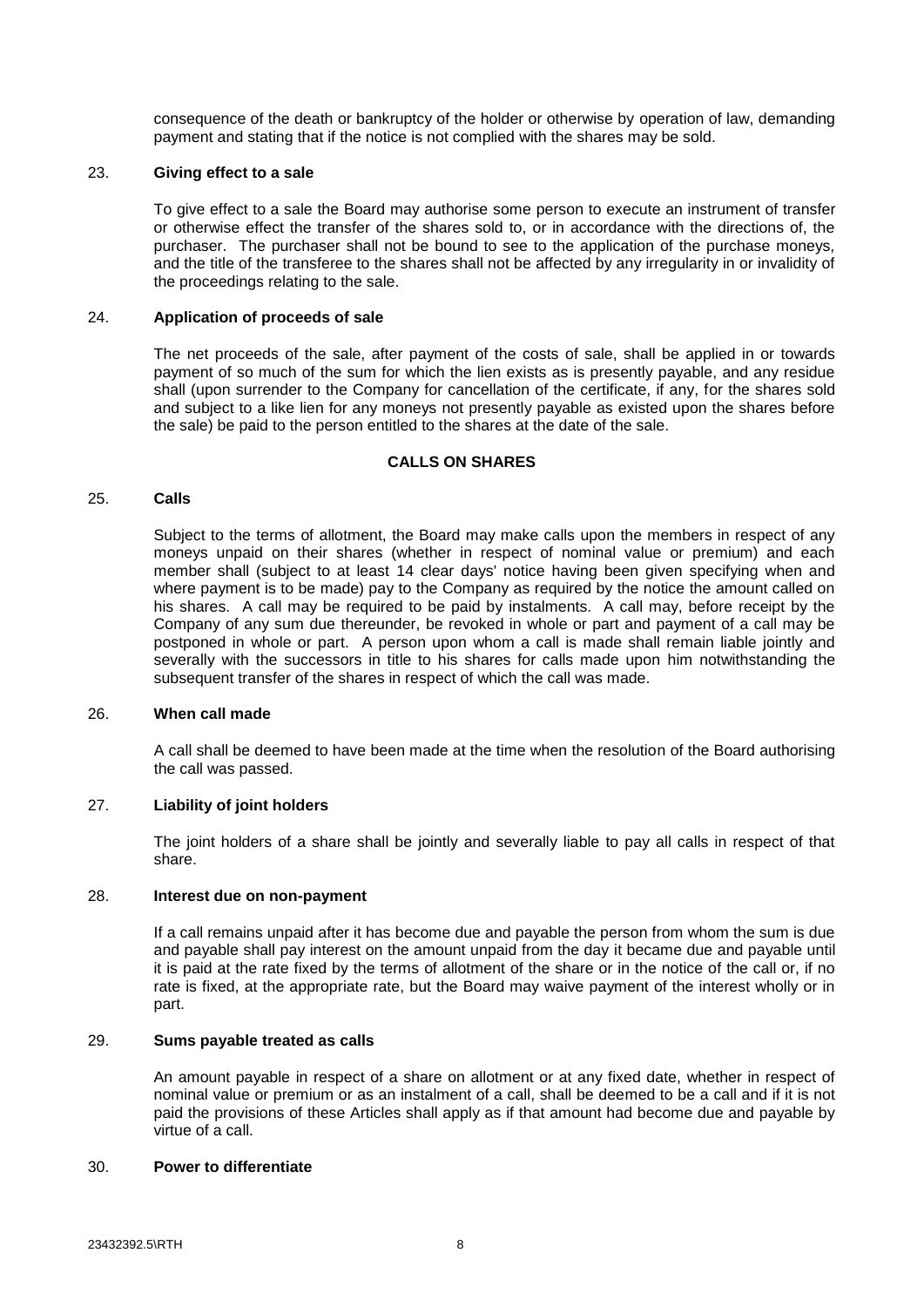consequence of the death or bankruptcy of the holder or otherwise by operation of law, demanding payment and stating that if the notice is not complied with the shares may be sold.

23. **Giving effect to a sale**

To give effect to a sale the Board may authorise some person to execute an instrument of transfer or otherwise effect the transfer of the shares sold to, or in accordance with the directions of, the purchaser. The purchaser shall not be bound to see to the application of the purchase moneys, and the title of the transferee to the shares shall not be affected by any irregularity in or invalidity of the proceedings relating to the sale.

24. **Application of proceeds of sale**

The net proceeds of the sale, after payment of the costs of sale, shall be applied in or towards payment of so much of the sum for which the lien exists as is presently payable, and any residue shall (upon surrender to the Company for cancellation of the certificate, if any, for the shares sold and subject to a like lien for any moneys not presently payable as existed upon the shares before the sale) be paid to the person entitled to the shares at the date of the sale.

## CALLS ON SHARES

25. **Calls**

Subject to the terms of allotment, the Board may make calls upon the members in respect of any moneys unpaid on their shares (whether in respect of nominal value or premium) and each member shall (subject to at least 14 clear days' notice having been given specifying when and where payment is to be made) pay to the Company as required by the notice the amount called on his shares. A call may be required to be paid by instalments. A call may, before receipt by the Company of any sum due thereunder, be revoked in whole or part and payment of a call may be postponed in whole or part. A person upon whom a call is made shall remain liable jointly and severally with the successors in title to his shares for calls made upon him notwithstanding the subsequent transfer of the shares in respect of which the call was made.

26. **When call made**

A call shall be deemed to have been made at the time when the resolution of the Board authorising the call was passed.

27. **Liability of joint holders**

The joint holders of a share shall be jointly and severally liable to pay all calls in respect of that share.

28. **Interest due on non-payment**

If a call remains unpaid after it has become due and payable the person from whom the sum is due and payable shall pay interest on the amount unpaid from the day it became due and payable until it is paid at the rate fixed by the terms of allotment of the share or in the notice of the call or, if no rate is fixed, at the appropriate rate, but the Board may waive payment of the interest wholly or in part.

29. **Sums payable treated as calls**

An amount payable in respect of a share on allotment or at any fixed date, whether in respect of nominal value or premium or as an instalment of a call, shall be deemed to be a call and if it is not paid the provisions of these Articles shall apply as if that amount had become due and payable by virtue of a call.

30. **Power to differentiate**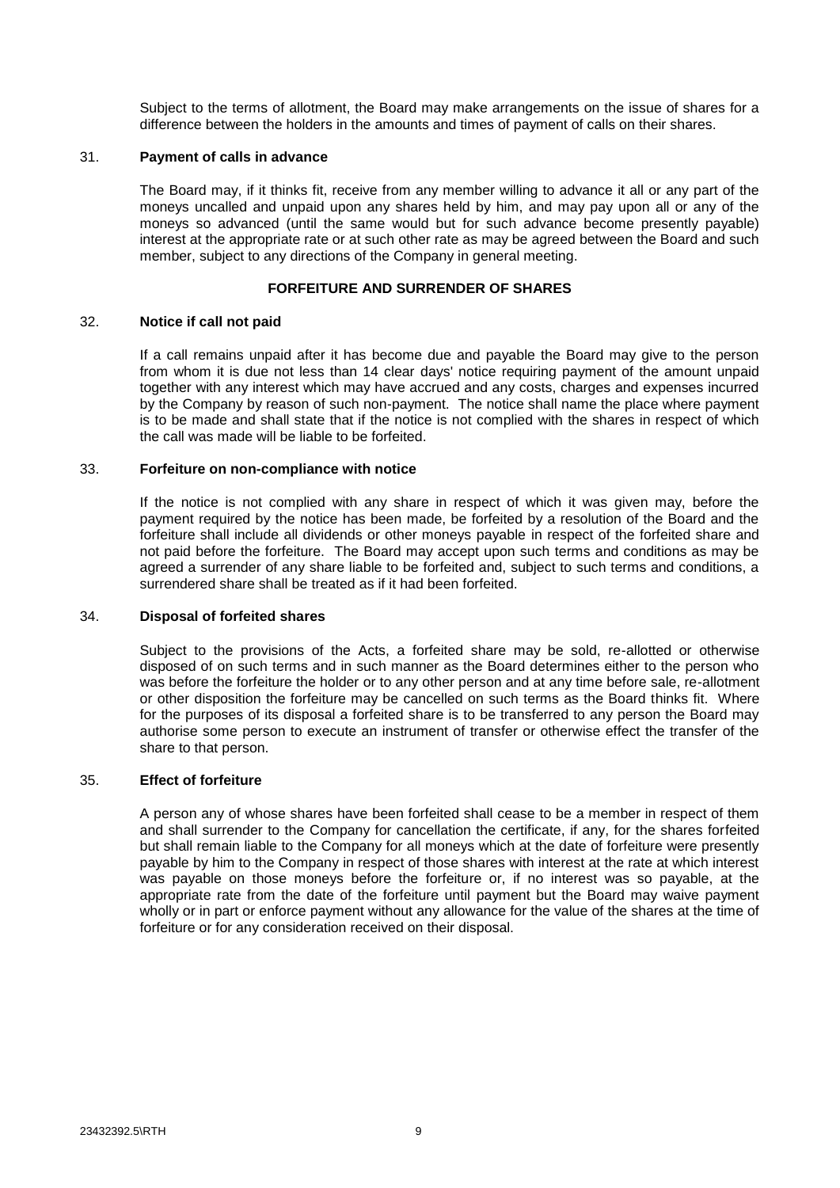Subject to the terms of allotment, the Board may make arrangements on the issue of shares for a difference between the holders in the amounts and times of payment of calls on their shares.

31. **Payment of calls in advance**

The Board may, if it thinks fit, receive from any member willing to advance it all or any part of the moneys uncalled and unpaid upon any shares held by him, and may pay upon all or any of the moneys so advanced (until the same would but for such advance become presently payable) interest at the appropriate rate or at such other rate as may be agreed between the Board and such member, subject to any directions of the Company in general meeting.

**FORFEITURE AND SURRENDER OF SHARES**

32. **Notice if call not paid**

If a call remains unpaid after it has become due and payable the Board may give to the person from whom it is due not less than 14 clear days' notice requiring payment of the amount unpaid together with any interest which may have accrued and any costs, charges and expenses incurred by the Company by reason of such non-payment. The notice shall name the place where payment is to be made and shall state that if the notice is not complied with the shares in respect of which the call was made will be liable to be forfeited.

33. **Forfeiture on non-compliance with notice**

If the notice is not complied with any share in respect of which it was given may, before the payment required by the notice has been made, be forfeited by a resolution of the Board and the forfeiture shall include all dividends or other moneys payable in respect of the forfeited share and not paid before the forfeiture. The Board may accept upon such terms and conditions as may be agreed a surrender of any share liable to be forfeited and, subject to such terms and conditions, a surrendered share shall be treated as if it had been forfeited.

34. **Disposal of forfeited shares**

Subject to the provisions of the Acts, a forfeited share may be sold, re-allotted or otherwise disposed of on such terms and in such manner as the Board determines either to the person who was before the forfeiture the holder or to any other person and at any time before sale, re-allotment or other disposition the forfeiture may be cancelled on such terms as the Board thinks fit. Where for the purposes of its disposal a forfeited share is to be transferred to any person the Board may authorise some person to execute an instrument of transfer or otherwise effect the transfer of the share to that person.

35. **Effect of forfeiture**

A person any of whose shares have been forfeited shall cease to be a member in respect of them and shall surrender to the Company for cancellation the certificate, if any, for the shares forfeited but shall remain liable to the Company for all moneys which at the date of forfeiture were presently payable by him to the Company in respect of those shares with interest at the rate at which interest was payable on those moneys before the forfeiture or, if no interest was so payable, at the appropriate rate from the date of the forfeiture until payment but the Board may waive payment wholly or in part or enforce payment without any allowance for the value of the shares at the time of forfeiture or for any consideration received on their disposal.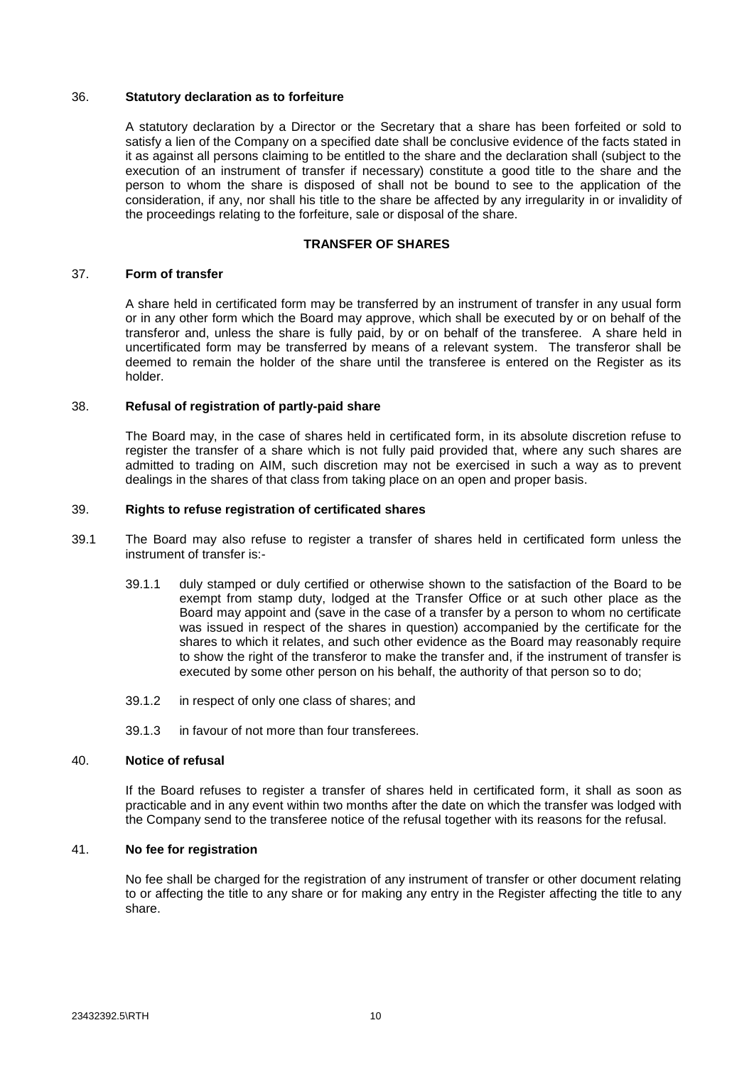36. **Statutory declaration as to forfeiture**

A statutory declaration by a Director or the Secretary that a share has been forfeited or sold to satisfy a lien of the Company on a specified date shall be conclusive evidence of the facts stated in it as against all persons claiming to be entitled to the share and the declaration shall (subject to the execution of an instrument of transfer if necessary) constitute a good title to the share and the person to whom the share is disposed of shall not be bound to see to the application of the consideration, if any, nor shall his title to the share be affected by any irregularity in or invalidity of the proceedings relating to the forfeiture, sale or disposal of the share.

## TRANSFER OF SHARES

37. **Form of transfer**

A share held in certificated form may be transferred by an instrument of transfer in any usual form or in any other form which the Board may approve, which shall be executed by or on behalf of the transferor and, unless the share is fully paid, by or on behalf of the transferee. A share held in uncertificated form may be transferred by means of a relevant system. The transferor shall be deemed to remain the holder of the share until the transferee is entered on the Register as its holder.

38. **Refusal of registration of partly-paid share**

The Board may, in the case of shares held in certificated form, in its absolute discretion refuse to register the transfer of a share which is not fully paid provided that, where any such shares are admitted to trading on AIM, such discretion may not be exercised in such a way as to prevent dealings in the shares of that class from taking place on an open and proper basis.

39. **Rights to refuse registration of certificated shares**

39.1 The Board may also refuse to register a transfer of shares held in certificated form unless the instrument of transfer is:-

39.1.1 duly stamped or duly certified or otherwise shown to the satisfaction of the Board to be exempt from stamp duty, lodged at the Transfer Office or at such other place as the Board may appoint and (save in the case of a transfer by a person to whom no certificate was issued in respect of the shares in question) accompanied by the certificate for the shares to which it relates, and such other evidence as the Board may reasonably require to show the right of the transferor to make the transfer and, if the instrument of transfer is executed by some other person on his behalf, the authority of that person so to do;

39.1.2 in respect of only one class of shares; and

39.1.3 in favour of not more than four transferees.

40. **Notice of refusal**

If the Board refuses to register a transfer of shares held in certificated form, it shall as soon as practicable and in any event within two months after the date on which the transfer was lodged with the Company send to the transferee notice of the refusal together with its reasons for the refusal.

41. **No fee for registration**

No fee shall be charged for the registration of any instrument of transfer or other document relating to or affecting the title to any share or for making any entry in the Register affecting the title to any share.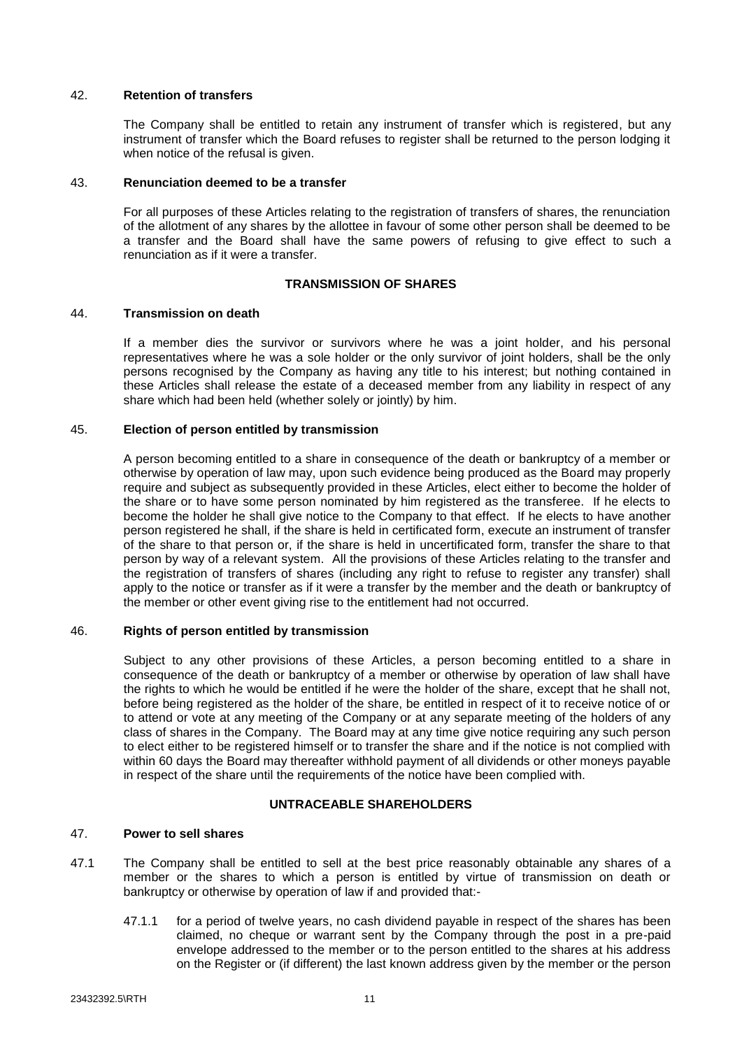### 42. **Retention of transfers**

The Company shall be entitled to retain any instrument of transfer which is registered, but any instrument of transfer which the Board refuses to register shall be returned to the person lodging it when notice of the refusal is given.

### 43. **Renunciation deemed to be a transfer**

For all purposes of these Articles relating to the registration of transfers of shares, the renunciation of the allotment of any shares by the allottee in favour of some other person shall be deemed to be a transfer and the Board shall have the same powers of refusing to give effect to such a renunciation as if it were a transfer.

## TRANSMISSION OF SHARES

### 44. **Transmission on death**

If a member dies the survivor or survivors where he was a joint holder, and his personal representatives where he was a sole holder or the only survivor of joint holders, shall be the only persons recognised by the Company as having any title to his interest; but nothing contained in these Articles shall release the estate of a deceased member from any liability in respect of any share which had been held (whether solely or jointly) by him.

### 45. **Election of person entitled by transmission**

A person becoming entitled to a share in consequence of the death or bankruptcy of a member or otherwise by operation of law may, upon such evidence being produced as the Board may properly require and subject as subsequently provided in these Articles, elect either to become the holder of the share or to have some person nominated by him registered as the transferee. If he elects to become the holder he shall give notice to the Company to that effect. If he elects to have another person registered he shall, if the share is held in certificated form, execute an instrument of transfer of the share to that person or, if the share is held in uncertificated form, transfer the share to that person by way of a relevant system. All the provisions of these Articles relating to the transfer and the registration of transfers of shares (including any right to refuse to register any transfer) shall apply to the notice or transfer as if it were a transfer by the member and the death or bankruptcy of the member or other event giving rise to the entitlement had not occurred.

### 46. **Rights of person entitled by transmission**

Subject to any other provisions of these Articles, a person becoming entitled to a share in consequence of the death or bankruptcy of a member or otherwise by operation of law shall have the rights to which he would be entitled if he were the holder of the share, except that he shall not, before being registered as the holder of the share, be entitled in respect of it to receive notice of or to attend or vote at any meeting of the Company or at any separate meeting of the holders of any class of shares in the Company. The Board may at any time give notice requiring any such person to elect either to be registered himself or to transfer the share and if the notice is not complied with within 60 days the Board may thereafter withhold payment of all dividends or other moneys payable in respect of the share until the requirements of the notice have been complied with.

## UNTRACEABLE SHAREHOLDERS

### 47. **Power to sell shares**

47.1 The Company shall be entitled to sell at the best price reasonably obtainable any shares of a member or the shares to which a person is entitled by virtue of transmission on death or bankruptcy or otherwise by operation of law if and provided that:-

47.1.1 for a period of twelve years, no cash dividend payable in respect of the shares has been claimed, no cheque or warrant sent by the Company through the post in a pre-paid envelope addressed to the member or to the person entitled to the shares at his address on the Register or (if different) the last known address given by the member or the person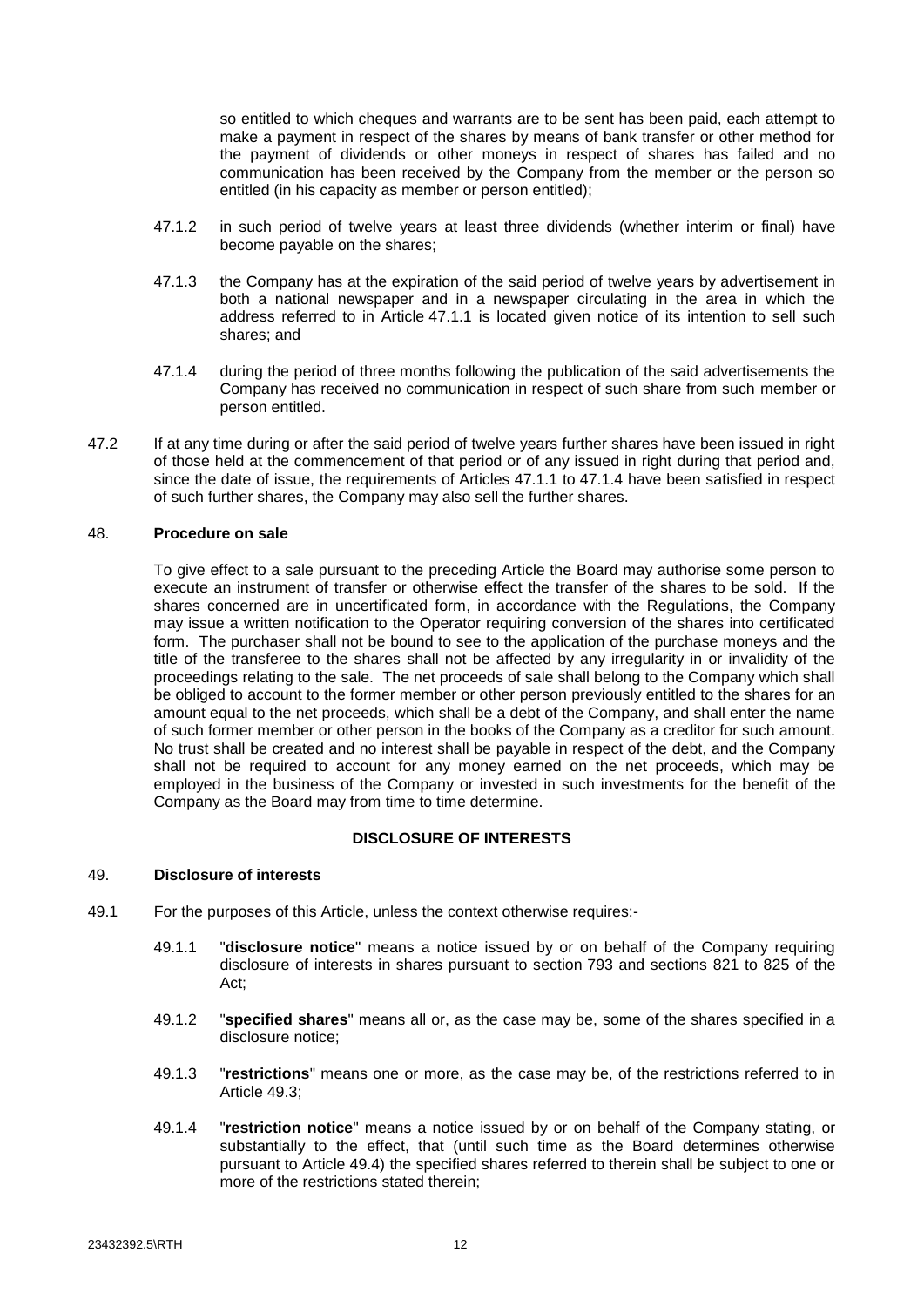so entitled to which cheques and warrants are to be sent has been paid, each attempt to make a payment in respect of the shares by means of bank transfer or other method for the payment of dividends or other moneys in respect of shares has failed and no communication has been received by the Company from the member or the person so entitled (in his capacity as member or person entitled);

47.1.2 in such period of twelve years at least three dividends (whether interim or final) have become payable on the shares;

47.1.3 the Company has at the expiration of the said period of twelve years by advertisement in both a national newspaper and in a newspaper circulating in the area in which the address referred to in Article 47.1.1 is located given notice of its intention to sell such shares; and

47.1.4 during the period of three months following the publication of the said advertisements the Company has received no communication in respect of such share from such member or person entitled.

47.2 If at any time during or after the said period of twelve years further shares have been issued in right of those held at the commencement of that period or of any issued in right during that period and, since the date of issue, the requirements of Articles 47.1.1 to 47.1.4 have been satisfied in respect of such further shares, the Company may also sell the further shares.

48. **Procedure on sale**

To give effect to a sale pursuant to the preceding Article the Board may authorise some person to execute an instrument of transfer or otherwise effect the transfer of the shares to be sold. If the shares concerned are in uncertificated form, in accordance with the Regulations, the Company may issue a written notification to the Operator requiring conversion of the shares into certificated form. The purchaser shall not be bound to see to the application of the purchase moneys and the title of the transferee to the shares shall not be affected by any irregularity in or invalidity of the proceedings relating to the sale. The net proceeds of sale shall belong to the Company which shall be obliged to account to the former member or other person previously entitled to the shares for an amount equal to the net proceeds, which shall be a debt of the Company, and shall enter the name of such former member or other person in the books of the Company as a creditor for such amount. No trust shall be created and no interest shall be payable in respect of the debt, and the Company shall not be required to account for any money earned on the net proceeds, which may be employed in the business of the Company or invested in such investments for the benefit of the Company as the Board may from time to time determine.

## DISCLOSURE OF INTERESTS

49. **Disclosure of interests**

49.1 For the purposes of this Article, unless the context otherwise requires:-

49.1.1 "**disclosure notice**" means a notice issued by or on behalf of the Company requiring disclosure of interests in shares pursuant to section 793 and sections 821 to 825 of the Act;

49.1.2 "**specified shares**" means all or, as the case may be, some of the shares specified in a disclosure notice;

49.1.3 "**restrictions**" means one or more, as the case may be, of the restrictions referred to in Article 49.3;

49.1.4 "**restriction notice**" means a notice issued by or on behalf of the Company stating, or substantially to the effect, that (until such time as the Board determines otherwise pursuant to Article 49.4) the specified shares referred to therein shall be subject to one or more of the restrictions stated therein;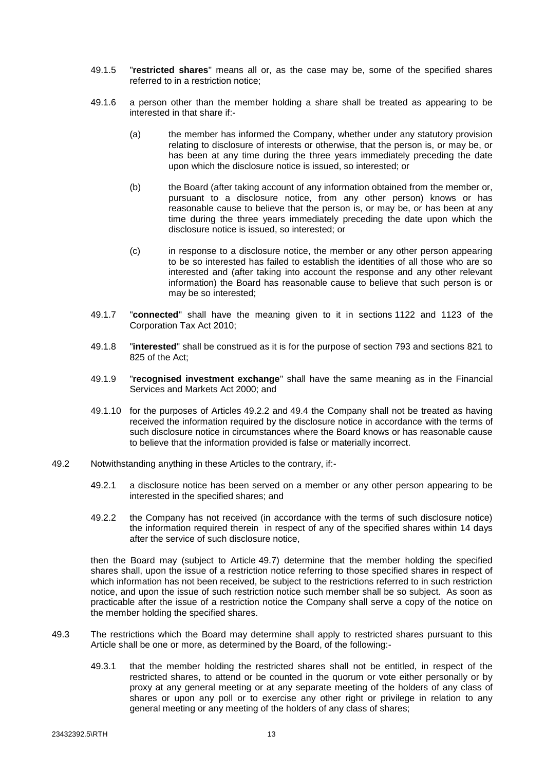49.1.5 "**restricted shares**" means all or, as the case may be, some of the specified shares referred to in a restriction notice;

49.1.6 a person other than the member holding a share shall be treated as appearing to be interested in that share if:-

(a) the member has informed the Company, whether under any statutory provision relating to disclosure of interests or otherwise, that the person is, or may be, or has been at any time during the three years immediately preceding the date upon which the disclosure notice is issued, so interested; or

(b) the Board (after taking account of any information obtained from the member or, pursuant to a disclosure notice, from any other person) knows or has reasonable cause to believe that the person is, or may be, or has been at any time during the three years immediately preceding the date upon which the disclosure notice is issued, so interested; or

(c) in response to a disclosure notice, the member or any other person appearing to be so interested has failed to establish the identities of all those who are so interested and (after taking into account the response and any other relevant information) the Board has reasonable cause to believe that such person is or may be so interested;

49.1.7 "**connected**" shall have the meaning given to it in sections 1122 and 1123 of the Corporation Tax Act 2010;

49.1.8 "**interested**" shall be construed as it is for the purpose of section 793 and sections 821 to 825 of the Act;

49.1.9 "**recognised investment exchange**" shall have the same meaning as in the Financial Services and Markets Act 2000; and

49.1.10 for the purposes of Articles 49.2.2 and 49.4 the Company shall not be treated as having received the information required by the disclosure notice in accordance with the terms of such disclosure notice in circumstances where the Board knows or has reasonable cause to believe that the information provided is false or materially incorrect.

49.2 Notwithstanding anything in these Articles to the contrary, if:-

49.2.1 a disclosure notice has been served on a member or any other person appearing to be interested in the specified shares; and

49.2.2 the Company has not received (in accordance with the terms of such disclosure notice) the information required therein in respect of any of the specified shares within 14 days after the service of such disclosure notice,

then the Board may (subject to Article 49.7) determine that the member holding the specified shares shall, upon the issue of a restriction notice referring to those specified shares in respect of which information has not been received, be subject to the restrictions referred to in such restriction notice, and upon the issue of such restriction notice such member shall be so subject. As soon as practicable after the issue of a restriction notice the Company shall serve a copy of the notice on the member holding the specified shares.

49.3 The restrictions which the Board may determine shall apply to restricted shares pursuant to this Article shall be one or more, as determined by the Board, of the following:-

49.3.1 that the member holding the restricted shares shall not be entitled, in respect of the restricted shares, to attend or be counted in the quorum or vote either personally or by proxy at any general meeting or at any separate meeting of the holders of any class of shares or upon any poll or to exercise any other right or privilege in relation to any general meeting or any meeting of the holders of any class of shares;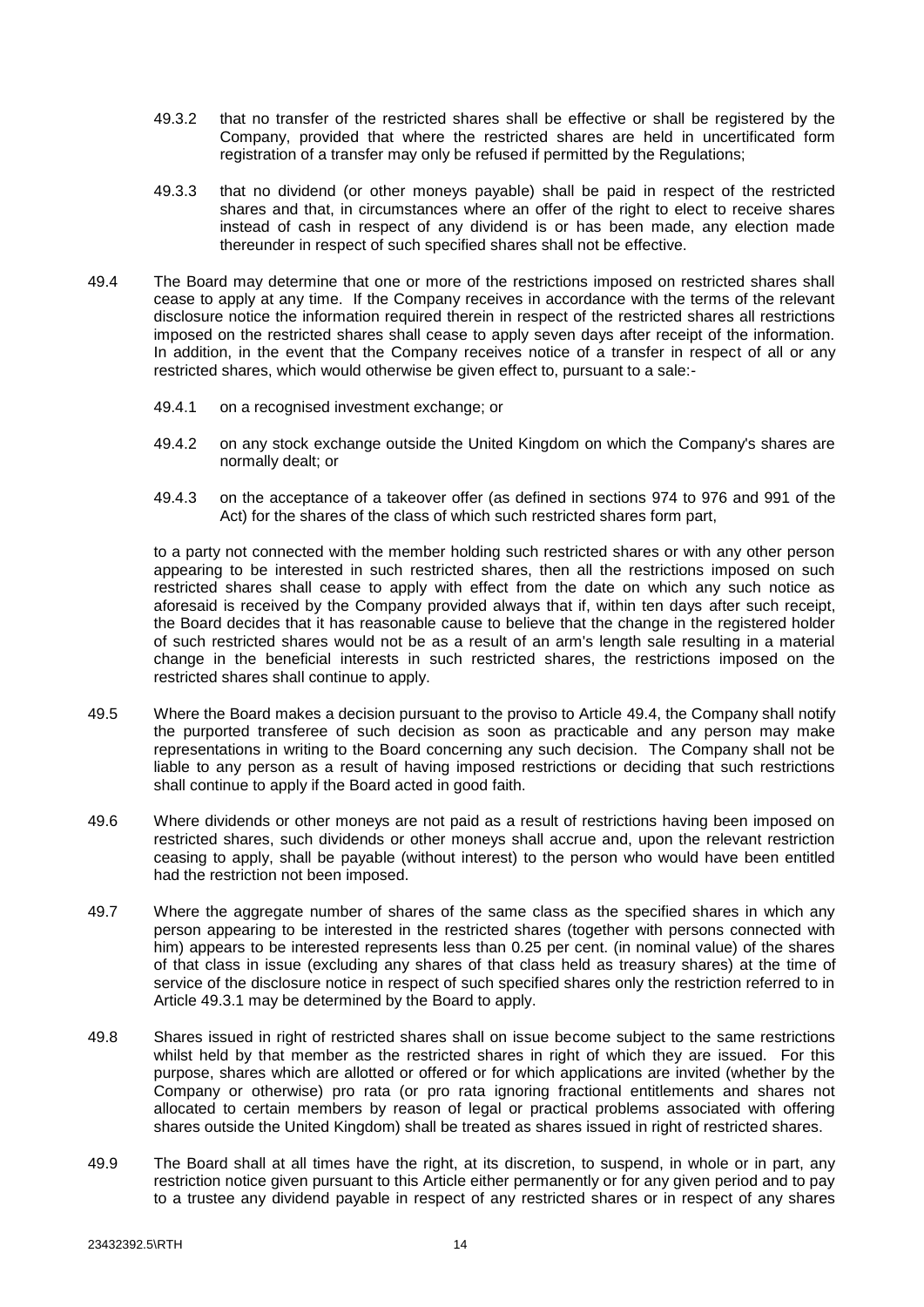49.3.2 that no transfer of the restricted shares shall be effective or shall be registered by the Company, provided that where the restricted shares are held in uncertificated form registration of a transfer may only be refused if permitted by the Regulations;

49.3.3 that no dividend (or other moneys payable) shall be paid in respect of the restricted shares and that, in circumstances where an offer of the right to elect to receive shares instead of cash in respect of any dividend is or has been made, any election made thereunder in respect of such specified shares shall not be effective.

49.4 The Board may determine that one or more of the restrictions imposed on restricted shares shall cease to apply at any time. If the Company receives in accordance with the terms of the relevant disclosure notice the information required therein in respect of the restricted shares all restrictions imposed on the restricted shares shall cease to apply seven days after receipt of the information. In addition, in the event that the Company receives notice of a transfer in respect of all or any restricted shares, which would otherwise be given effect to, pursuant to a sale:-

49.4.1 on a recognised investment exchange; or

49.4.2 on any stock exchange outside the United Kingdom on which the Company's shares are normally dealt; or

49.4.3 on the acceptance of a takeover offer (as defined in sections 974 to 976 and 991 of the Act) for the shares of the class of which such restricted shares form part,

to a party not connected with the member holding such restricted shares or with any other person appearing to be interested in such restricted shares, then all the restrictions imposed on such restricted shares shall cease to apply with effect from the date on which any such notice as aforesaid is received by the Company provided always that if, within ten days after such receipt, the Board decides that it has reasonable cause to believe that the change in the registered holder of such restricted shares would not be as a result of an arm's length sale resulting in a material change in the beneficial interests in such restricted shares, the restrictions imposed on the restricted shares shall continue to apply.

49.5 Where the Board makes a decision pursuant to the proviso to Article 49.4, the Company shall notify the purported transferee of such decision as soon as practicable and any person may make representations in writing to the Board concerning any such decision. The Company shall not be liable to any person as a result of having imposed restrictions or deciding that such restrictions shall continue to apply if the Board acted in good faith.

49.6 Where dividends or other moneys are not paid as a result of restrictions having been imposed on restricted shares, such dividends or other moneys shall accrue and, upon the relevant restriction ceasing to apply, shall be payable (without interest) to the person who would have been entitled had the restriction not been imposed.

49.7 Where the aggregate number of shares of the same class as the specified shares in which any person appearing to be interested in the restricted shares (together with persons connected with him) appears to be interested represents less than 0.25 per cent. (in nominal value) of the shares of that class in issue (excluding any shares of that class held as treasury shares) at the time of service of the disclosure notice in respect of such specified shares only the restriction referred to in Article 49.3.1 may be determined by the Board to apply.

49.8 Shares issued in right of restricted shares shall on issue become subject to the same restrictions whilst held by that member as the restricted shares in right of which they are issued. For this purpose, shares which are allotted or offered or for which applications are invited (whether by the Company or otherwise) pro rata (or pro rata ignoring fractional entitlements and shares not allocated to certain members by reason of legal or practical problems associated with offering shares outside the United Kingdom) shall be treated as shares issued in right of restricted shares.

49.9 The Board shall at all times have the right, at its discretion, to suspend, in whole or in part, any restriction notice given pursuant to this Article either permanently or for any given period and to pay to a trustee any dividend payable in respect of any restricted shares or in respect of any shares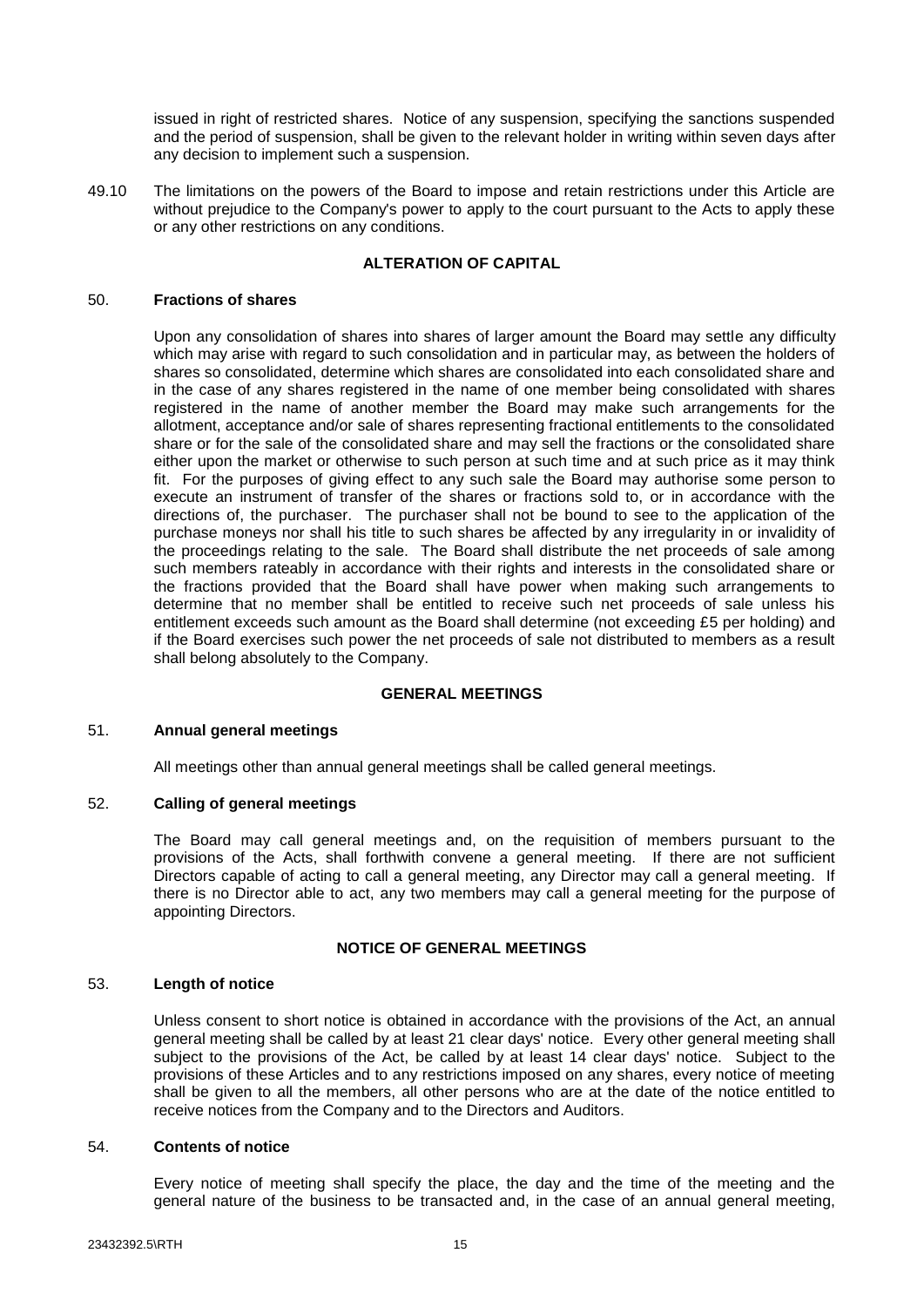issued in right of restricted shares. Notice of any suspension, specifying the sanctions suspended and the period of suspension, shall be given to the relevant holder in writing within seven days after any decision to implement such a suspension.

49.10 The limitations on the powers of the Board to impose and retain restrictions under this Article are without prejudice to the Company's power to apply to the court pursuant to the Acts to apply these or any other restrictions on any conditions.

## ALTERATION OF CAPITAL

### 50. Fractions of shares

Upon any consolidation of shares into shares of larger amount the Board may settle any difficulty which may arise with regard to such consolidation and in particular may, as between the holders of shares so consolidated, determine which shares are consolidated into each consolidated share and in the case of any shares registered in the name of one member being consolidated with shares registered in the name of another member the Board may make such arrangements for the allotment, acceptance and/or sale of shares representing fractional entitlements to the consolidated share or for the sale of the consolidated share and may sell the fractions or the consolidated share either upon the market or otherwise to such person at such time and at such price as it may think fit. For the purposes of giving effect to any such sale the Board may authorise some person to execute an instrument of transfer of the shares or fractions sold to, or in accordance with the directions of, the purchaser. The purchaser shall not be bound to see to the application of the purchase moneys nor shall his title to such shares be affected by any irregularity in or invalidity of the proceedings relating to the sale. The Board shall distribute the net proceeds of sale among such members rateably in accordance with their rights and interests in the consolidated share or the fractions provided that the Board shall have power when making such arrangements to determine that no member shall be entitled to receive such net proceeds of sale unless his entitlement exceeds such amount as the Board shall determine (not exceeding £5 per holding) and if the Board exercises such power the net proceeds of sale not distributed to members as a result shall belong absolutely to the Company.

## GENERAL MEETINGS

### 51. Annual general meetings

All meetings other than annual general meetings shall be called general meetings.

### 52. Calling of general meetings

The Board may call general meetings and, on the requisition of members pursuant to the provisions of the Acts, shall forthwith convene a general meeting. If there are not sufficient Directors capable of acting to call a general meeting, any Director may call a general meeting. If there is no Director able to act, any two members may call a general meeting for the purpose of appointing Directors.

## NOTICE OF GENERAL MEETINGS

### 53. Length of notice

Unless consent to short notice is obtained in accordance with the provisions of the Act, an annual general meeting shall be called by at least 21 clear days' notice. Every other general meeting shall subject to the provisions of the Act, be called by at least 14 clear days' notice. Subject to the provisions of these Articles and to any restrictions imposed on any shares, every notice of meeting shall be given to all the members, all other persons who are at the date of the notice entitled to receive notices from the Company and to the Directors and Auditors.

### 54. Contents of notice

Every notice of meeting shall specify the place, the day and the time of the meeting and the general nature of the business to be transacted and, in the case of an annual general meeting,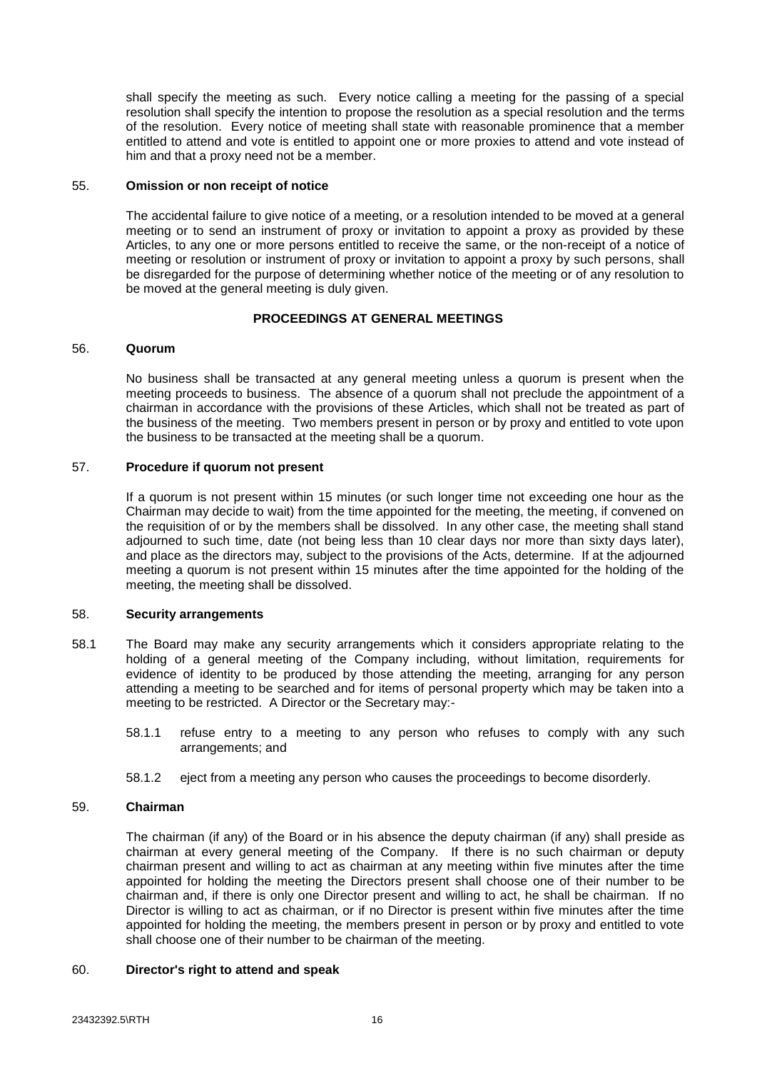shall specify the meeting as such. Every notice calling a meeting for the passing of a special resolution shall specify the intention to propose the resolution as a special resolution and the terms of the resolution. Every notice of meeting shall state with reasonable prominence that a member entitled to attend and vote is entitled to appoint one or more proxies to attend and vote instead of him and that a proxy need not be a member.

55. **Omission or non receipt of notice**

The accidental failure to give notice of a meeting, or a resolution intended to be moved at a general meeting or to send an instrument of proxy or invitation to appoint a proxy as provided by these Articles, to any one or more persons entitled to receive the same, or the non-receipt of a notice of meeting or resolution or instrument of proxy or invitation to appoint a proxy by such persons, shall be disregarded for the purpose of determining whether notice of the meeting or of any resolution to be moved at the general meeting is duly given.

## PROCEEDINGS AT GENERAL MEETINGS

56. **Quorum**

No business shall be transacted at any general meeting unless a quorum is present when the meeting proceeds to business. The absence of a quorum shall not preclude the appointment of a chairman in accordance with the provisions of these Articles, which shall not be treated as part of the business of the meeting. Two members present in person or by proxy and entitled to vote upon the business to be transacted at the meeting shall be a quorum.

57. **Procedure if quorum not present**

If a quorum is not present within 15 minutes (or such longer time not exceeding one hour as the Chairman may decide to wait) from the time appointed for the meeting, the meeting, if convened on the requisition of or by the members shall be dissolved. In any other case, the meeting shall stand adjourned to such time, date (not being less than 10 clear days nor more than sixty days later), and place as the directors may, subject to the provisions of the Acts, determine. If at the adjourned meeting a quorum is not present within 15 minutes after the time appointed for the holding of the meeting, the meeting shall be dissolved.

58. **Security arrangements**

58.1 The Board may make any security arrangements which it considers appropriate relating to the holding of a general meeting of the Company including, without limitation, requirements for evidence of identity to be produced by those attending the meeting, arranging for any person attending a meeting to be searched and for items of personal property which may be taken into a meeting to be restricted. A Director or the Secretary may:-

58.1.1 refuse entry to a meeting to any person who refuses to comply with any such arrangements; and

58.1.2 eject from a meeting any person who causes the proceedings to become disorderly.

59. **Chairman**

The chairman (if any) of the Board or in his absence the deputy chairman (if any) shall preside as chairman at every general meeting of the Company. If there is no such chairman or deputy chairman present and willing to act as chairman at any meeting within five minutes after the time appointed for holding the meeting the Directors present shall choose one of their number to be chairman and, if there is only one Director present and willing to act, he shall be chairman. If no Director is willing to act as chairman, or if no Director is present within five minutes after the time appointed for holding the meeting, the members present in person or by proxy and entitled to vote shall choose one of their number to be chairman of the meeting.

60. **Director's right to attend and speak**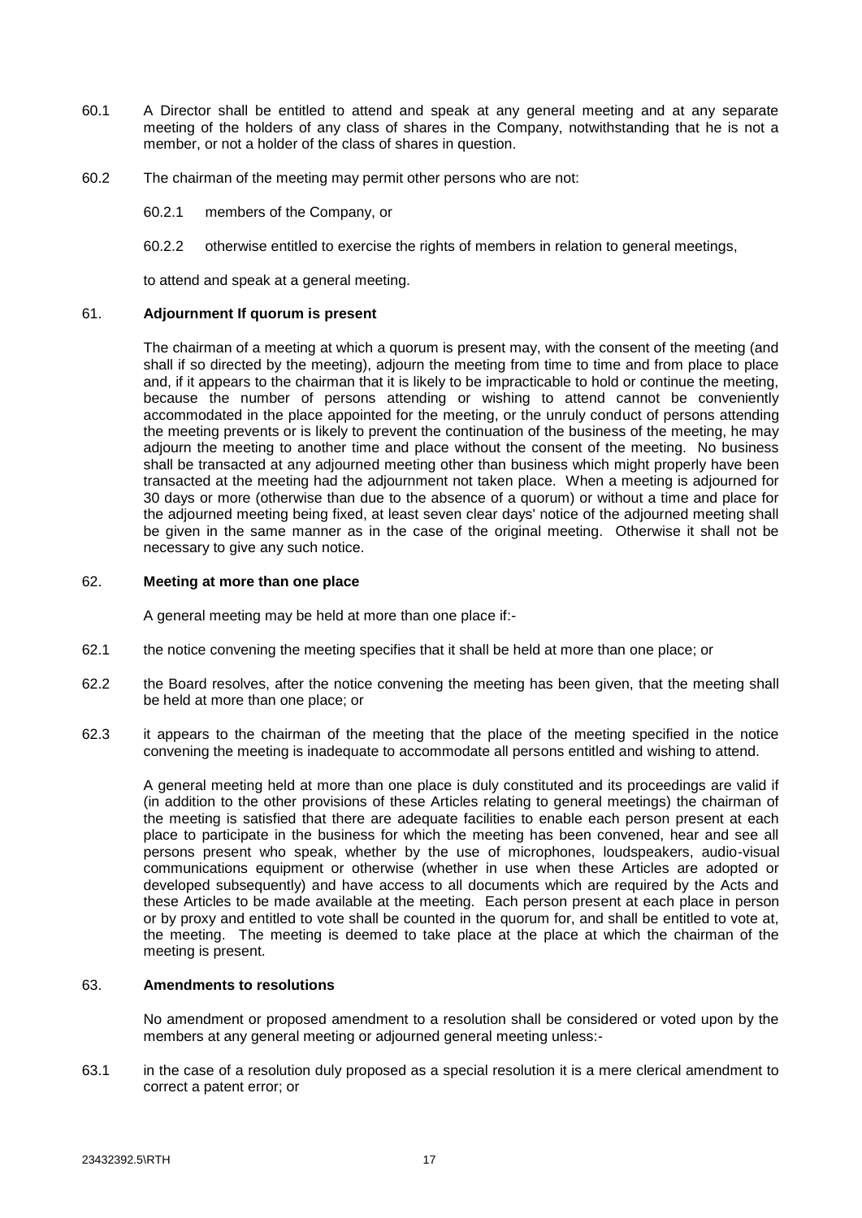60.1 A Director shall be entitled to attend and speak at any general meeting and at any separate meeting of the holders of any class of shares in the Company, notwithstanding that he is not a member, or not a holder of the class of shares in question.

60.2 The chairman of the meeting may permit other persons who are not:

60.2.1 members of the Company, or

60.2.2 otherwise entitled to exercise the rights of members in relation to general meetings,

to attend and speak at a general meeting.

## 61. Adjournment If quorum is present

The chairman of a meeting at which a quorum is present may, with the consent of the meeting (and shall if so directed by the meeting), adjourn the meeting from time to time and from place to place and, if it appears to the chairman that it is likely to be impracticable to hold or continue the meeting, because the number of persons attending or wishing to attend cannot be conveniently accommodated in the place appointed for the meeting, or the unruly conduct of persons attending the meeting prevents or is likely to prevent the continuation of the business of the meeting, he may adjourn the meeting to another time and place without the consent of the meeting. No business shall be transacted at any adjourned meeting other than business which might properly have been transacted at the meeting had the adjournment not taken place. When a meeting is adjourned for 30 days or more (otherwise than due to the absence of a quorum) or without a time and place for the adjourned meeting being fixed, at least seven clear days' notice of the adjourned meeting shall be given in the same manner as in the case of the original meeting. Otherwise it shall not be necessary to give any such notice.

## 62. Meeting at more than one place

A general meeting may be held at more than one place if:-

62.1 the notice convening the meeting specifies that it shall be held at more than one place; or

62.2 the Board resolves, after the notice convening the meeting has been given, that the meeting shall be held at more than one place; or

62.3 it appears to the chairman of the meeting that the place of the meeting specified in the notice convening the meeting is inadequate to accommodate all persons entitled and wishing to attend.

A general meeting held at more than one place is duly constituted and its proceedings are valid if (in addition to the other provisions of these Articles relating to general meetings) the chairman of the meeting is satisfied that there are adequate facilities to enable each person present at each place to participate in the business for which the meeting has been convened, hear and see all persons present who speak, whether by the use of microphones, loudspeakers, audio-visual communications equipment or otherwise (whether in use when these Articles are adopted or developed subsequently) and have access to all documents which are required by the Acts and these Articles to be made available at the meeting. Each person present at each place in person or by proxy and entitled to vote shall be counted in the quorum for, and shall be entitled to vote at, the meeting. The meeting is deemed to take place at the place at which the chairman of the meeting is present.

## 63. Amendments to resolutions

No amendment or proposed amendment to a resolution shall be considered or voted upon by the members at any general meeting or adjourned general meeting unless:-

63.1 in the case of a resolution duly proposed as a special resolution it is a mere clerical amendment to correct a patent error; or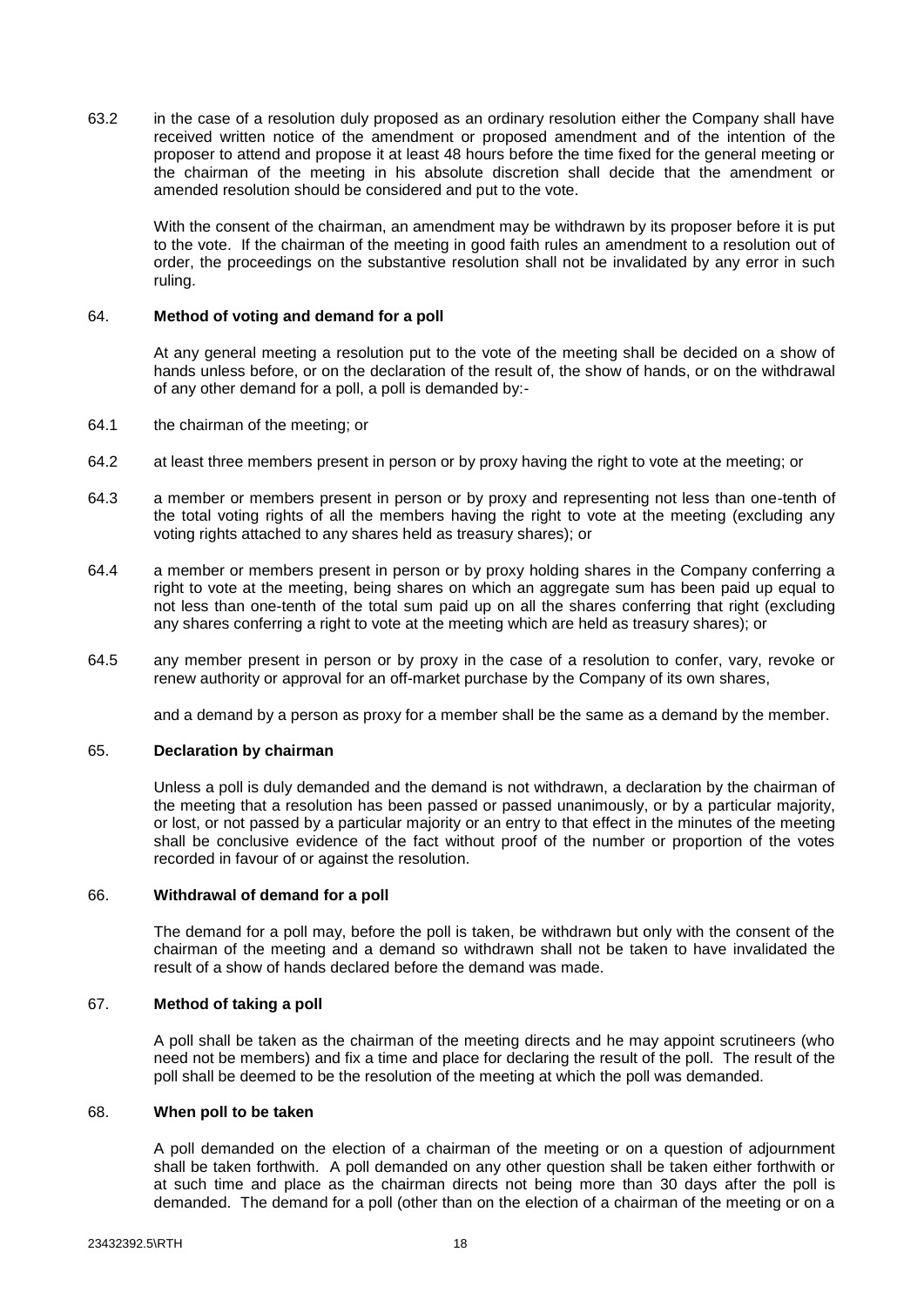63.2 in the case of a resolution duly proposed as an ordinary resolution either the Company shall have received written notice of the amendment or proposed amendment and of the intention of the proposer to attend and propose it at least 48 hours before the time fixed for the general meeting or the chairman of the meeting in his absolute discretion shall decide that the amendment or amended resolution should be considered and put to the vote.

With the consent of the chairman, an amendment may be withdrawn by its proposer before it is put to the vote. If the chairman of the meeting in good faith rules an amendment to a resolution out of order, the proceedings on the substantive resolution shall not be invalidated by any error in such ruling.

64. **Method of voting and demand for a poll**

At any general meeting a resolution put to the vote of the meeting shall be decided on a show of hands unless before, or on the declaration of the result of, the show of hands, or on the withdrawal of any other demand for a poll, a poll is demanded by:-

64.1 the chairman of the meeting; or

64.2 at least three members present in person or by proxy having the right to vote at the meeting; or

64.3 a member or members present in person or by proxy and representing not less than one-tenth of the total voting rights of all the members having the right to vote at the meeting (excluding any voting rights attached to any shares held as treasury shares); or

64.4 a member or members present in person or by proxy holding shares in the Company conferring a right to vote at the meeting, being shares on which an aggregate sum has been paid up equal to not less than one-tenth of the total sum paid up on all the shares conferring that right (excluding any shares conferring a right to vote at the meeting which are held as treasury shares); or

64.5 any member present in person or by proxy in the case of a resolution to confer, vary, revoke or renew authority or approval for an off-market purchase by the Company of its own shares,

and a demand by a person as proxy for a member shall be the same as a demand by the member.

65. **Declaration by chairman**

Unless a poll is duly demanded and the demand is not withdrawn, a declaration by the chairman of the meeting that a resolution has been passed or passed unanimously, or by a particular majority, or lost, or not passed by a particular majority or an entry to that effect in the minutes of the meeting shall be conclusive evidence of the fact without proof of the number or proportion of the votes recorded in favour of or against the resolution.

66. **Withdrawal of demand for a poll**

The demand for a poll may, before the poll is taken, be withdrawn but only with the consent of the chairman of the meeting and a demand so withdrawn shall not be taken to have invalidated the result of a show of hands declared before the demand was made.

67. **Method of taking a poll**

A poll shall be taken as the chairman of the meeting directs and he may appoint scrutineers (who need not be members) and fix a time and place for declaring the result of the poll. The result of the poll shall be deemed to be the resolution of the meeting at which the poll was demanded.

68. **When poll to be taken**

A poll demanded on the election of a chairman of the meeting or on a question of adjournment shall be taken forthwith. A poll demanded on any other question shall be taken either forthwith or at such time and place as the chairman directs not being more than 30 days after the poll is demanded. The demand for a poll (other than on the election of a chairman of the meeting or on a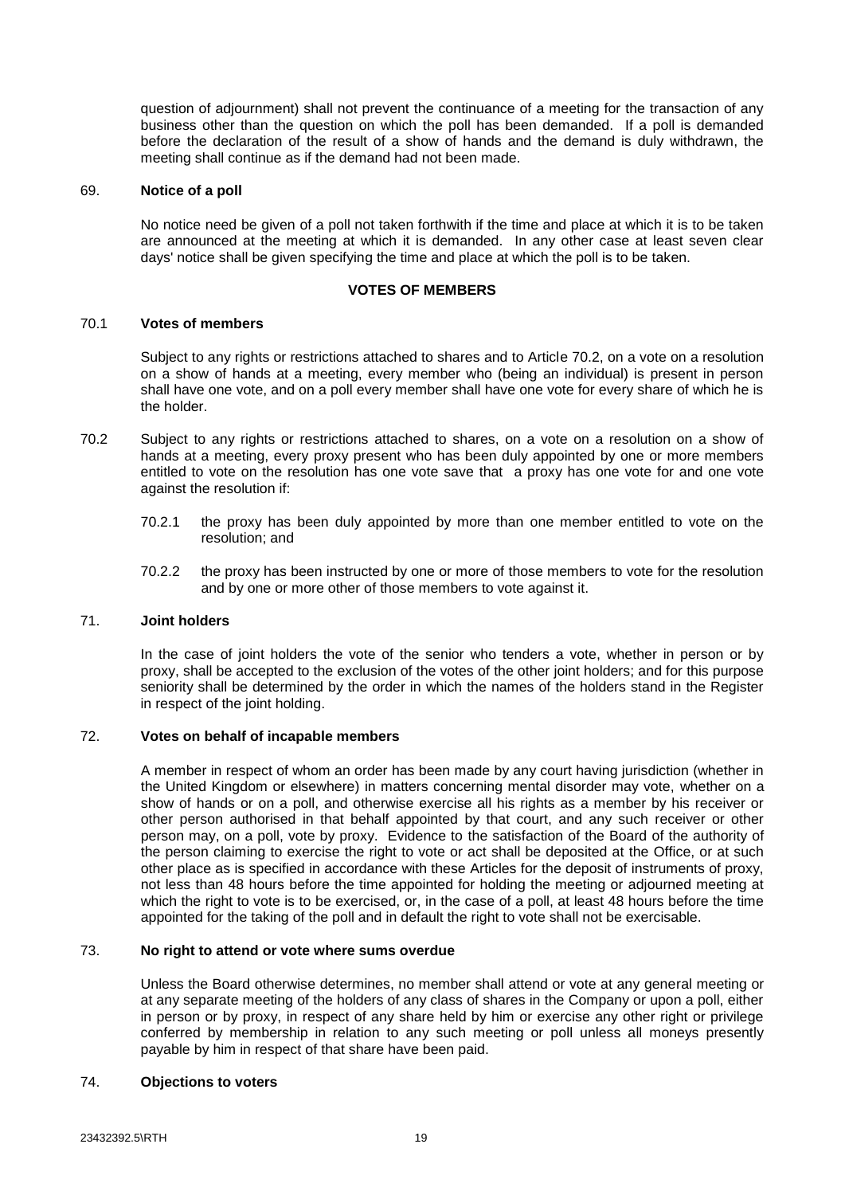question of adjournment) shall not prevent the continuance of a meeting for the transaction of any business other than the question on which the poll has been demanded. If a poll is demanded before the declaration of the result of a show of hands and the demand is duly withdrawn, the meeting shall continue as if the demand had not been made.

69. **Notice of a poll**

No notice need be given of a poll not taken forthwith if the time and place at which it is to be taken are announced at the meeting at which it is demanded. In any other case at least seven clear days' notice shall be given specifying the time and place at which the poll is to be taken.

**VOTES OF MEMBERS**

70.1 **Votes of members**

Subject to any rights or restrictions attached to shares and to Article 70.2, on a vote on a resolution on a show of hands at a meeting, every member who (being an individual) is present in person shall have one vote, and on a poll every member shall have one vote for every share of which he is the holder.

70.2 Subject to any rights or restrictions attached to shares, on a vote on a resolution on a show of hands at a meeting, every proxy present who has been duly appointed by one or more members entitled to vote on the resolution has one vote save that a proxy has one vote for and one vote against the resolution if:

70.2.1 the proxy has been duly appointed by more than one member entitled to vote on the resolution; and

70.2.2 the proxy has been instructed by one or more of those members to vote for the resolution and by one or more other of those members to vote against it.

71. **Joint holders**

In the case of joint holders the vote of the senior who tenders a vote, whether in person or by proxy, shall be accepted to the exclusion of the votes of the other joint holders; and for this purpose seniority shall be determined by the order in which the names of the holders stand in the Register in respect of the joint holding.

72. **Votes on behalf of incapable members**

A member in respect of whom an order has been made by any court having jurisdiction (whether in the United Kingdom or elsewhere) in matters concerning mental disorder may vote, whether on a show of hands or on a poll, and otherwise exercise all his rights as a member by his receiver or other person authorised in that behalf appointed by that court, and any such receiver or other person may, on a poll, vote by proxy. Evidence to the satisfaction of the Board of the authority of the person claiming to exercise the right to vote or act shall be deposited at the Office, or at such other place as is specified in accordance with these Articles for the deposit of instruments of proxy, not less than 48 hours before the time appointed for holding the meeting or adjourned meeting at which the right to vote is to be exercised, or, in the case of a poll, at least 48 hours before the time appointed for the taking of the poll and in default the right to vote shall not be exercisable.

73. **No right to attend or vote where sums overdue**

Unless the Board otherwise determines, no member shall attend or vote at any general meeting or at any separate meeting of the holders of any class of shares in the Company or upon a poll, either in person or by proxy, in respect of any share held by him or exercise any other right or privilege conferred by membership in relation to any such meeting or poll unless all moneys presently payable by him in respect of that share have been paid.

74. **Objections to voters**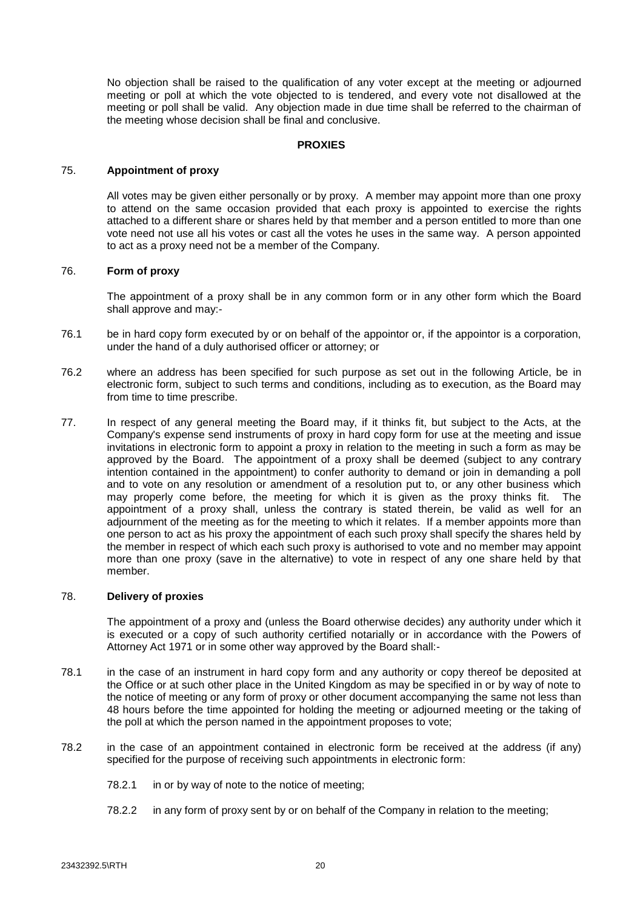No objection shall be raised to the qualification of any voter except at the meeting or adjourned meeting or poll at which the vote objected to is tendered, and every vote not disallowed at the meeting or poll shall be valid. Any objection made in due time shall be referred to the chairman of the meeting whose decision shall be final and conclusive.

## PROXIES

### 75. Appointment of proxy

All votes may be given either personally or by proxy. A member may appoint more than one proxy to attend on the same occasion provided that each proxy is appointed to exercise the rights attached to a different share or shares held by that member and a person entitled to more than one vote need not use all his votes or cast all the votes he uses in the same way. A person appointed to act as a proxy need not be a member of the Company.

### 76. Form of proxy

The appointment of a proxy shall be in any common form or in any other form which the Board shall approve and may:-

76.1 be in hard copy form executed by or on behalf of the appointor or, if the appointor is a corporation, under the hand of a duly authorised officer or attorney; or

76.2 where an address has been specified for such purpose as set out in the following Article, be in electronic form, subject to such terms and conditions, including as to execution, as the Board may from time to time prescribe.

77. In respect of any general meeting the Board may, if it thinks fit, but subject to the Acts, at the Company's expense send instruments of proxy in hard copy form for use at the meeting and issue invitations in electronic form to appoint a proxy in relation to the meeting in such a form as may be approved by the Board. The appointment of a proxy shall be deemed (subject to any contrary intention contained in the appointment) to confer authority to demand or join in demanding a poll and to vote on any resolution or amendment of a resolution put to, or any other business which may properly come before, the meeting for which it is given as the proxy thinks fit. The appointment of a proxy shall, unless the contrary is stated therein, be valid as well for an adjournment of the meeting as for the meeting to which it relates. If a member appoints more than one person to act as his proxy the appointment of each such proxy shall specify the shares held by the member in respect of which each such proxy is authorised to vote and no member may appoint more than one proxy (save in the alternative) to vote in respect of any one share held by that member.

### 78. Delivery of proxies

The appointment of a proxy and (unless the Board otherwise decides) any authority under which it is executed or a copy of such authority certified notarially or in accordance with the Powers of Attorney Act 1971 or in some other way approved by the Board shall:-

78.1 in the case of an instrument in hard copy form and any authority or copy thereof be deposited at the Office or at such other place in the United Kingdom as may be specified in or by way of note to the notice of meeting or any form of proxy or other document accompanying the same not less than 48 hours before the time appointed for holding the meeting or adjourned meeting or the taking of the poll at which the person named in the appointment proposes to vote;

78.2 in the case of an appointment contained in electronic form be received at the address (if any) specified for the purpose of receiving such appointments in electronic form:

78.2.1 in or by way of note to the notice of meeting;

78.2.2 in any form of proxy sent by or on behalf of the Company in relation to the meeting;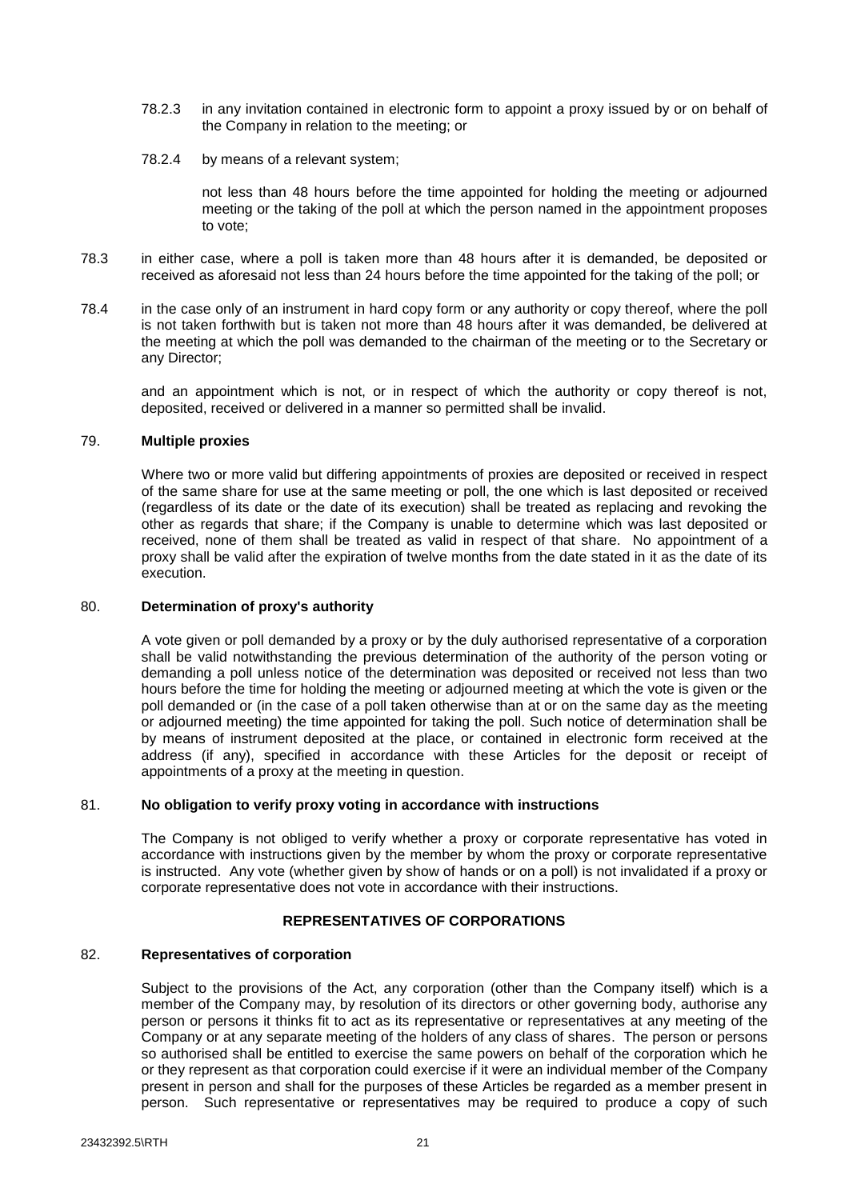78.2.3 in any invitation contained in electronic form to appoint a proxy issued by or on behalf of the Company in relation to the meeting; or

78.2.4 by means of a relevant system;

not less than 48 hours before the time appointed for holding the meeting or adjourned meeting or the taking of the poll at which the person named in the appointment proposes to vote;

78.3 in either case, where a poll is taken more than 48 hours after it is demanded, be deposited or received as aforesaid not less than 24 hours before the time appointed for the taking of the poll; or

78.4 in the case only of an instrument in hard copy form or any authority or copy thereof, where the poll is not taken forthwith but is taken not more than 48 hours after it was demanded, be delivered at the meeting at which the poll was demanded to the chairman of the meeting or to the Secretary or any Director;

and an appointment which is not, or in respect of which the authority or copy thereof is not, deposited, received or delivered in a manner so permitted shall be invalid.

79. **Multiple proxies**

Where two or more valid but differing appointments of proxies are deposited or received in respect of the same share for use at the same meeting or poll, the one which is last deposited or received (regardless of its date or the date of its execution) shall be treated as replacing and revoking the other as regards that share; if the Company is unable to determine which was last deposited or received, none of them shall be treated as valid in respect of that share. No appointment of a proxy shall be valid after the expiration of twelve months from the date stated in it as the date of its execution.

80. **Determination of proxy's authority**

A vote given or poll demanded by a proxy or by the duly authorised representative of a corporation shall be valid notwithstanding the previous determination of the authority of the person voting or demanding a poll unless notice of the determination was deposited or received not less than two hours before the time for holding the meeting or adjourned meeting at which the vote is given or the poll demanded or (in the case of a poll taken otherwise than at or on the same day as the meeting or adjourned meeting) the time appointed for taking the poll. Such notice of determination shall be by means of instrument deposited at the place, or contained in electronic form received at the address (if any), specified in accordance with these Articles for the deposit or receipt of appointments of a proxy at the meeting in question.

81. **No obligation to verify proxy voting in accordance with instructions**

The Company is not obliged to verify whether a proxy or corporate representative has voted in accordance with instructions given by the member by whom the proxy or corporate representative is instructed. Any vote (whether given by show of hands or on a poll) is not invalidated if a proxy or corporate representative does not vote in accordance with their instructions.

## REPRESENTATIVES OF CORPORATIONS

82. **Representatives of corporation**

Subject to the provisions of the Act, any corporation (other than the Company itself) which is a member of the Company may, by resolution of its directors or other governing body, authorise any person or persons it thinks fit to act as its representative or representatives at any meeting of the Company or at any separate meeting of the holders of any class of shares. The person or persons so authorised shall be entitled to exercise the same powers on behalf of the corporation which he or they represent as that corporation could exercise if it were an individual member of the Company present in person and shall for the purposes of these Articles be regarded as a member present in person. Such representative or representatives may be required to produce a copy of such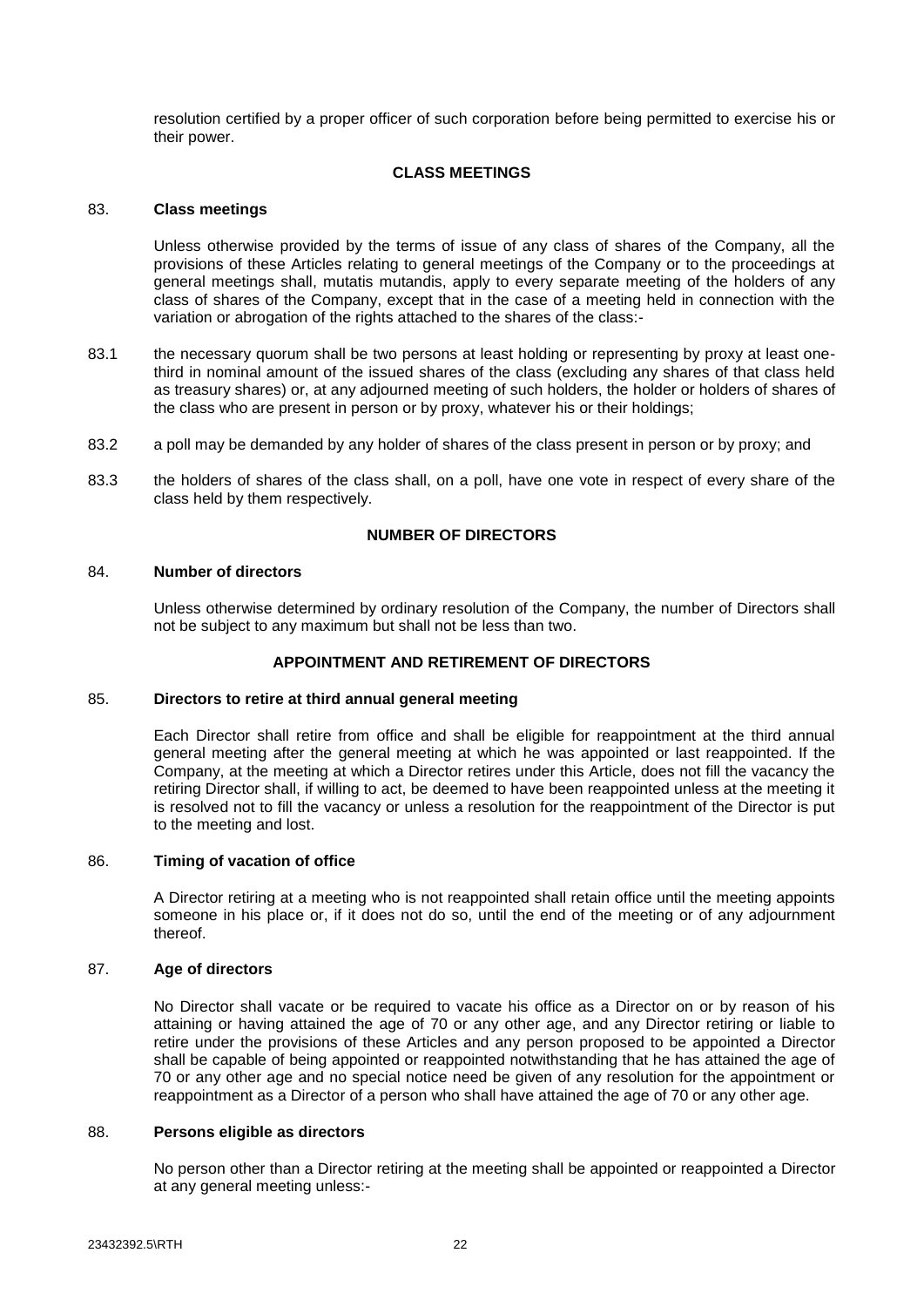resolution certified by a proper officer of such corporation before being permitted to exercise his or their power.

## CLASS MEETINGS

### 83. Class meetings

Unless otherwise provided by the terms of issue of any class of shares of the Company, all the provisions of these Articles relating to general meetings of the Company or to the proceedings at general meetings shall, mutatis mutandis, apply to every separate meeting of the holders of any class of shares of the Company, except that in the case of a meeting held in connection with the variation or abrogation of the rights attached to the shares of the class:-

83.1 the necessary quorum shall be two persons at least holding or representing by proxy at least one-third in nominal amount of the issued shares of the class (excluding any shares of that class held as treasury shares) or, at any adjourned meeting of such holders, the holder or holders of shares of the class who are present in person or by proxy, whatever his or their holdings;

83.2 a poll may be demanded by any holder of shares of the class present in person or by proxy; and

83.3 the holders of shares of the class shall, on a poll, have one vote in respect of every share of the class held by them respectively.

## NUMBER OF DIRECTORS

### 84. Number of directors

Unless otherwise determined by ordinary resolution of the Company, the number of Directors shall not be subject to any maximum but shall not be less than two.

## APPOINTMENT AND RETIREMENT OF DIRECTORS

### 85. Directors to retire at third annual general meeting

Each Director shall retire from office and shall be eligible for reappointment at the third annual general meeting after the general meeting at which he was appointed or last reappointed. If the Company, at the meeting at which a Director retires under this Article, does not fill the vacancy the retiring Director shall, if willing to act, be deemed to have been reappointed unless at the meeting it is resolved not to fill the vacancy or unless a resolution for the reappointment of the Director is put to the meeting and lost.

### 86. Timing of vacation of office

A Director retiring at a meeting who is not reappointed shall retain office until the meeting appoints someone in his place or, if it does not do so, until the end of the meeting or of any adjournment thereof.

### 87. Age of directors

No Director shall vacate or be required to vacate his office as a Director on or by reason of his attaining or having attained the age of 70 or any other age, and any Director retiring or liable to retire under the provisions of these Articles and any person proposed to be appointed a Director shall be capable of being appointed or reappointed notwithstanding that he has attained the age of 70 or any other age and no special notice need be given of any resolution for the appointment or reappointment as a Director of a person who shall have attained the age of 70 or any other age.

### 88. Persons eligible as directors

No person other than a Director retiring at the meeting shall be appointed or reappointed a Director at any general meeting unless:-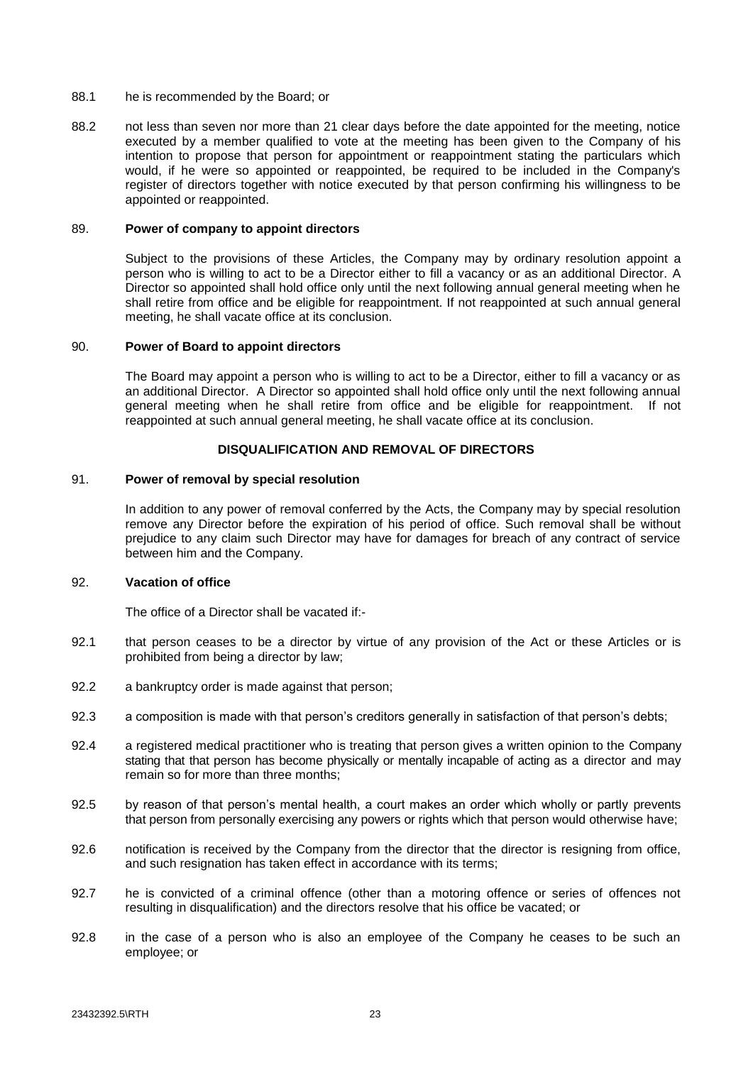88.1 he is recommended by the Board; or

88.2 not less than seven nor more than 21 clear days before the date appointed for the meeting, notice executed by a member qualified to vote at the meeting has been given to the Company of his intention to propose that person for appointment or reappointment stating the particulars which would, if he were so appointed or reappointed, be required to be included in the Company's register of directors together with notice executed by that person confirming his willingness to be appointed or reappointed.

89. **Power of company to appoint directors**

Subject to the provisions of these Articles, the Company may by ordinary resolution appoint a person who is willing to act to be a Director either to fill a vacancy or as an additional Director. A Director so appointed shall hold office only until the next following annual general meeting when he shall retire from office and be eligible for reappointment. If not reappointed at such annual general meeting, he shall vacate office at its conclusion.

90. **Power of Board to appoint directors**

The Board may appoint a person who is willing to act to be a Director, either to fill a vacancy or as an additional Director. A Director so appointed shall hold office only until the next following annual general meeting when he shall retire from office and be eligible for reappointment. If not reappointed at such annual general meeting, he shall vacate office at its conclusion.

**DISQUALIFICATION AND REMOVAL OF DIRECTORS**

91. **Power of removal by special resolution**

In addition to any power of removal conferred by the Acts, the Company may by special resolution remove any Director before the expiration of his period of office. Such removal shall be without prejudice to any claim such Director may have for damages for breach of any contract of service between him and the Company.

92. **Vacation of office**

The office of a Director shall be vacated if:-

92.1 that person ceases to be a director by virtue of any provision of the Act or these Articles or is prohibited from being a director by law;

92.2 a bankruptcy order is made against that person;

92.3 a composition is made with that person's creditors generally in satisfaction of that person's debts;

92.4 a registered medical practitioner who is treating that person gives a written opinion to the Company stating that that person has become physically or mentally incapable of acting as a director and may remain so for more than three months;

92.5 by reason of that person's mental health, a court makes an order which wholly or partly prevents that person from personally exercising any powers or rights which that person would otherwise have;

92.6 notification is received by the Company from the director that the director is resigning from office, and such resignation has taken effect in accordance with its terms;

92.7 he is convicted of a criminal offence (other than a motoring offence or series of offences not resulting in disqualification) and the directors resolve that his office be vacated; or

92.8 in the case of a person who is also an employee of the Company he ceases to be such an employee; or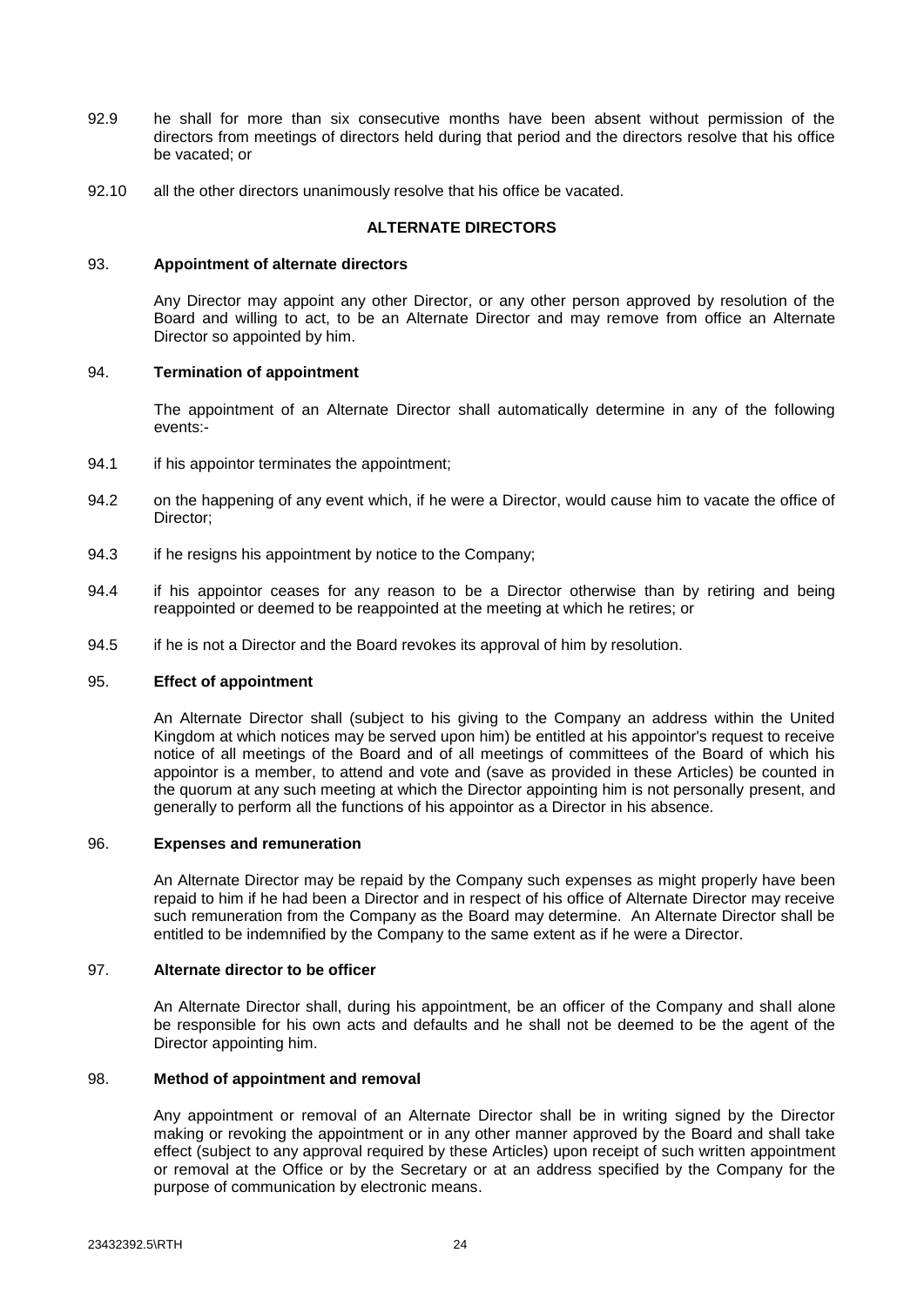92.9 he shall for more than six consecutive months have been absent without permission of the directors from meetings of directors held during that period and the directors resolve that his office be vacated; or

92.10 all the other directors unanimously resolve that his office be vacated.

## ALTERNATE DIRECTORS

### 93. Appointment of alternate directors

Any Director may appoint any other Director, or any other person approved by resolution of the Board and willing to act, to be an Alternate Director and may remove from office an Alternate Director so appointed by him.

### 94. Termination of appointment

The appointment of an Alternate Director shall automatically determine in any of the following events:-

94.1 if his appointor terminates the appointment;

94.2 on the happening of any event which, if he were a Director, would cause him to vacate the office of Director;

94.3 if he resigns his appointment by notice to the Company;

94.4 if his appointor ceases for any reason to be a Director otherwise than by retiring and being reappointed or deemed to be reappointed at the meeting at which he retires; or

94.5 if he is not a Director and the Board revokes its approval of him by resolution.

### 95. Effect of appointment

An Alternate Director shall (subject to his giving to the Company an address within the United Kingdom at which notices may be served upon him) be entitled at his appointor's request to receive notice of all meetings of the Board and of all meetings of committees of the Board of which his appointor is a member, to attend and vote and (save as provided in these Articles) be counted in the quorum at any such meeting at which the Director appointing him is not personally present, and generally to perform all the functions of his appointor as a Director in his absence.

### 96. Expenses and remuneration

An Alternate Director may be repaid by the Company such expenses as might properly have been repaid to him if he had been a Director and in respect of his office of Alternate Director may receive such remuneration from the Company as the Board may determine. An Alternate Director shall be entitled to be indemnified by the Company to the same extent as if he were a Director.

### 97. Alternate director to be officer

An Alternate Director shall, during his appointment, be an officer of the Company and shall alone be responsible for his own acts and defaults and he shall not be deemed to be the agent of the Director appointing him.

### 98. Method of appointment and removal

Any appointment or removal of an Alternate Director shall be in writing signed by the Director making or revoking the appointment or in any other manner approved by the Board and shall take effect (subject to any approval required by these Articles) upon receipt of such written appointment or removal at the Office or by the Secretary or at an address specified by the Company for the purpose of communication by electronic means.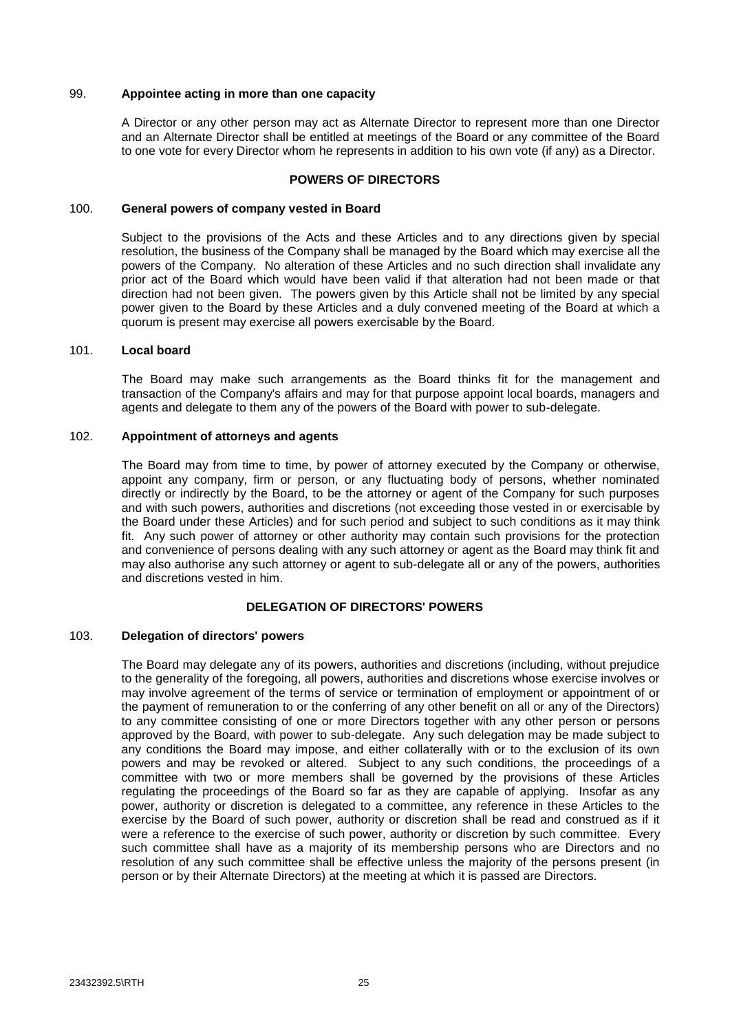### 99. **Appointee acting in more than one capacity**

A Director or any other person may act as Alternate Director to represent more than one Director and an Alternate Director shall be entitled at meetings of the Board or any committee of the Board to one vote for every Director whom he represents in addition to his own vote (if any) as a Director.

## POWERS OF DIRECTORS

### 100. **General powers of company vested in Board**

Subject to the provisions of the Acts and these Articles and to any directions given by special resolution, the business of the Company shall be managed by the Board which may exercise all the powers of the Company. No alteration of these Articles and no such direction shall invalidate any prior act of the Board which would have been valid if that alteration had not been made or that direction had not been given. The powers given by this Article shall not be limited by any special power given to the Board by these Articles and a duly convened meeting of the Board at which a quorum is present may exercise all powers exercisable by the Board.

### 101. **Local board**

The Board may make such arrangements as the Board thinks fit for the management and transaction of the Company's affairs and may for that purpose appoint local boards, managers and agents and delegate to them any of the powers of the Board with power to sub-delegate.

### 102. **Appointment of attorneys and agents**

The Board may from time to time, by power of attorney executed by the Company or otherwise, appoint any company, firm or person, or any fluctuating body of persons, whether nominated directly or indirectly by the Board, to be the attorney or agent of the Company for such purposes and with such powers, authorities and discretions (not exceeding those vested in or exercisable by the Board under these Articles) and for such period and subject to such conditions as it may think fit. Any such power of attorney or other authority may contain such provisions for the protection and convenience of persons dealing with any such attorney or agent as the Board may think fit and may also authorise any such attorney or agent to sub-delegate all or any of the powers, authorities and discretions vested in him.

## DELEGATION OF DIRECTORS' POWERS

### 103. **Delegation of directors' powers**

The Board may delegate any of its powers, authorities and discretions (including, without prejudice to the generality of the foregoing, all powers, authorities and discretions whose exercise involves or may involve agreement of the terms of service or termination of employment or appointment of or the payment of remuneration to or the conferring of any other benefit on all or any of the Directors) to any committee consisting of one or more Directors together with any other person or persons approved by the Board, with power to sub-delegate. Any such delegation may be made subject to any conditions the Board may impose, and either collaterally with or to the exclusion of its own powers and may be revoked or altered. Subject to any such conditions, the proceedings of a committee with two or more members shall be governed by the provisions of these Articles regulating the proceedings of the Board so far as they are capable of applying. Insofar as any power, authority or discretion is delegated to a committee, any reference in these Articles to the exercise by the Board of such power, authority or discretion shall be read and construed as if it were a reference to the exercise of such power, authority or discretion by such committee. Every such committee shall have as a majority of its membership persons who are Directors and no resolution of any such committee shall be effective unless the majority of the persons present (in person or by their Alternate Directors) at the meeting at which it is passed are Directors.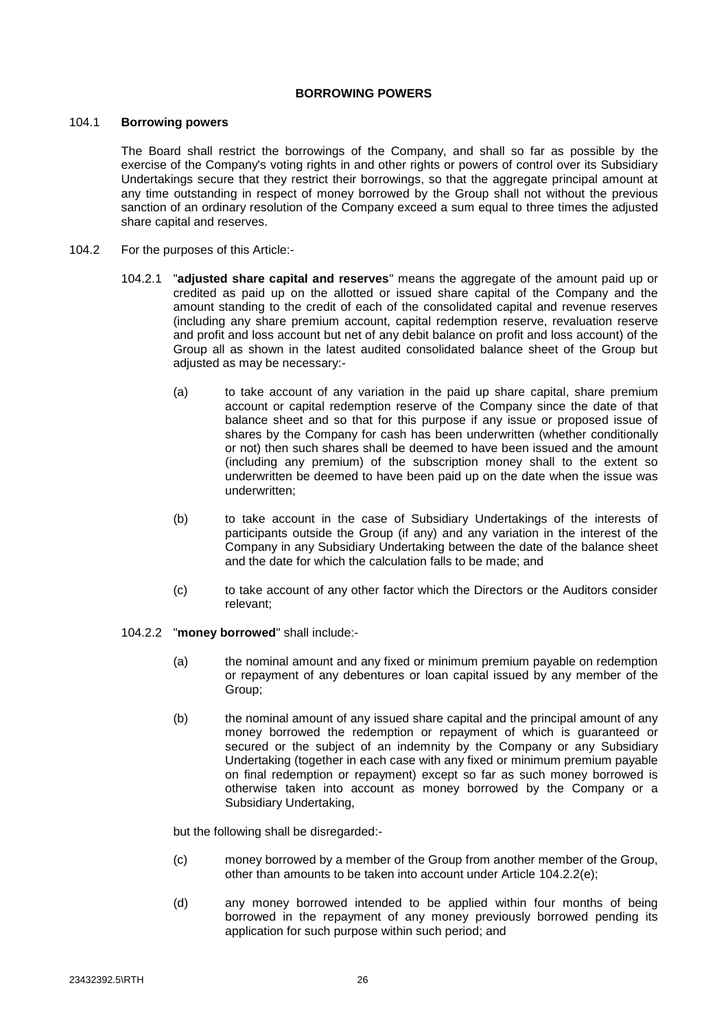## BORROWING POWERS

104.1 **Borrowing powers**

The Board shall restrict the borrowings of the Company, and shall so far as possible by the exercise of the Company's voting rights in and other rights or powers of control over its Subsidiary Undertakings secure that they restrict their borrowings, so that the aggregate principal amount at any time outstanding in respect of money borrowed by the Group shall not without the previous sanction of an ordinary resolution of the Company exceed a sum equal to three times the adjusted share capital and reserves.

104.2 For the purposes of this Article:-

104.2.1 "**adjusted share capital and reserves**" means the aggregate of the amount paid up or credited as paid up on the allotted or issued share capital of the Company and the amount standing to the credit of each of the consolidated capital and revenue reserves (including any share premium account, capital redemption reserve, revaluation reserve and profit and loss account but net of any debit balance on profit and loss account) of the Group all as shown in the latest audited consolidated balance sheet of the Group but adjusted as may be necessary:-

(a) to take account of any variation in the paid up share capital, share premium account or capital redemption reserve of the Company since the date of that balance sheet and so that for this purpose if any issue or proposed issue of shares by the Company for cash has been underwritten (whether conditionally or not) then such shares shall be deemed to have been issued and the amount (including any premium) of the subscription money shall to the extent so underwritten be deemed to have been paid up on the date when the issue was underwritten;

(b) to take account in the case of Subsidiary Undertakings of the interests of participants outside the Group (if any) and any variation in the interest of the Company in any Subsidiary Undertaking between the date of the balance sheet and the date for which the calculation falls to be made; and

(c) to take account of any other factor which the Directors or the Auditors consider relevant;

104.2.2 "**money borrowed**" shall include:-

(a) the nominal amount and any fixed or minimum premium payable on redemption or repayment of any debentures or loan capital issued by any member of the Group;

(b) the nominal amount of any issued share capital and the principal amount of any money borrowed the redemption or repayment of which is guaranteed or secured or the subject of an indemnity by the Company or any Subsidiary Undertaking (together in each case with any fixed or minimum premium payable on final redemption or repayment) except so far as such money borrowed is otherwise taken into account as money borrowed by the Company or a Subsidiary Undertaking,

but the following shall be disregarded:-

(c) money borrowed by a member of the Group from another member of the Group, other than amounts to be taken into account under Article 104.2.2(e);

(d) any money borrowed intended to be applied within four months of being borrowed in the repayment of any money previously borrowed pending its application for such purpose within such period; and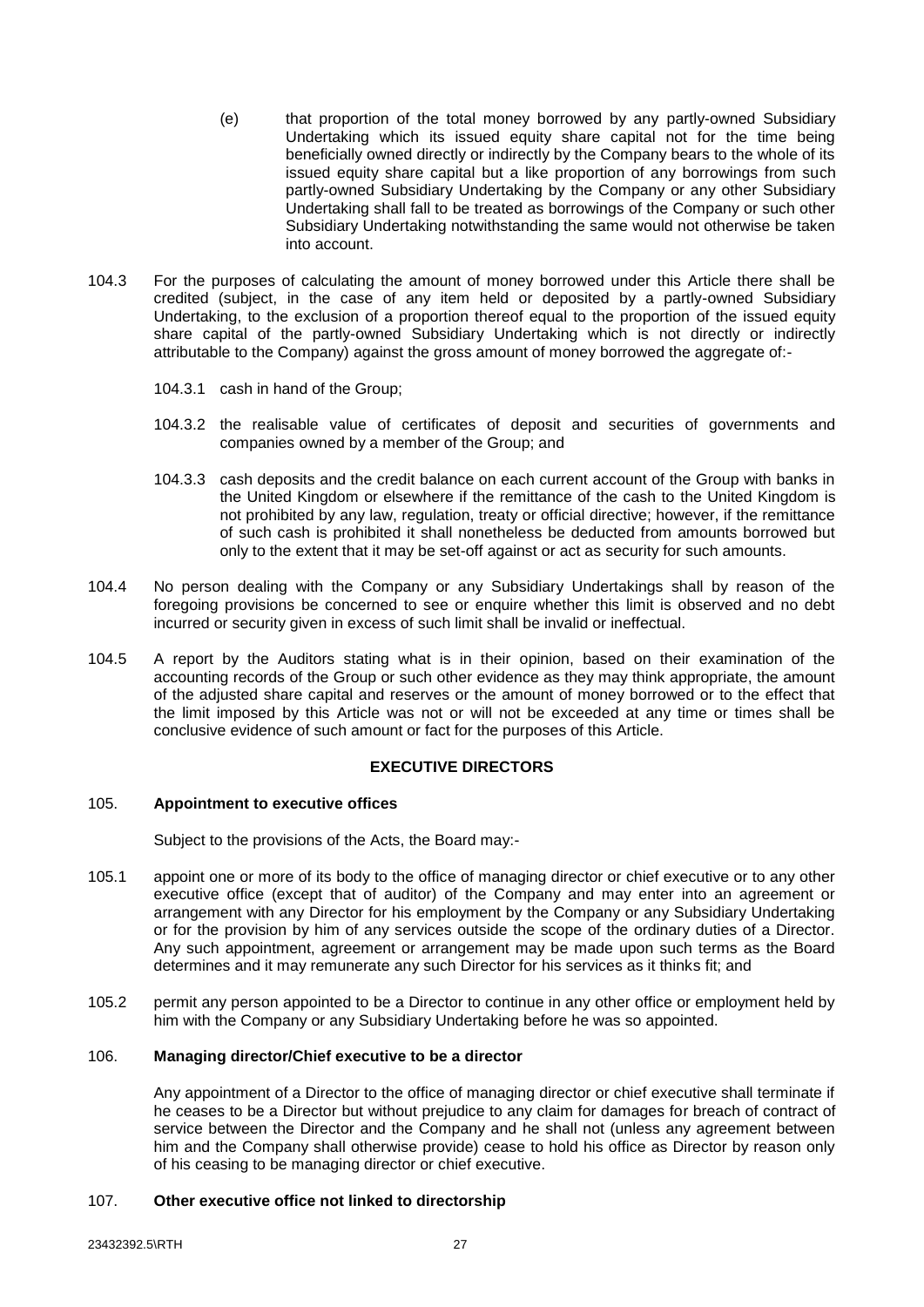(e) that proportion of the total money borrowed by any partly-owned Subsidiary Undertaking which its issued equity share capital not for the time being beneficially owned directly or indirectly by the Company bears to the whole of its issued equity share capital but a like proportion of any borrowings from such partly-owned Subsidiary Undertaking by the Company or any other Subsidiary Undertaking shall fall to be treated as borrowings of the Company or such other Subsidiary Undertaking notwithstanding the same would not otherwise be taken into account.

104.3 For the purposes of calculating the amount of money borrowed under this Article there shall be credited (subject, in the case of any item held or deposited by a partly-owned Subsidiary Undertaking, to the exclusion of a proportion thereof equal to the proportion of the issued equity share capital of the partly-owned Subsidiary Undertaking which is not directly or indirectly attributable to the Company) against the gross amount of money borrowed the aggregate of:-

104.3.1 cash in hand of the Group;

104.3.2 the realisable value of certificates of deposit and securities of governments and companies owned by a member of the Group; and

104.3.3 cash deposits and the credit balance on each current account of the Group with banks in the United Kingdom or elsewhere if the remittance of the cash to the United Kingdom is not prohibited by any law, regulation, treaty or official directive; however, if the remittance of such cash is prohibited it shall nonetheless be deducted from amounts borrowed but only to the extent that it may be set-off against or act as security for such amounts.

104.4 No person dealing with the Company or any Subsidiary Undertakings shall by reason of the foregoing provisions be concerned to see or enquire whether this limit is observed and no debt incurred or security given in excess of such limit shall be invalid or ineffectual.

104.5 A report by the Auditors stating what is in their opinion, based on their examination of the accounting records of the Group or such other evidence as they may think appropriate, the amount of the adjusted share capital and reserves or the amount of money borrowed or to the effect that the limit imposed by this Article was not or will not be exceeded at any time or times shall be conclusive evidence of such amount or fact for the purposes of this Article.

## EXECUTIVE DIRECTORS

### 105. Appointment to executive offices

Subject to the provisions of the Acts, the Board may:-

105.1 appoint one or more of its body to the office of managing director or chief executive or to any other executive office (except that of auditor) of the Company and may enter into an agreement or arrangement with any Director for his employment by the Company or any Subsidiary Undertaking or for the provision by him of any services outside the scope of the ordinary duties of a Director. Any such appointment, agreement or arrangement may be made upon such terms as the Board determines and it may remunerate any such Director for his services as it thinks fit; and

105.2 permit any person appointed to be a Director to continue in any other office or employment held by him with the Company or any Subsidiary Undertaking before he was so appointed.

### 106. Managing director/Chief executive to be a director

Any appointment of a Director to the office of managing director or chief executive shall terminate if he ceases to be a Director but without prejudice to any claim for damages for breach of contract of service between the Director and the Company and he shall not (unless any agreement between him and the Company shall otherwise provide) cease to hold his office as Director by reason only of his ceasing to be managing director or chief executive.

### 107. Other executive office not linked to directorship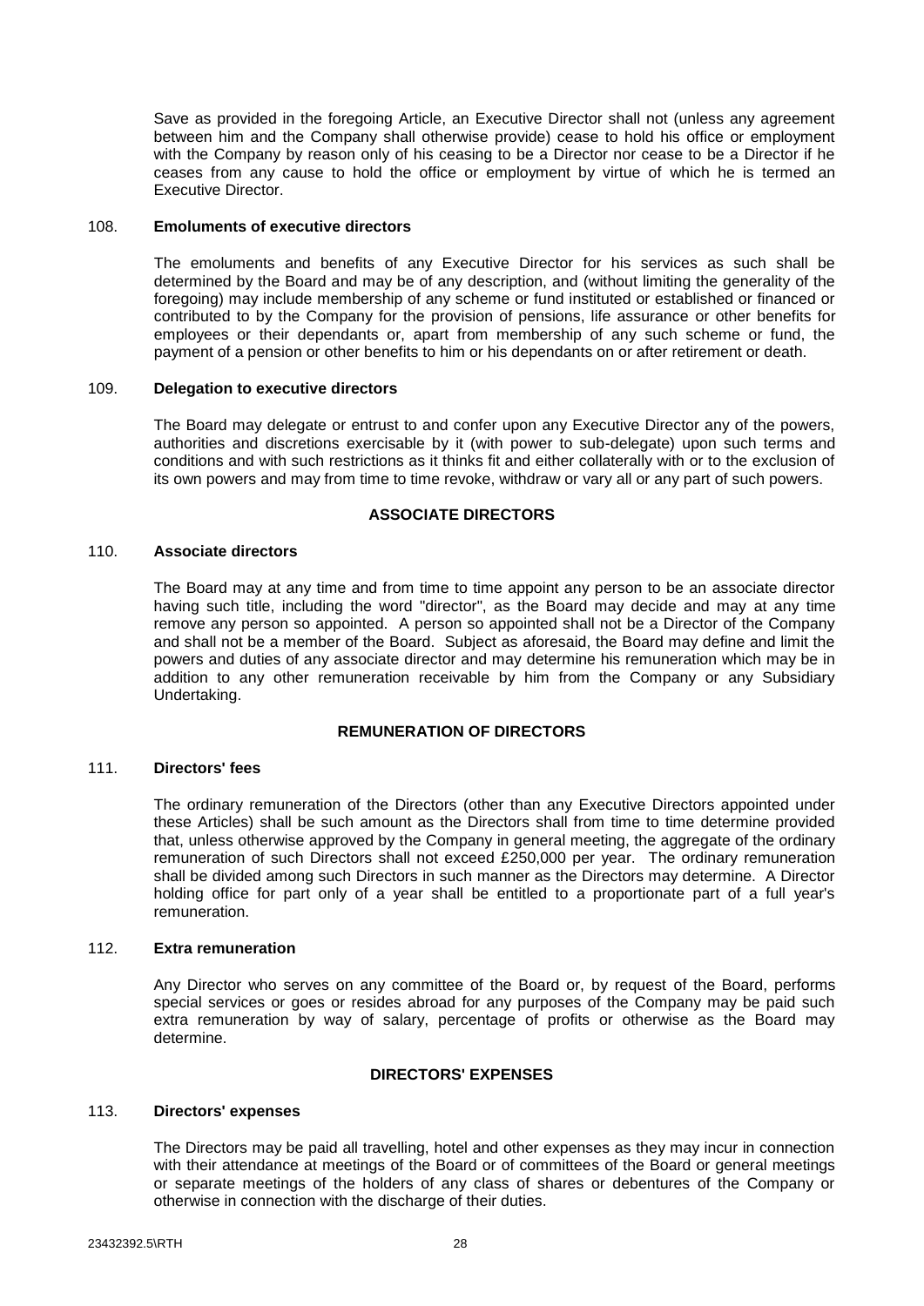Save as provided in the foregoing Article, an Executive Director shall not (unless any agreement between him and the Company shall otherwise provide) cease to hold his office or employment with the Company by reason only of his ceasing to be a Director nor cease to be a Director if he ceases from any cause to hold the office or employment by virtue of which he is termed an Executive Director.

108. **Emoluments of executive directors**

The emoluments and benefits of any Executive Director for his services as such shall be determined by the Board and may be of any description, and (without limiting the generality of the foregoing) may include membership of any scheme or fund instituted or established or financed or contributed to by the Company for the provision of pensions, life assurance or other benefits for employees or their dependants or, apart from membership of any such scheme or fund, the payment of a pension or other benefits to him or his dependants on or after retirement or death.

109. **Delegation to executive directors**

The Board may delegate or entrust to and confer upon any Executive Director any of the powers, authorities and discretions exercisable by it (with power to sub-delegate) upon such terms and conditions and with such restrictions as it thinks fit and either collaterally with or to the exclusion of its own powers and may from time to time revoke, withdraw or vary all or any part of such powers.

## ASSOCIATE DIRECTORS

110. **Associate directors**

The Board may at any time and from time to time appoint any person to be an associate director having such title, including the word "director", as the Board may decide and may at any time remove any person so appointed. A person so appointed shall not be a Director of the Company and shall not be a member of the Board. Subject as aforesaid, the Board may define and limit the powers and duties of any associate director and may determine his remuneration which may be in addition to any other remuneration receivable by him from the Company or any Subsidiary Undertaking.

## REMUNERATION OF DIRECTORS

111. **Directors' fees**

The ordinary remuneration of the Directors (other than any Executive Directors appointed under these Articles) shall be such amount as the Directors shall from time to time determine provided that, unless otherwise approved by the Company in general meeting, the aggregate of the ordinary remuneration of such Directors shall not exceed £250,000 per year. The ordinary remuneration shall be divided among such Directors in such manner as the Directors may determine. A Director holding office for part only of a year shall be entitled to a proportionate part of a full year's remuneration.

112. **Extra remuneration**

Any Director who serves on any committee of the Board or, by request of the Board, performs special services or goes or resides abroad for any purposes of the Company may be paid such extra remuneration by way of salary, percentage of profits or otherwise as the Board may determine.

## DIRECTORS' EXPENSES

113. **Directors' expenses**

The Directors may be paid all travelling, hotel and other expenses as they may incur in connection with their attendance at meetings of the Board or of committees of the Board or general meetings or separate meetings of the holders of any class of shares or debentures of the Company or otherwise in connection with the discharge of their duties.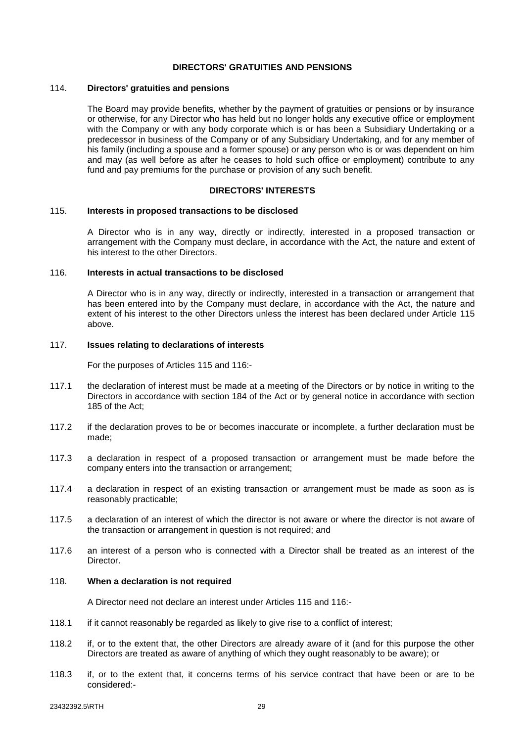## DIRECTORS' GRATUITIES AND PENSIONS

### 114. Directors' gratuities and pensions

The Board may provide benefits, whether by the payment of gratuities or pensions or by insurance or otherwise, for any Director who has held but no longer holds any executive office or employment with the Company or with any body corporate which is or has been a Subsidiary Undertaking or a predecessor in business of the Company or of any Subsidiary Undertaking, and for any member of his family (including a spouse and a former spouse) or any person who is or was dependent on him and may (as well before as after he ceases to hold such office or employment) contribute to any fund and pay premiums for the purchase or provision of any such benefit.

## DIRECTORS' INTERESTS

### 115. Interests in proposed transactions to be disclosed

A Director who is in any way, directly or indirectly, interested in a proposed transaction or arrangement with the Company must declare, in accordance with the Act, the nature and extent of his interest to the other Directors.

### 116. Interests in actual transactions to be disclosed

A Director who is in any way, directly or indirectly, interested in a transaction or arrangement that has been entered into by the Company must declare, in accordance with the Act, the nature and extent of his interest to the other Directors unless the interest has been declared under Article 115 above.

### 117. Issues relating to declarations of interests

For the purposes of Articles 115 and 116:-

117.1 the declaration of interest must be made at a meeting of the Directors or by notice in writing to the Directors in accordance with section 184 of the Act or by general notice in accordance with section 185 of the Act;

117.2 if the declaration proves to be or becomes inaccurate or incomplete, a further declaration must be made;

117.3 a declaration in respect of a proposed transaction or arrangement must be made before the company enters into the transaction or arrangement;

117.4 a declaration in respect of an existing transaction or arrangement must be made as soon as is reasonably practicable;

117.5 a declaration of an interest of which the director is not aware or where the director is not aware of the transaction or arrangement in question is not required; and

117.6 an interest of a person who is connected with a Director shall be treated as an interest of the Director.

### 118. When a declaration is not required

A Director need not declare an interest under Articles 115 and 116:-

118.1 if it cannot reasonably be regarded as likely to give rise to a conflict of interest;

118.2 if, or to the extent that, the other Directors are already aware of it (and for this purpose the other Directors are treated as aware of anything of which they ought reasonably to be aware); or

118.3 if, or to the extent that, it concerns terms of his service contract that have been or are to be considered:-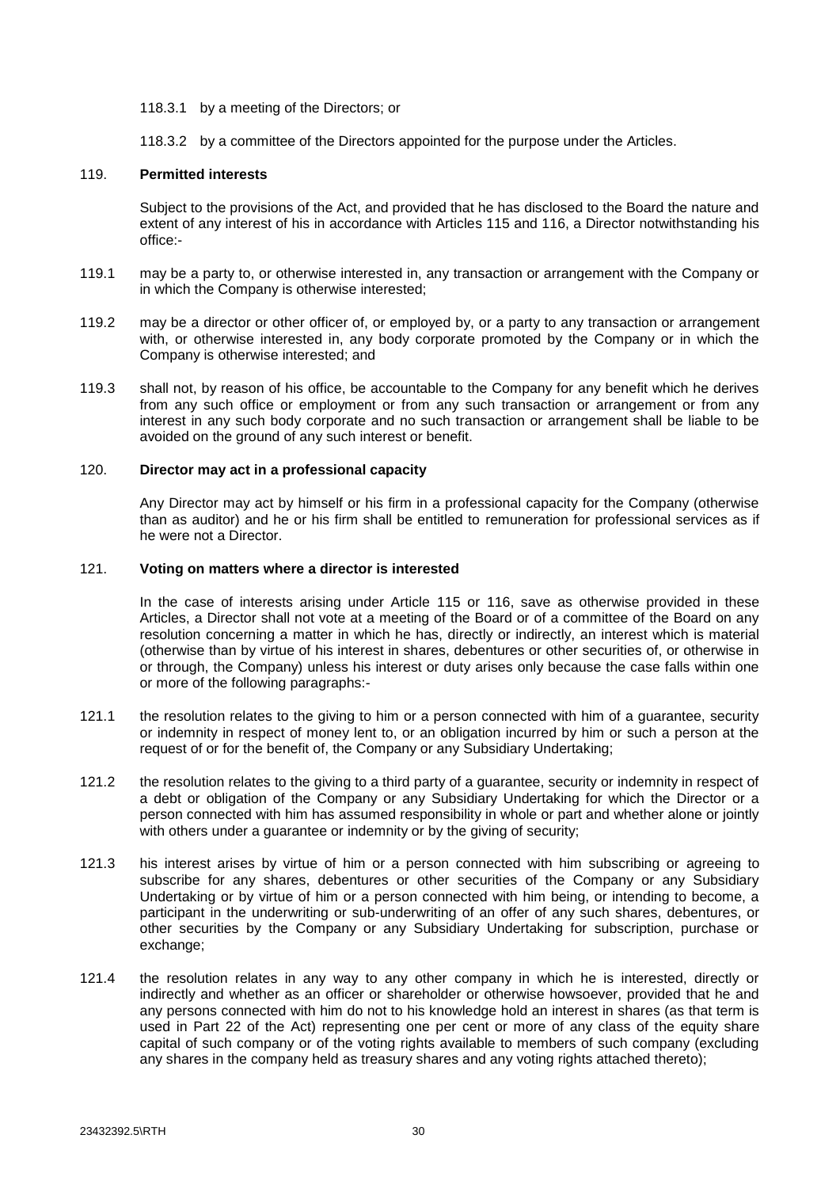118.3.1 by a meeting of the Directors; or

118.3.2 by a committee of the Directors appointed for the purpose under the Articles.

## 119. **Permitted interests**

Subject to the provisions of the Act, and provided that he has disclosed to the Board the nature and extent of any interest of his in accordance with Articles 115 and 116, a Director notwithstanding his office:-

119.1 may be a party to, or otherwise interested in, any transaction or arrangement with the Company or in which the Company is otherwise interested;

119.2 may be a director or other officer of, or employed by, or a party to any transaction or arrangement with, or otherwise interested in, any body corporate promoted by the Company or in which the Company is otherwise interested; and

119.3 shall not, by reason of his office, be accountable to the Company for any benefit which he derives from any such office or employment or from any such transaction or arrangement or from any interest in any such body corporate and no such transaction or arrangement shall be liable to be avoided on the ground of any such interest or benefit.

## 120. **Director may act in a professional capacity**

Any Director may act by himself or his firm in a professional capacity for the Company (otherwise than as auditor) and he or his firm shall be entitled to remuneration for professional services as if he were not a Director.

## 121. **Voting on matters where a director is interested**

In the case of interests arising under Article 115 or 116, save as otherwise provided in these Articles, a Director shall not vote at a meeting of the Board or of a committee of the Board on any resolution concerning a matter in which he has, directly or indirectly, an interest which is material (otherwise than by virtue of his interest in shares, debentures or other securities of, or otherwise in or through, the Company) unless his interest or duty arises only because the case falls within one or more of the following paragraphs:-

121.1 the resolution relates to the giving to him or a person connected with him of a guarantee, security or indemnity in respect of money lent to, or an obligation incurred by him or such a person at the request of or for the benefit of, the Company or any Subsidiary Undertaking;

121.2 the resolution relates to the giving to a third party of a guarantee, security or indemnity in respect of a debt or obligation of the Company or any Subsidiary Undertaking for which the Director or a person connected with him has assumed responsibility in whole or part and whether alone or jointly with others under a guarantee or indemnity or by the giving of security;

121.3 his interest arises by virtue of him or a person connected with him subscribing or agreeing to subscribe for any shares, debentures or other securities of the Company or any Subsidiary Undertaking or by virtue of him or a person connected with him being, or intending to become, a participant in the underwriting or sub-underwriting of an offer of any such shares, debentures, or other securities by the Company or any Subsidiary Undertaking for subscription, purchase or exchange;

121.4 the resolution relates in any way to any other company in which he is interested, directly or indirectly and whether as an officer or shareholder or otherwise howsoever, provided that he and any persons connected with him do not to his knowledge hold an interest in shares (as that term is used in Part 22 of the Act) representing one per cent or more of any class of the equity share capital of such company or of the voting rights available to members of such company (excluding any shares in the company held as treasury shares and any voting rights attached thereto);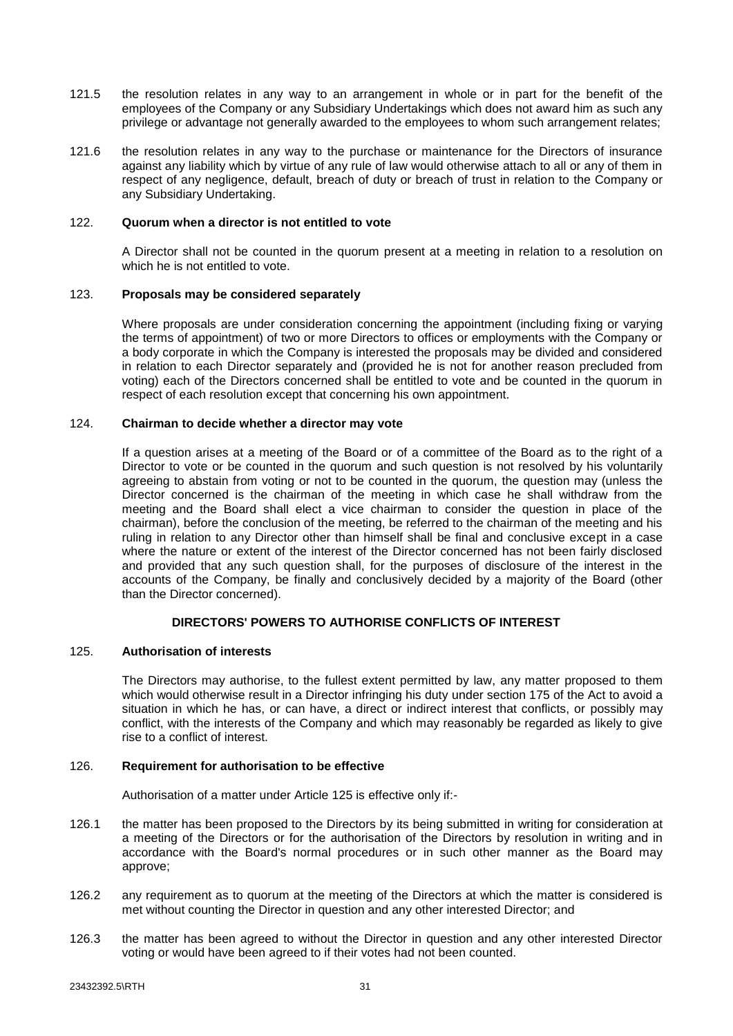121.5 the resolution relates in any way to an arrangement in whole or in part for the benefit of the employees of the Company or any Subsidiary Undertakings which does not award him as such any privilege or advantage not generally awarded to the employees to whom such arrangement relates;

121.6 the resolution relates in any way to the purchase or maintenance for the Directors of insurance against any liability which by virtue of any rule of law would otherwise attach to all or any of them in respect of any negligence, default, breach of duty or breach of trust in relation to the Company or any Subsidiary Undertaking.

### 122. Quorum when a director is not entitled to vote

A Director shall not be counted in the quorum present at a meeting in relation to a resolution on which he is not entitled to vote.

### 123. Proposals may be considered separately

Where proposals are under consideration concerning the appointment (including fixing or varying the terms of appointment) of two or more Directors to offices or employments with the Company or a body corporate in which the Company is interested the proposals may be divided and considered in relation to each Director separately and (provided he is not for another reason precluded from voting) each of the Directors concerned shall be entitled to vote and be counted in the quorum in respect of each resolution except that concerning his own appointment.

### 124. Chairman to decide whether a director may vote

If a question arises at a meeting of the Board or of a committee of the Board as to the right of a Director to vote or be counted in the quorum and such question is not resolved by his voluntarily agreeing to abstain from voting or not to be counted in the quorum, the question may (unless the Director concerned is the chairman of the meeting in which case he shall withdraw from the meeting and the Board shall elect a vice chairman to consider the question in place of the chairman), before the conclusion of the meeting, be referred to the chairman of the meeting and his ruling in relation to any Director other than himself shall be final and conclusive except in a case where the nature or extent of the interest of the Director concerned has not been fairly disclosed and provided that any such question shall, for the purposes of disclosure of the interest in the accounts of the Company, be finally and conclusively decided by a majority of the Board (other than the Director concerned).

## DIRECTORS' POWERS TO AUTHORISE CONFLICTS OF INTEREST

### 125. Authorisation of interests

The Directors may authorise, to the fullest extent permitted by law, any matter proposed to them which would otherwise result in a Director infringing his duty under section 175 of the Act to avoid a situation in which he has, or can have, a direct or indirect interest that conflicts, or possibly may conflict, with the interests of the Company and which may reasonably be regarded as likely to give rise to a conflict of interest.

### 126. Requirement for authorisation to be effective

Authorisation of a matter under Article 125 is effective only if:-

126.1 the matter has been proposed to the Directors by its being submitted in writing for consideration at a meeting of the Directors or for the authorisation of the Directors by resolution in writing and in accordance with the Board's normal procedures or in such other manner as the Board may approve;

126.2 any requirement as to quorum at the meeting of the Directors at which the matter is considered is met without counting the Director in question and any other interested Director; and

126.3 the matter has been agreed to without the Director in question and any other interested Director voting or would have been agreed to if their votes had not been counted.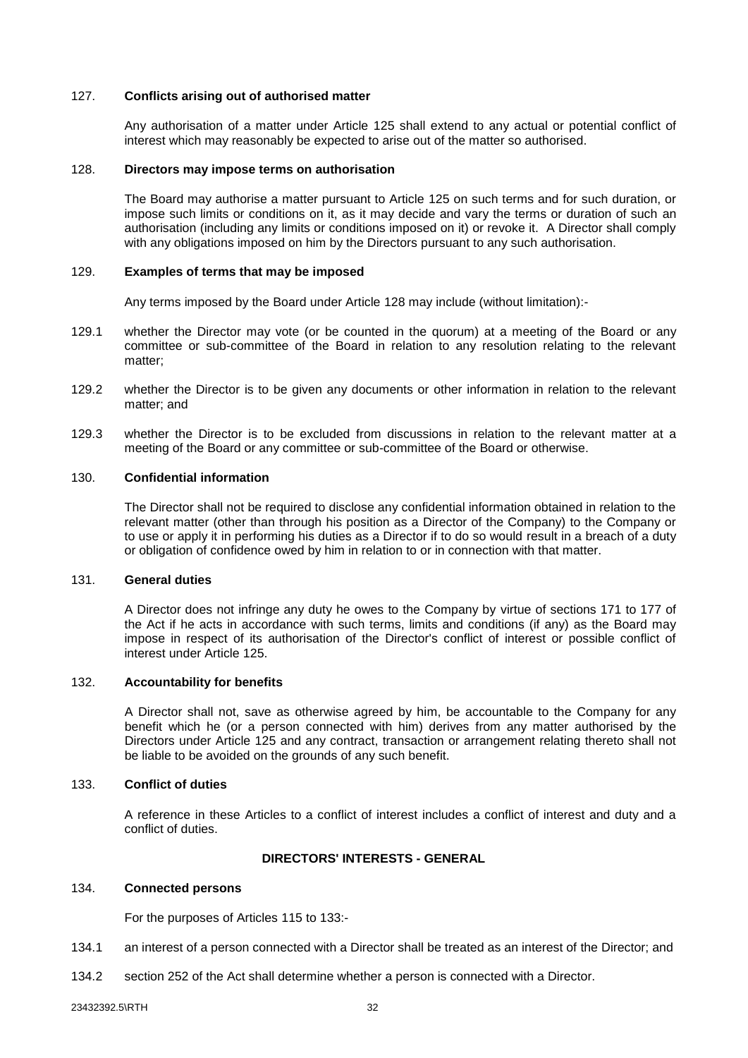127. **Conflicts arising out of authorised matter**

Any authorisation of a matter under Article 125 shall extend to any actual or potential conflict of interest which may reasonably be expected to arise out of the matter so authorised.

128. **Directors may impose terms on authorisation**

The Board may authorise a matter pursuant to Article 125 on such terms and for such duration, or impose such limits or conditions on it, as it may decide and vary the terms or duration of such an authorisation (including any limits or conditions imposed on it) or revoke it. A Director shall comply with any obligations imposed on him by the Directors pursuant to any such authorisation.

129. **Examples of terms that may be imposed**

Any terms imposed by the Board under Article 128 may include (without limitation):-

129.1 whether the Director may vote (or be counted in the quorum) at a meeting of the Board or any committee or sub-committee of the Board in relation to any resolution relating to the relevant matter;

129.2 whether the Director is to be given any documents or other information in relation to the relevant matter; and

129.3 whether the Director is to be excluded from discussions in relation to the relevant matter at a meeting of the Board or any committee or sub-committee of the Board or otherwise.

130. **Confidential information**

The Director shall not be required to disclose any confidential information obtained in relation to the relevant matter (other than through his position as a Director of the Company) to the Company or to use or apply it in performing his duties as a Director if to do so would result in a breach of a duty or obligation of confidence owed by him in relation to or in connection with that matter.

131. **General duties**

A Director does not infringe any duty he owes to the Company by virtue of sections 171 to 177 of the Act if he acts in accordance with such terms, limits and conditions (if any) as the Board may impose in respect of its authorisation of the Director's conflict of interest or possible conflict of interest under Article 125.

132. **Accountability for benefits**

A Director shall not, save as otherwise agreed by him, be accountable to the Company for any benefit which he (or a person connected with him) derives from any matter authorised by the Directors under Article 125 and any contract, transaction or arrangement relating thereto shall not be liable to be avoided on the grounds of any such benefit.

133. **Conflict of duties**

A reference in these Articles to a conflict of interest includes a conflict of interest and duty and a conflict of duties.

## DIRECTORS' INTERESTS - GENERAL

134. **Connected persons**

For the purposes of Articles 115 to 133:-

134.1 an interest of a person connected with a Director shall be treated as an interest of the Director; and

134.2 section 252 of the Act shall determine whether a person is connected with a Director.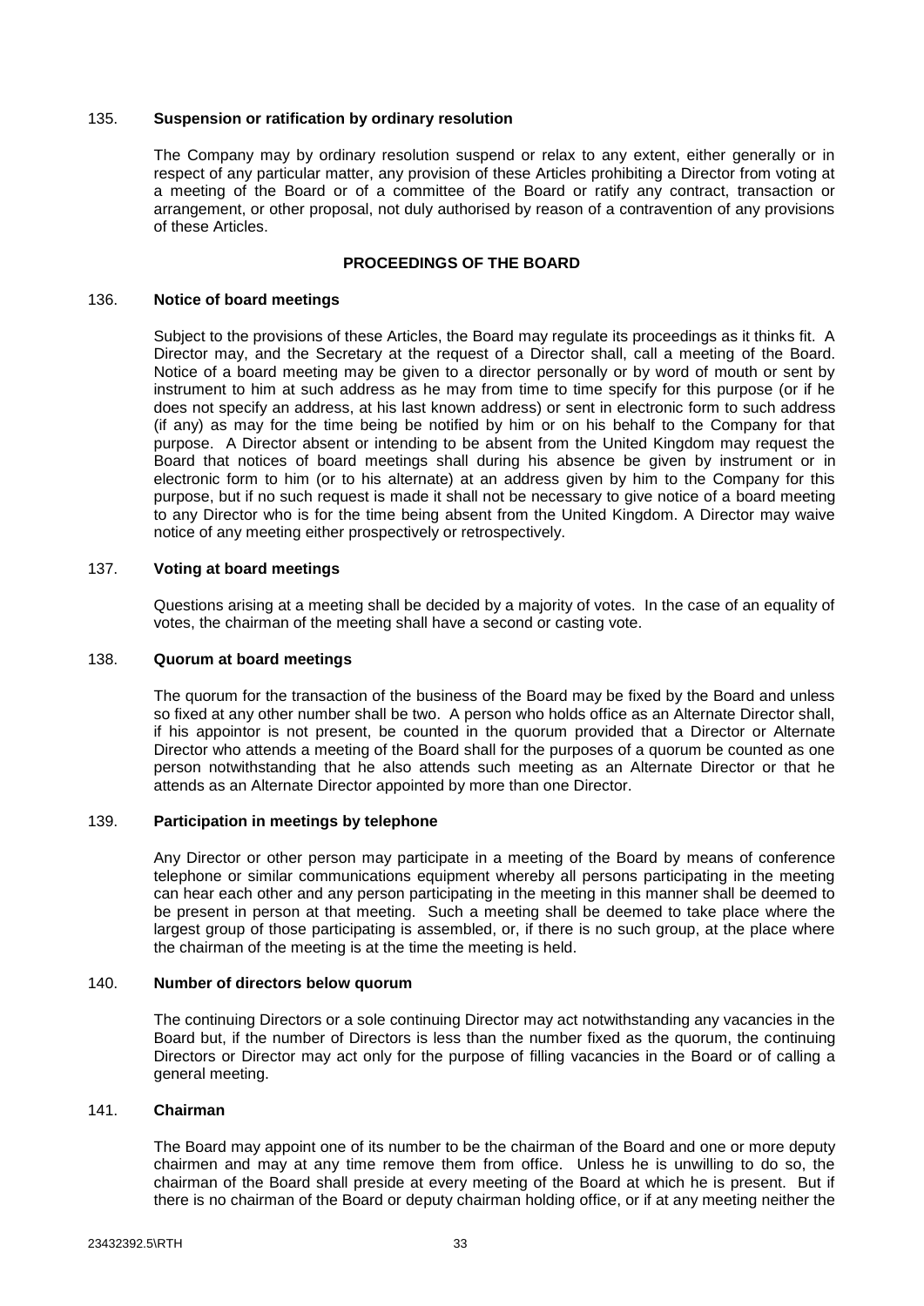135. **Suspension or ratification by ordinary resolution**

The Company may by ordinary resolution suspend or relax to any extent, either generally or in respect of any particular matter, any provision of these Articles prohibiting a Director from voting at a meeting of the Board or of a committee of the Board or ratify any contract, transaction or arrangement, or other proposal, not duly authorised by reason of a contravention of any provisions of these Articles.

## PROCEEDINGS OF THE BOARD

136. **Notice of board meetings**

Subject to the provisions of these Articles, the Board may regulate its proceedings as it thinks fit. A Director may, and the Secretary at the request of a Director shall, call a meeting of the Board. Notice of a board meeting may be given to a director personally or by word of mouth or sent by instrument to him at such address as he may from time to time specify for this purpose (or if he does not specify an address, at his last known address) or sent in electronic form to such address (if any) as may for the time being be notified by him or on his behalf to the Company for that purpose. A Director absent or intending to be absent from the United Kingdom may request the Board that notices of board meetings shall during his absence be given by instrument or in electronic form to him (or to his alternate) at an address given by him to the Company for this purpose, but if no such request is made it shall not be necessary to give notice of a board meeting to any Director who is for the time being absent from the United Kingdom. A Director may waive notice of any meeting either prospectively or retrospectively.

137. **Voting at board meetings**

Questions arising at a meeting shall be decided by a majority of votes. In the case of an equality of votes, the chairman of the meeting shall have a second or casting vote.

138. **Quorum at board meetings**

The quorum for the transaction of the business of the Board may be fixed by the Board and unless so fixed at any other number shall be two. A person who holds office as an Alternate Director shall, if his appointor is not present, be counted in the quorum provided that a Director or Alternate Director who attends a meeting of the Board shall for the purposes of a quorum be counted as one person notwithstanding that he also attends such meeting as an Alternate Director or that he attends as an Alternate Director appointed by more than one Director.

139. **Participation in meetings by telephone**

Any Director or other person may participate in a meeting of the Board by means of conference telephone or similar communications equipment whereby all persons participating in the meeting can hear each other and any person participating in the meeting in this manner shall be deemed to be present in person at that meeting. Such a meeting shall be deemed to take place where the largest group of those participating is assembled, or, if there is no such group, at the place where the chairman of the meeting is at the time the meeting is held.

140. **Number of directors below quorum**

The continuing Directors or a sole continuing Director may act notwithstanding any vacancies in the Board but, if the number of Directors is less than the number fixed as the quorum, the continuing Directors or Director may act only for the purpose of filling vacancies in the Board or of calling a general meeting.

141. **Chairman**

The Board may appoint one of its number to be the chairman of the Board and one or more deputy chairmen and may at any time remove them from office. Unless he is unwilling to do so, the chairman of the Board shall preside at every meeting of the Board at which he is present. But if there is no chairman of the Board or deputy chairman holding office, or if at any meeting neither the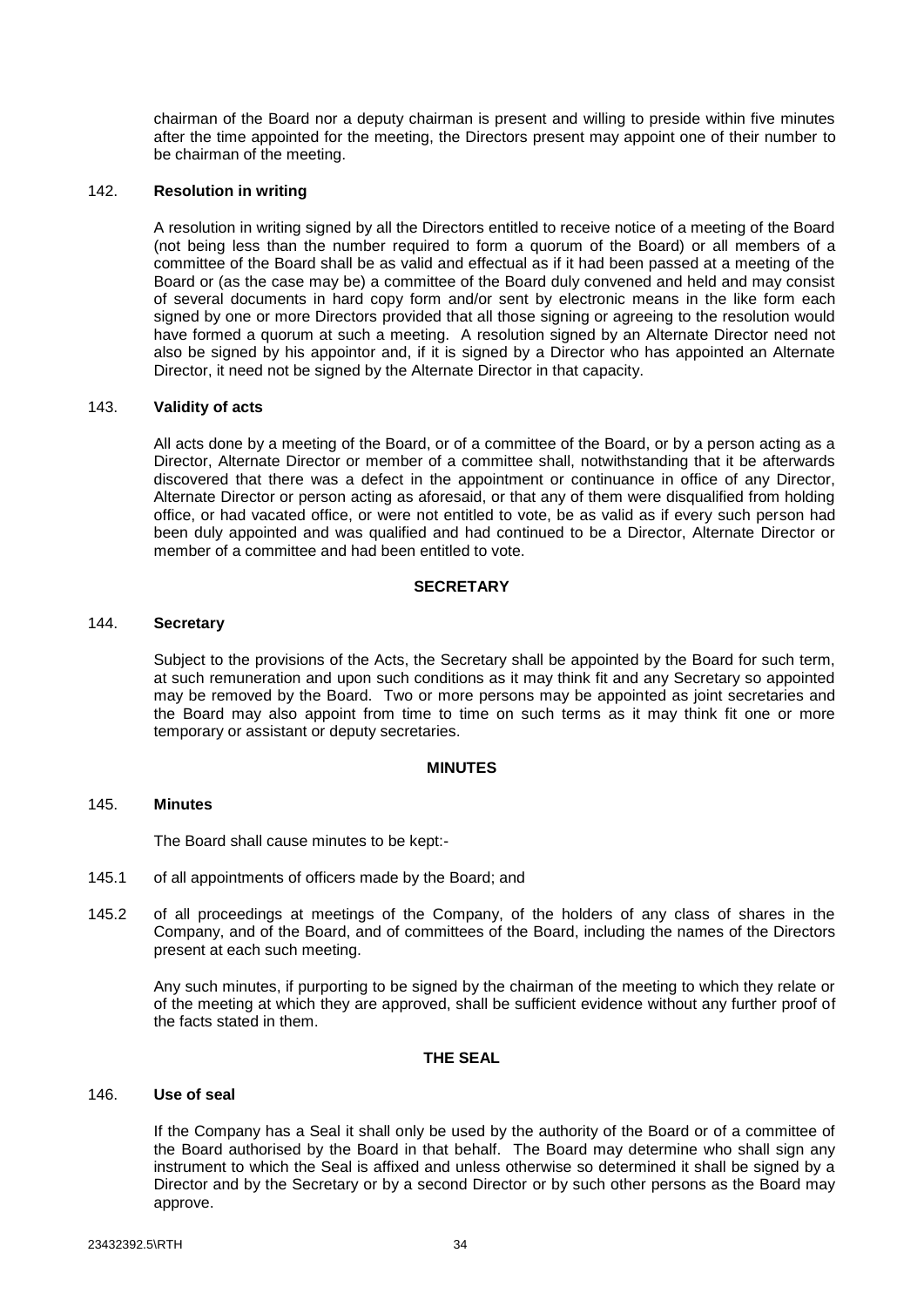chairman of the Board nor a deputy chairman is present and willing to preside within five minutes after the time appointed for the meeting, the Directors present may appoint one of their number to be chairman of the meeting.

142. **Resolution in writing**

A resolution in writing signed by all the Directors entitled to receive notice of a meeting of the Board (not being less than the number required to form a quorum of the Board) or all members of a committee of the Board shall be as valid and effectual as if it had been passed at a meeting of the Board or (as the case may be) a committee of the Board duly convened and held and may consist of several documents in hard copy form and/or sent by electronic means in the like form each signed by one or more Directors provided that all those signing or agreeing to the resolution would have formed a quorum at such a meeting. A resolution signed by an Alternate Director need not also be signed by his appointor and, if it is signed by a Director who has appointed an Alternate Director, it need not be signed by the Alternate Director in that capacity.

143. **Validity of acts**

All acts done by a meeting of the Board, or of a committee of the Board, or by a person acting as a Director, Alternate Director or member of a committee shall, notwithstanding that it be afterwards discovered that there was a defect in the appointment or continuance in office of any Director, Alternate Director or person acting as aforesaid, or that any of them were disqualified from holding office, or had vacated office, or were not entitled to vote, be as valid as if every such person had been duly appointed and was qualified and had continued to be a Director, Alternate Director or member of a committee and had been entitled to vote.

**SECRETARY**

144. **Secretary**

Subject to the provisions of the Acts, the Secretary shall be appointed by the Board for such term, at such remuneration and upon such conditions as it may think fit and any Secretary so appointed may be removed by the Board. Two or more persons may be appointed as joint secretaries and the Board may also appoint from time to time on such terms as it may think fit one or more temporary or assistant or deputy secretaries.

**MINUTES**

145. **Minutes**

The Board shall cause minutes to be kept:-

145.1 of all appointments of officers made by the Board; and

145.2 of all proceedings at meetings of the Company, of the holders of any class of shares in the Company, and of the Board, and of committees of the Board, including the names of the Directors present at each such meeting.

Any such minutes, if purporting to be signed by the chairman of the meeting to which they relate or of the meeting at which they are approved, shall be sufficient evidence without any further proof of the facts stated in them.

**THE SEAL**

146. **Use of seal**

If the Company has a Seal it shall only be used by the authority of the Board or of a committee of the Board authorised by the Board in that behalf. The Board may determine who shall sign any instrument to which the Seal is affixed and unless otherwise so determined it shall be signed by a Director and by the Secretary or by a second Director or by such other persons as the Board may approve.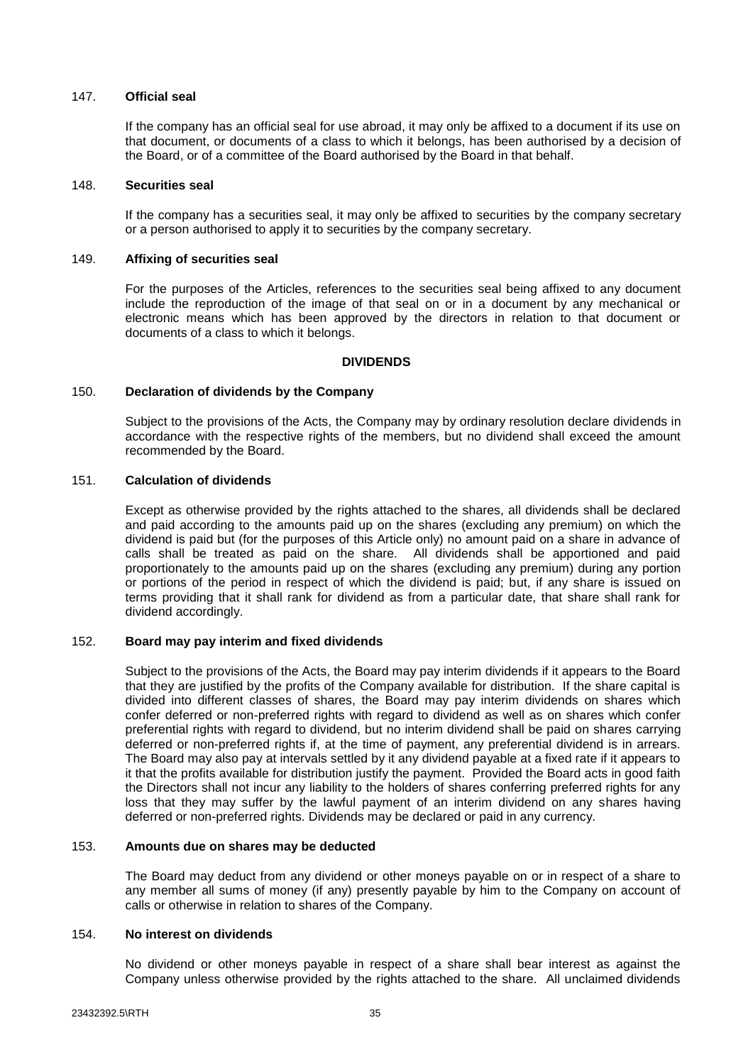### 147. **Official seal**

If the company has an official seal for use abroad, it may only be affixed to a document if its use on that document, or documents of a class to which it belongs, has been authorised by a decision of the Board, or of a committee of the Board authorised by the Board in that behalf.

### 148. **Securities seal**

If the company has a securities seal, it may only be affixed to securities by the company secretary or a person authorised to apply it to securities by the company secretary.

### 149. **Affixing of securities seal**

For the purposes of the Articles, references to the securities seal being affixed to any document include the reproduction of the image of that seal on or in a document by any mechanical or electronic means which has been approved by the directors in relation to that document or documents of a class to which it belongs.

## DIVIDENDS

### 150. **Declaration of dividends by the Company**

Subject to the provisions of the Acts, the Company may by ordinary resolution declare dividends in accordance with the respective rights of the members, but no dividend shall exceed the amount recommended by the Board.

### 151. **Calculation of dividends**

Except as otherwise provided by the rights attached to the shares, all dividends shall be declared and paid according to the amounts paid up on the shares (excluding any premium) on which the dividend is paid but (for the purposes of this Article only) no amount paid on a share in advance of calls shall be treated as paid on the share. All dividends shall be apportioned and paid proportionately to the amounts paid up on the shares (excluding any premium) during any portion or portions of the period in respect of which the dividend is paid; but, if any share is issued on terms providing that it shall rank for dividend as from a particular date, that share shall rank for dividend accordingly.

### 152. **Board may pay interim and fixed dividends**

Subject to the provisions of the Acts, the Board may pay interim dividends if it appears to the Board that they are justified by the profits of the Company available for distribution. If the share capital is divided into different classes of shares, the Board may pay interim dividends on shares which confer deferred or non-preferred rights with regard to dividend as well as on shares which confer preferential rights with regard to dividend, but no interim dividend shall be paid on shares carrying deferred or non-preferred rights if, at the time of payment, any preferential dividend is in arrears. The Board may also pay at intervals settled by it any dividend payable at a fixed rate if it appears to it that the profits available for distribution justify the payment. Provided the Board acts in good faith the Directors shall not incur any liability to the holders of shares conferring preferred rights for any loss that they may suffer by the lawful payment of an interim dividend on any shares having deferred or non-preferred rights. Dividends may be declared or paid in any currency.

### 153. **Amounts due on shares may be deducted**

The Board may deduct from any dividend or other moneys payable on or in respect of a share to any member all sums of money (if any) presently payable by him to the Company on account of calls or otherwise in relation to shares of the Company.

### 154. **No interest on dividends**

No dividend or other moneys payable in respect of a share shall bear interest as against the Company unless otherwise provided by the rights attached to the share. All unclaimed dividends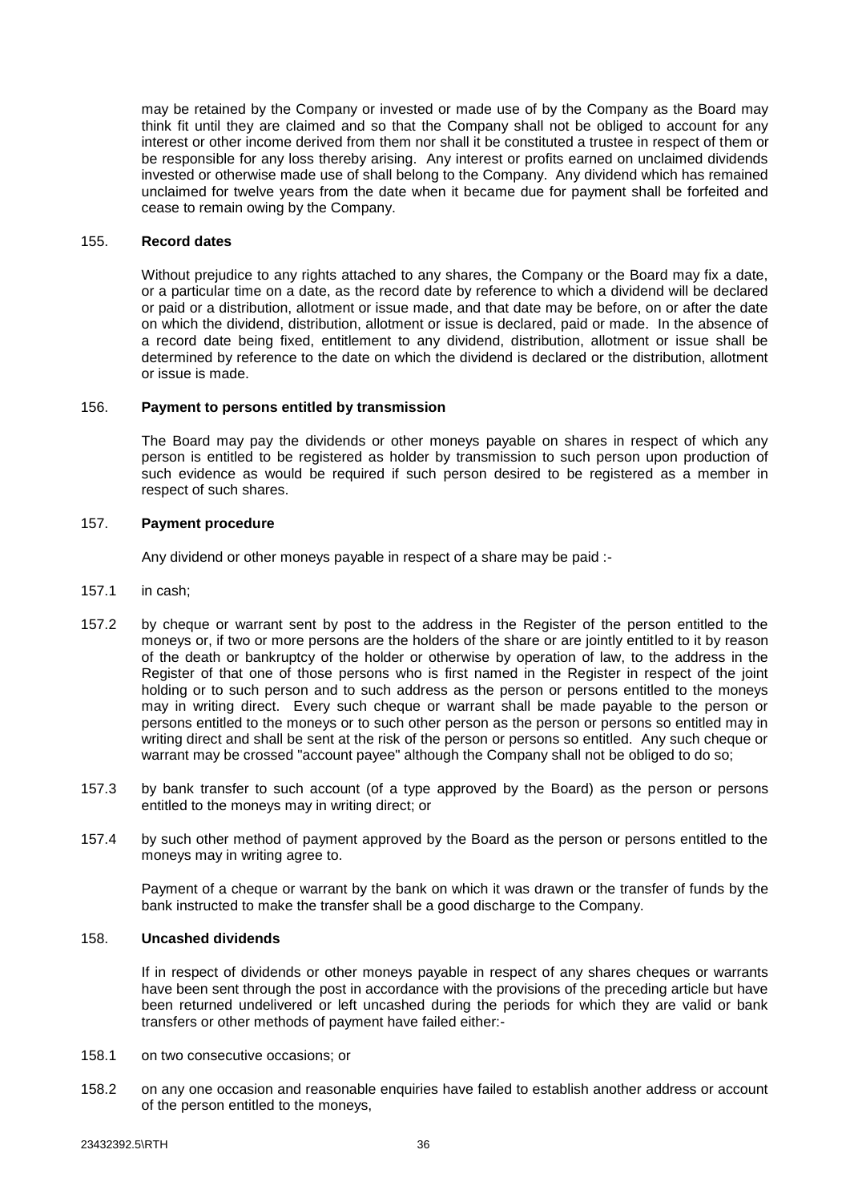may be retained by the Company or invested or made use of by the Company as the Board may think fit until they are claimed and so that the Company shall not be obliged to account for any interest or other income derived from them nor shall it be constituted a trustee in respect of them or be responsible for any loss thereby arising. Any interest or profits earned on unclaimed dividends invested or otherwise made use of shall belong to the Company. Any dividend which has remained unclaimed for twelve years from the date when it became due for payment shall be forfeited and cease to remain owing by the Company.

155. **Record dates**

Without prejudice to any rights attached to any shares, the Company or the Board may fix a date, or a particular time on a date, as the record date by reference to which a dividend will be declared or paid or a distribution, allotment or issue made, and that date may be before, on or after the date on which the dividend, distribution, allotment or issue is declared, paid or made. In the absence of a record date being fixed, entitlement to any dividend, distribution, allotment or issue shall be determined by reference to the date on which the dividend is declared or the distribution, allotment or issue is made.

156. **Payment to persons entitled by transmission**

The Board may pay the dividends or other moneys payable on shares in respect of which any person is entitled to be registered as holder by transmission to such person upon production of such evidence as would be required if such person desired to be registered as a member in respect of such shares.

157. **Payment procedure**

Any dividend or other moneys payable in respect of a share may be paid :-

157.1 in cash;

157.2 by cheque or warrant sent by post to the address in the Register of the person entitled to the moneys or, if two or more persons are the holders of the share or are jointly entitled to it by reason of the death or bankruptcy of the holder or otherwise by operation of law, to the address in the Register of that one of those persons who is first named in the Register in respect of the joint holding or to such person and to such address as the person or persons entitled to the moneys may in writing direct. Every such cheque or warrant shall be made payable to the person or persons entitled to the moneys or to such other person as the person or persons so entitled may in writing direct and shall be sent at the risk of the person or persons so entitled. Any such cheque or warrant may be crossed "account payee" although the Company shall not be obliged to do so;

157.3 by bank transfer to such account (of a type approved by the Board) as the person or persons entitled to the moneys may in writing direct; or

157.4 by such other method of payment approved by the Board as the person or persons entitled to the moneys may in writing agree to.

Payment of a cheque or warrant by the bank on which it was drawn or the transfer of funds by the bank instructed to make the transfer shall be a good discharge to the Company.

158. **Uncashed dividends**

If in respect of dividends or other moneys payable in respect of any shares cheques or warrants have been sent through the post in accordance with the provisions of the preceding article but have been returned undelivered or left uncashed during the periods for which they are valid or bank transfers or other methods of payment have failed either:-

158.1 on two consecutive occasions; or

158.2 on any one occasion and reasonable enquiries have failed to establish another address or account of the person entitled to the moneys,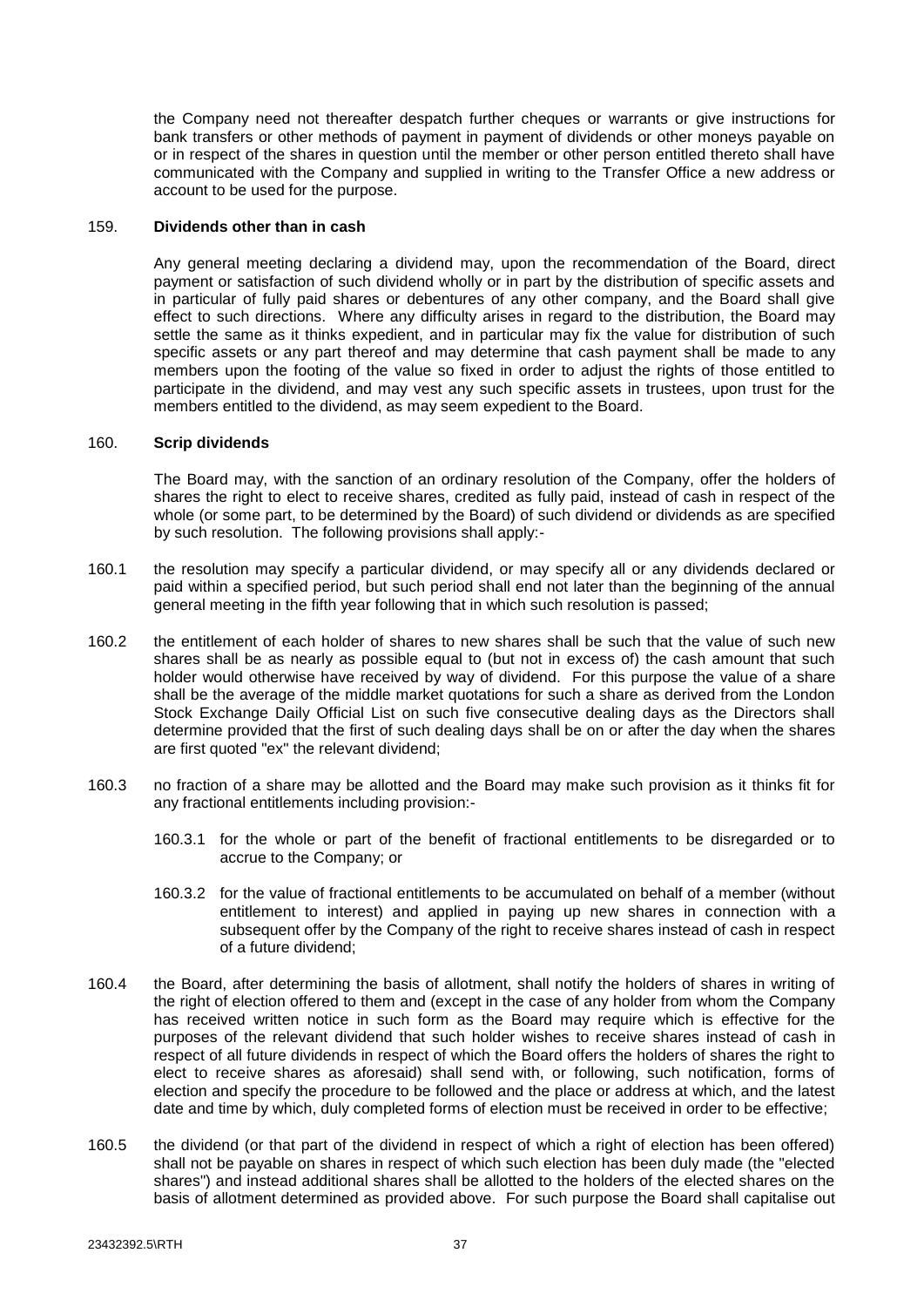the Company need not thereafter despatch further cheques or warrants or give instructions for bank transfers or other methods of payment in payment of dividends or other moneys payable on or in respect of the shares in question until the member or other person entitled thereto shall have communicated with the Company and supplied in writing to the Transfer Office a new address or account to be used for the purpose.

159. **Dividends other than in cash**

Any general meeting declaring a dividend may, upon the recommendation of the Board, direct payment or satisfaction of such dividend wholly or in part by the distribution of specific assets and in particular of fully paid shares or debentures of any other company, and the Board shall give effect to such directions. Where any difficulty arises in regard to the distribution, the Board may settle the same as it thinks expedient, and in particular may fix the value for distribution of such specific assets or any part thereof and may determine that cash payment shall be made to any members upon the footing of the value so fixed in order to adjust the rights of those entitled to participate in the dividend, and may vest any such specific assets in trustees, upon trust for the members entitled to the dividend, as may seem expedient to the Board.

160. **Scrip dividends**

The Board may, with the sanction of an ordinary resolution of the Company, offer the holders of shares the right to elect to receive shares, credited as fully paid, instead of cash in respect of the whole (or some part, to be determined by the Board) of such dividend or dividends as are specified by such resolution. The following provisions shall apply:-

160.1 the resolution may specify a particular dividend, or may specify all or any dividends declared or paid within a specified period, but such period shall end not later than the beginning of the annual general meeting in the fifth year following that in which such resolution is passed;

160.2 the entitlement of each holder of shares to new shares shall be such that the value of such new shares shall be as nearly as possible equal to (but not in excess of) the cash amount that such holder would otherwise have received by way of dividend. For this purpose the value of a share shall be the average of the middle market quotations for such a share as derived from the London Stock Exchange Daily Official List on such five consecutive dealing days as the Directors shall determine provided that the first of such dealing days shall be on or after the day when the shares are first quoted "ex" the relevant dividend;

160.3 no fraction of a share may be allotted and the Board may make such provision as it thinks fit for any fractional entitlements including provision:-

160.3.1 for the whole or part of the benefit of fractional entitlements to be disregarded or to accrue to the Company; or

160.3.2 for the value of fractional entitlements to be accumulated on behalf of a member (without entitlement to interest) and applied in paying up new shares in connection with a subsequent offer by the Company of the right to receive shares instead of cash in respect of a future dividend;

160.4 the Board, after determining the basis of allotment, shall notify the holders of shares in writing of the right of election offered to them and (except in the case of any holder from whom the Company has received written notice in such form as the Board may require which is effective for the purposes of the relevant dividend that such holder wishes to receive shares instead of cash in respect of all future dividends in respect of which the Board offers the holders of shares the right to elect to receive shares as aforesaid) shall send with, or following, such notification, forms of election and specify the procedure to be followed and the place or address at which, and the latest date and time by which, duly completed forms of election must be received in order to be effective;

160.5 the dividend (or that part of the dividend in respect of which a right of election has been offered) shall not be payable on shares in respect of which such election has been duly made (the "elected shares") and instead additional shares shall be allotted to the holders of the elected shares on the basis of allotment determined as provided above. For such purpose the Board shall capitalise out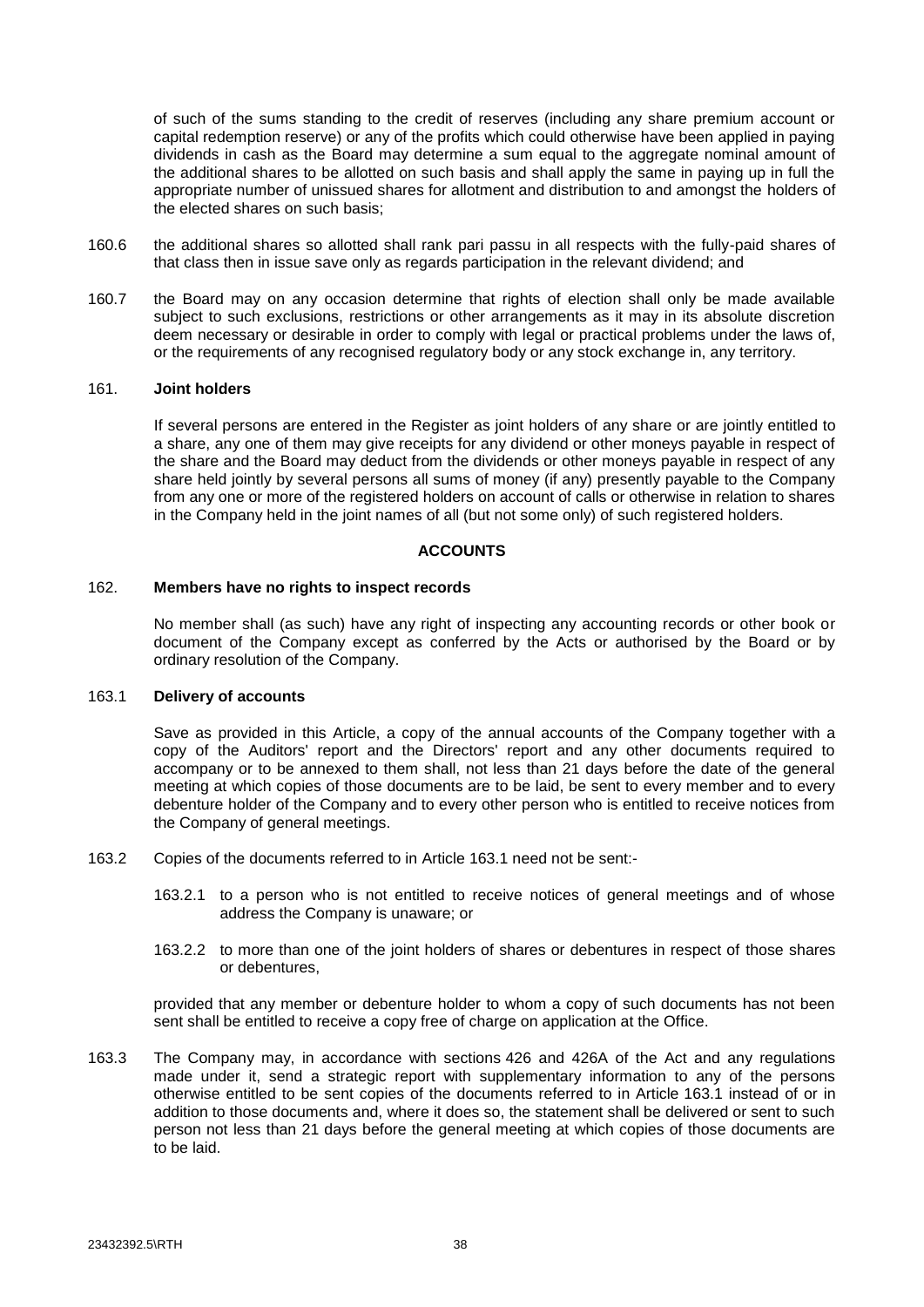of such of the sums standing to the credit of reserves (including any share premium account or capital redemption reserve) or any of the profits which could otherwise have been applied in paying dividends in cash as the Board may determine a sum equal to the aggregate nominal amount of the additional shares to be allotted on such basis and shall apply the same in paying up in full the appropriate number of unissued shares for allotment and distribution to and amongst the holders of the elected shares on such basis;

160.6 the additional shares so allotted shall rank pari passu in all respects with the fully-paid shares of that class then in issue save only as regards participation in the relevant dividend; and

160.7 the Board may on any occasion determine that rights of election shall only be made available subject to such exclusions, restrictions or other arrangements as it may in its absolute discretion deem necessary or desirable in order to comply with legal or practical problems under the laws of, or the requirements of any recognised regulatory body or any stock exchange in, any territory.

161. **Joint holders**

If several persons are entered in the Register as joint holders of any share or are jointly entitled to a share, any one of them may give receipts for any dividend or other moneys payable in respect of the share and the Board may deduct from the dividends or other moneys payable in respect of any share held jointly by several persons all sums of money (if any) presently payable to the Company from any one or more of the registered holders on account of calls or otherwise in relation to shares in the Company held in the joint names of all (but not some only) of such registered holders.

**ACCOUNTS**

162. **Members have no rights to inspect records**

No member shall (as such) have any right of inspecting any accounting records or other book or document of the Company except as conferred by the Acts or authorised by the Board or by ordinary resolution of the Company.

163.1 **Delivery of accounts**

Save as provided in this Article, a copy of the annual accounts of the Company together with a copy of the Auditors' report and the Directors' report and any other documents required to accompany or to be annexed to them shall, not less than 21 days before the date of the general meeting at which copies of those documents are to be laid, be sent to every member and to every debenture holder of the Company and to every other person who is entitled to receive notices from the Company of general meetings.

163.2 Copies of the documents referred to in Article 163.1 need not be sent:-

163.2.1 to a person who is not entitled to receive notices of general meetings and of whose address the Company is unaware; or

163.2.2 to more than one of the joint holders of shares or debentures in respect of those shares or debentures,

provided that any member or debenture holder to whom a copy of such documents has not been sent shall be entitled to receive a copy free of charge on application at the Office.

163.3 The Company may, in accordance with sections 426 and 426A of the Act and any regulations made under it, send a strategic report with supplementary information to any of the persons otherwise entitled to be sent copies of the documents referred to in Article 163.1 instead of or in addition to those documents and, where it does so, the statement shall be delivered or sent to such person not less than 21 days before the general meeting at which copies of those documents are to be laid.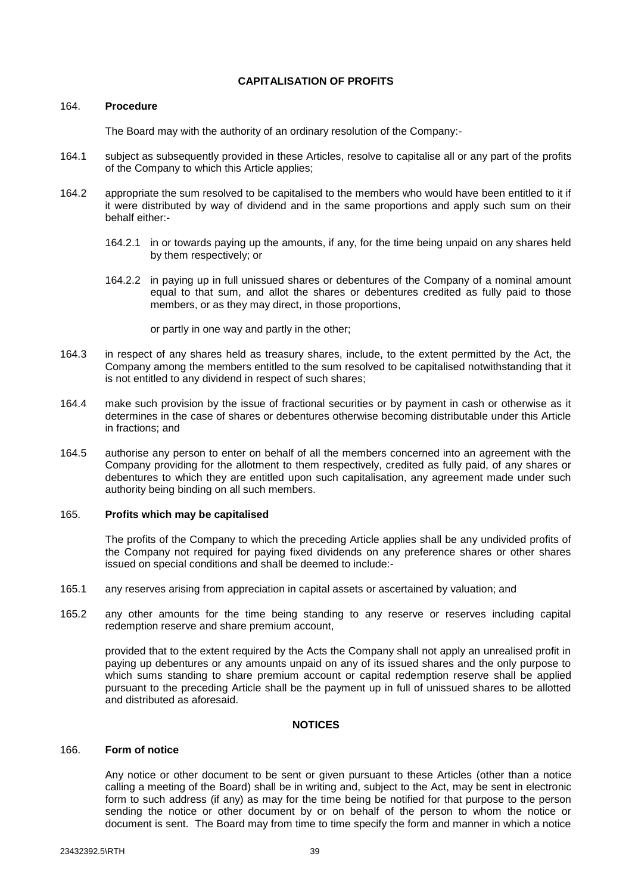## CAPITALISATION OF PROFITS

### 164. Procedure

The Board may with the authority of an ordinary resolution of the Company:-

164.1 subject as subsequently provided in these Articles, resolve to capitalise all or any part of the profits of the Company to which this Article applies;

164.2 appropriate the sum resolved to be capitalised to the members who would have been entitled to it if it were distributed by way of dividend and in the same proportions and apply such sum on their behalf either:-

164.2.1 in or towards paying up the amounts, if any, for the time being unpaid on any shares held by them respectively; or

164.2.2 in paying up in full unissued shares or debentures of the Company of a nominal amount equal to that sum, and allot the shares or debentures credited as fully paid to those members, or as they may direct, in those proportions,

or partly in one way and partly in the other;

164.3 in respect of any shares held as treasury shares, include, to the extent permitted by the Act, the Company among the members entitled to the sum resolved to be capitalised notwithstanding that it is not entitled to any dividend in respect of such shares;

164.4 make such provision by the issue of fractional securities or by payment in cash or otherwise as it determines in the case of shares or debentures otherwise becoming distributable under this Article in fractions; and

164.5 authorise any person to enter on behalf of all the members concerned into an agreement with the Company providing for the allotment to them respectively, credited as fully paid, of any shares or debentures to which they are entitled upon such capitalisation, any agreement made under such authority being binding on all such members.

### 165. Profits which may be capitalised

The profits of the Company to which the preceding Article applies shall be any undivided profits of the Company not required for paying fixed dividends on any preference shares or other shares issued on special conditions and shall be deemed to include:-

165.1 any reserves arising from appreciation in capital assets or ascertained by valuation; and

165.2 any other amounts for the time being standing to any reserve or reserves including capital redemption reserve and share premium account,

provided that to the extent required by the Acts the Company shall not apply an unrealised profit in paying up debentures or any amounts unpaid on any of its issued shares and the only purpose to which sums standing to share premium account or capital redemption reserve shall be applied pursuant to the preceding Article shall be the payment up in full of unissued shares to be allotted and distributed as aforesaid.

## NOTICES

### 166. Form of notice

Any notice or other document to be sent or given pursuant to these Articles (other than a notice calling a meeting of the Board) shall be in writing and, subject to the Act, may be sent in electronic form to such address (if any) as may for the time being be notified for that purpose to the person sending the notice or other document by or on behalf of the person to whom the notice or document is sent. The Board may from time to time specify the form and manner in which a notice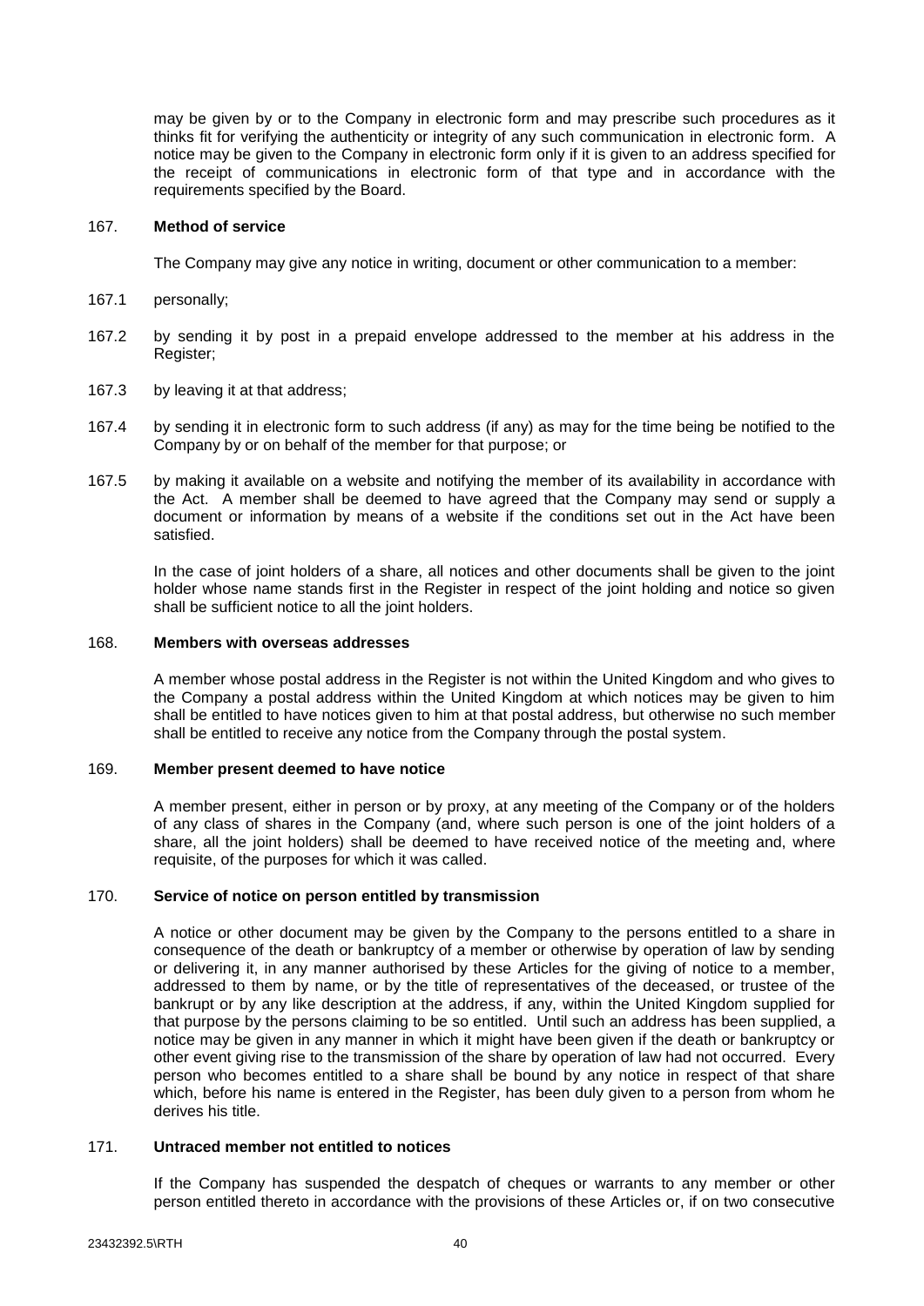may be given by or to the Company in electronic form and may prescribe such procedures as it thinks fit for verifying the authenticity or integrity of any such communication in electronic form. A notice may be given to the Company in electronic form only if it is given to an address specified for the receipt of communications in electronic form of that type and in accordance with the requirements specified by the Board.

167. **Method of service**

The Company may give any notice in writing, document or other communication to a member:

167.1 personally;

167.2 by sending it by post in a prepaid envelope addressed to the member at his address in the Register;

167.3 by leaving it at that address;

167.4 by sending it in electronic form to such address (if any) as may for the time being be notified to the Company by or on behalf of the member for that purpose; or

167.5 by making it available on a website and notifying the member of its availability in accordance with the Act. A member shall be deemed to have agreed that the Company may send or supply a document or information by means of a website if the conditions set out in the Act have been satisfied.

In the case of joint holders of a share, all notices and other documents shall be given to the joint holder whose name stands first in the Register in respect of the joint holding and notice so given shall be sufficient notice to all the joint holders.

168. **Members with overseas addresses**

A member whose postal address in the Register is not within the United Kingdom and who gives to the Company a postal address within the United Kingdom at which notices may be given to him shall be entitled to have notices given to him at that postal address, but otherwise no such member shall be entitled to receive any notice from the Company through the postal system.

169. **Member present deemed to have notice**

A member present, either in person or by proxy, at any meeting of the Company or of the holders of any class of shares in the Company (and, where such person is one of the joint holders of a share, all the joint holders) shall be deemed to have received notice of the meeting and, where requisite, of the purposes for which it was called.

170. **Service of notice on person entitled by transmission**

A notice or other document may be given by the Company to the persons entitled to a share in consequence of the death or bankruptcy of a member or otherwise by operation of law by sending or delivering it, in any manner authorised by these Articles for the giving of notice to a member, addressed to them by name, or by the title of representatives of the deceased, or trustee of the bankrupt or by any like description at the address, if any, within the United Kingdom supplied for that purpose by the persons claiming to be so entitled. Until such an address has been supplied, a notice may be given in any manner in which it might have been given if the death or bankruptcy or other event giving rise to the transmission of the share by operation of law had not occurred. Every person who becomes entitled to a share shall be bound by any notice in respect of that share which, before his name is entered in the Register, has been duly given to a person from whom he derives his title.

171. **Untraced member not entitled to notices**

If the Company has suspended the despatch of cheques or warrants to any member or other person entitled thereto in accordance with the provisions of these Articles or, if on two consecutive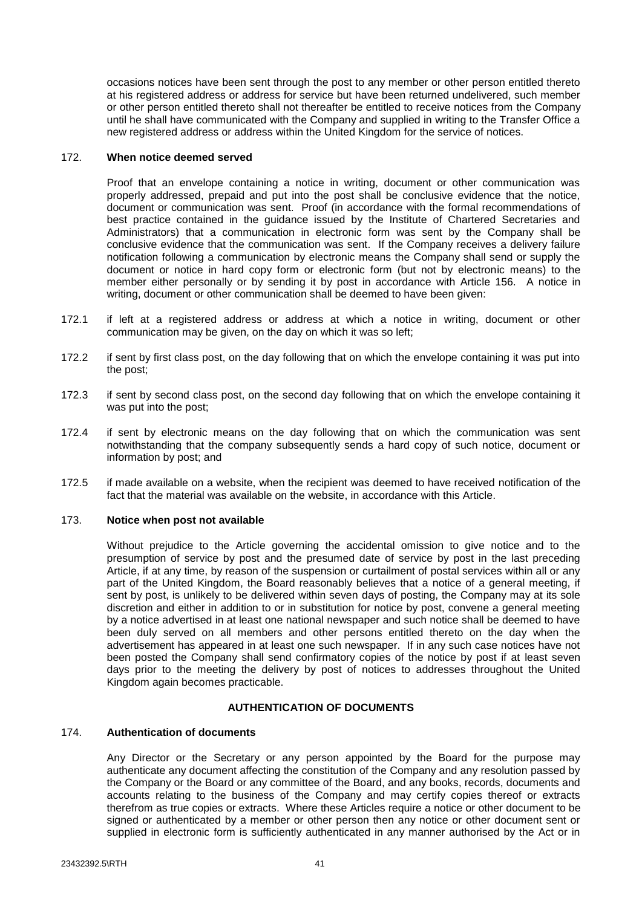occasions notices have been sent through the post to any member or other person entitled thereto at his registered address or address for service but have been returned undelivered, such member or other person entitled thereto shall not thereafter be entitled to receive notices from the Company until he shall have communicated with the Company and supplied in writing to the Transfer Office a new registered address or address within the United Kingdom for the service of notices.

172. **When notice deemed served**

Proof that an envelope containing a notice in writing, document or other communication was properly addressed, prepaid and put into the post shall be conclusive evidence that the notice, document or communication was sent. Proof (in accordance with the formal recommendations of best practice contained in the guidance issued by the Institute of Chartered Secretaries and Administrators) that a communication in electronic form was sent by the Company shall be conclusive evidence that the communication was sent. If the Company receives a delivery failure notification following a communication by electronic means the Company shall send or supply the document or notice in hard copy form or electronic form (but not by electronic means) to the member either personally or by sending it by post in accordance with Article 156. A notice in writing, document or other communication shall be deemed to have been given:

172.1 if left at a registered address or address at which a notice in writing, document or other communication may be given, on the day on which it was so left;

172.2 if sent by first class post, on the day following that on which the envelope containing it was put into the post;

172.3 if sent by second class post, on the second day following that on which the envelope containing it was put into the post;

172.4 if sent by electronic means on the day following that on which the communication was sent notwithstanding that the company subsequently sends a hard copy of such notice, document or information by post; and

172.5 if made available on a website, when the recipient was deemed to have received notification of the fact that the material was available on the website, in accordance with this Article.

173. **Notice when post not available**

Without prejudice to the Article governing the accidental omission to give notice and to the presumption of service by post and the presumed date of service by post in the last preceding Article, if at any time, by reason of the suspension or curtailment of postal services within all or any part of the United Kingdom, the Board reasonably believes that a notice of a general meeting, if sent by post, is unlikely to be delivered within seven days of posting, the Company may at its sole discretion and either in addition to or in substitution for notice by post, convene a general meeting by a notice advertised in at least one national newspaper and such notice shall be deemed to have been duly served on all members and other persons entitled thereto on the day when the advertisement has appeared in at least one such newspaper. If in any such case notices have not been posted the Company shall send confirmatory copies of the notice by post if at least seven days prior to the meeting the delivery by post of notices to addresses throughout the United Kingdom again becomes practicable.

## AUTHENTICATION OF DOCUMENTS

174. **Authentication of documents**

Any Director or the Secretary or any person appointed by the Board for the purpose may authenticate any document affecting the constitution of the Company and any resolution passed by the Company or the Board or any committee of the Board, and any books, records, documents and accounts relating to the business of the Company and may certify copies thereof or extracts therefrom as true copies or extracts. Where these Articles require a notice or other document to be signed or authenticated by a member or other person then any notice or other document sent or supplied in electronic form is sufficiently authenticated in any manner authorised by the Act or in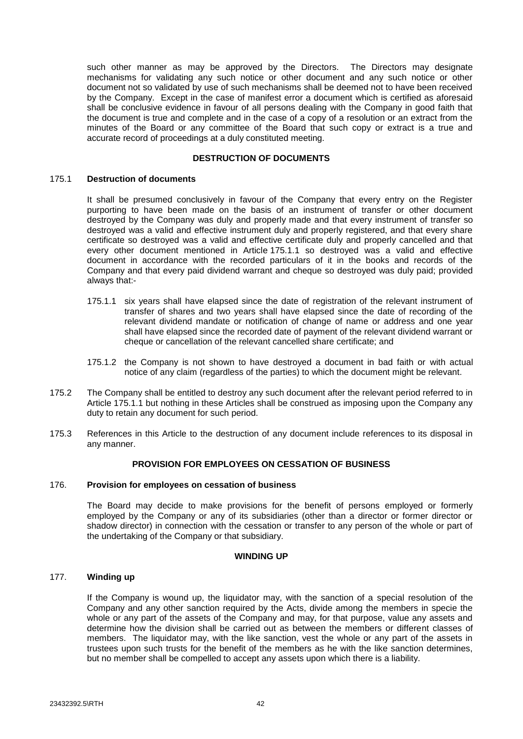such other manner as may be approved by the Directors. The Directors may designate mechanisms for validating any such notice or other document and any such notice or other document not so validated by use of such mechanisms shall be deemed not to have been received by the Company. Except in the case of manifest error a document which is certified as aforesaid shall be conclusive evidence in favour of all persons dealing with the Company in good faith that the document is true and complete and in the case of a copy of a resolution or an extract from the minutes of the Board or any committee of the Board that such copy or extract is a true and accurate record of proceedings at a duly constituted meeting.

## DESTRUCTION OF DOCUMENTS

175.1 **Destruction of documents**

It shall be presumed conclusively in favour of the Company that every entry on the Register purporting to have been made on the basis of an instrument of transfer or other document destroyed by the Company was duly and properly made and that every instrument of transfer so destroyed was a valid and effective instrument duly and properly registered, and that every share certificate so destroyed was a valid and effective certificate duly and properly cancelled and that every other document mentioned in Article 175.1.1 so destroyed was a valid and effective document in accordance with the recorded particulars of it in the books and records of the Company and that every paid dividend warrant and cheque so destroyed was duly paid; provided always that:-

175.1.1 six years shall have elapsed since the date of registration of the relevant instrument of transfer of shares and two years shall have elapsed since the date of recording of the relevant dividend mandate or notification of change of name or address and one year shall have elapsed since the recorded date of payment of the relevant dividend warrant or cheque or cancellation of the relevant cancelled share certificate; and

175.1.2 the Company is not shown to have destroyed a document in bad faith or with actual notice of any claim (regardless of the parties) to which the document might be relevant.

175.2 The Company shall be entitled to destroy any such document after the relevant period referred to in Article 175.1.1 but nothing in these Articles shall be construed as imposing upon the Company any duty to retain any document for such period.

175.3 References in this Article to the destruction of any document include references to its disposal in any manner.

## PROVISION FOR EMPLOYEES ON CESSATION OF BUSINESS

176. **Provision for employees on cessation of business**

The Board may decide to make provisions for the benefit of persons employed or formerly employed by the Company or any of its subsidiaries (other than a director or former director or shadow director) in connection with the cessation or transfer to any person of the whole or part of the undertaking of the Company or that subsidiary.

## WINDING UP

177. **Winding up**

If the Company is wound up, the liquidator may, with the sanction of a special resolution of the Company and any other sanction required by the Acts, divide among the members in specie the whole or any part of the assets of the Company and may, for that purpose, value any assets and determine how the division shall be carried out as between the members or different classes of members. The liquidator may, with the like sanction, vest the whole or any part of the assets in trustees upon such trusts for the benefit of the members as he with the like sanction determines, but no member shall be compelled to accept any assets upon which there is a liability.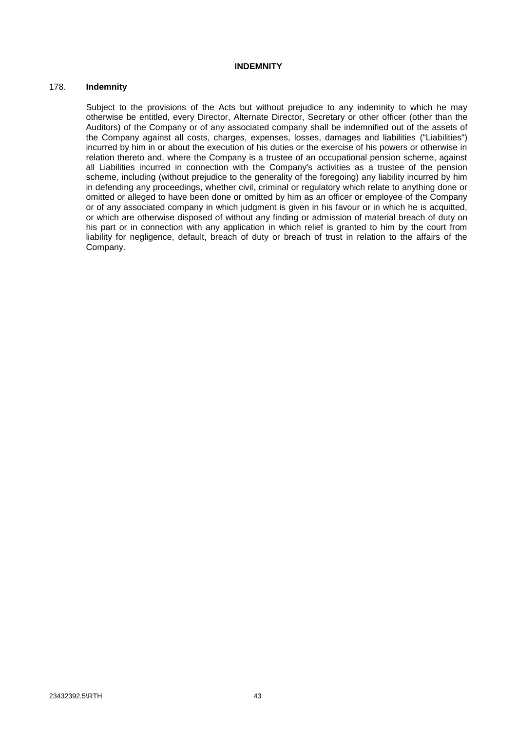## INDEMNITY

### 178. Indemnity

Subject to the provisions of the Acts but without prejudice to any indemnity to which he may otherwise be entitled, every Director, Alternate Director, Secretary or other officer (other than the Auditors) of the Company or of any associated company shall be indemnified out of the assets of the Company against all costs, charges, expenses, losses, damages and liabilities ("Liabilities") incurred by him in or about the execution of his duties or the exercise of his powers or otherwise in relation thereto and, where the Company is a trustee of an occupational pension scheme, against all Liabilities incurred in connection with the Company's activities as a trustee of the pension scheme, including (without prejudice to the generality of the foregoing) any liability incurred by him in defending any proceedings, whether civil, criminal or regulatory which relate to anything done or omitted or alleged to have been done or omitted by him as an officer or employee of the Company or of any associated company in which judgment is given in his favour or in which he is acquitted, or which are otherwise disposed of without any finding or admission of material breach of duty on his part or in connection with any application in which relief is granted to him by the court from liability for negligence, default, breach of duty or breach of trust in relation to the affairs of the Company.